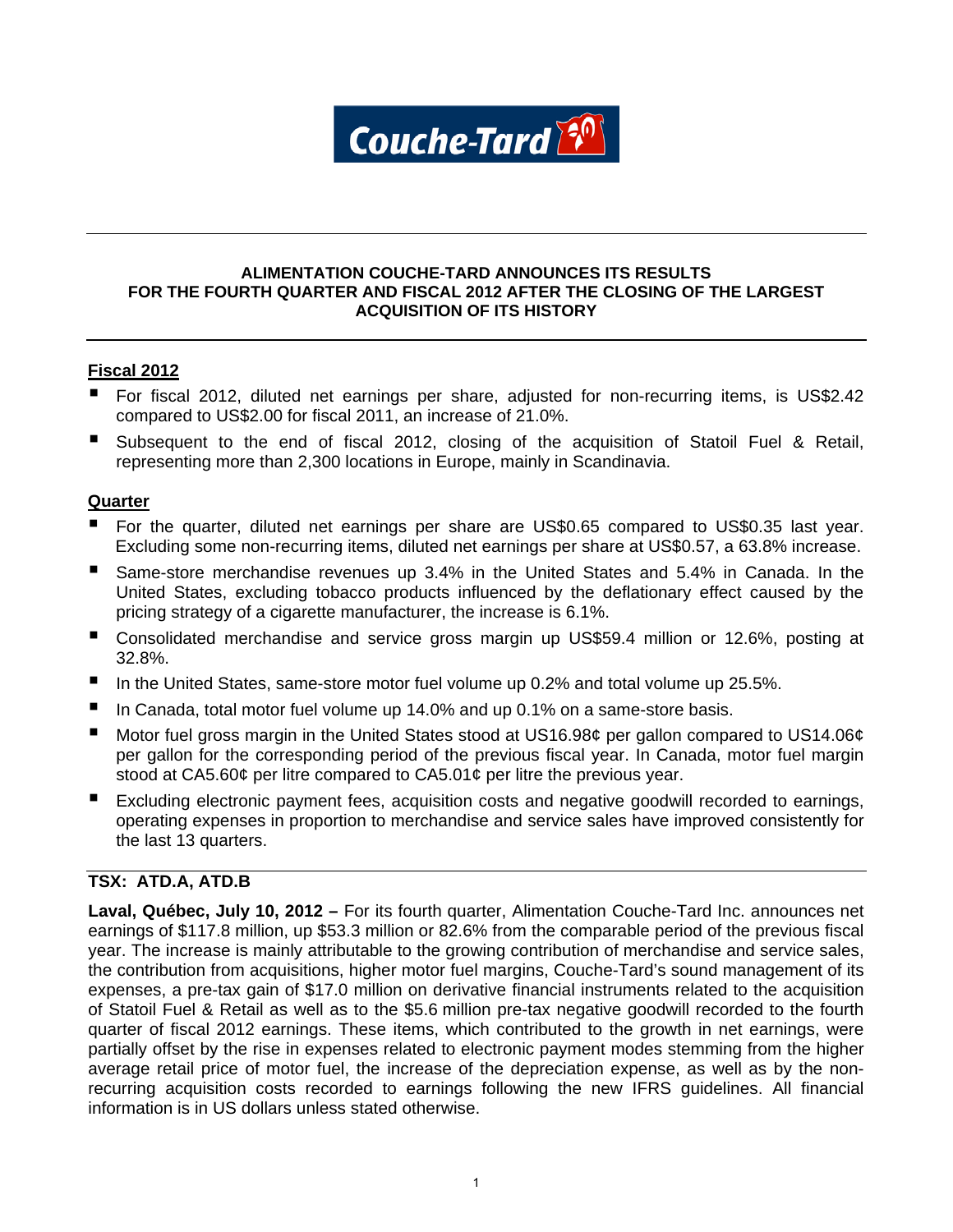# ALIMENTATION COUCHE-TARD ANNOUNCES ITS RESULTS FOR THE FOURTH QUARTER AND FISCAL 2012 AFTER THE CLOSING OF THE LARGEST ACQUISITION OF ITS HISTORY

## Fiscal 2012

- For fiscal 2012, diluted net earnings per share, adjusted for non-recurring items, is US$2.42 compared to US$2.00 for fiscal 2011, an increase of 21.0%.
- Subsequent to the end of fiscal 2012, closing of the acquisition of Statoil Fuel & Retail, representing more than 2,300 locations in Europe, mainly in Scandinavia.

## Quarter

- For the quarter, diluted net earnings per share are US$0.65 compared to US$0.35 last year. Excluding some non-recurring items, diluted net earnings per share at US$0.57, a 63.8% increase.
- Same-store merchandise revenues up 3.4% in the United States and 5.4% in Canada. In the United States, excluding tobacco products influenced by the deflationary effect caused by the pricing strategy of a cigarette manufacturer, the increase is 6.1%.
- Consolidated merchandise and service gross margin up US$59.4 million or 12.6%, posting at 32.8%.
- In the United States, same-store motor fuel volume up 0.2% and total volume up 25.5%.
- In Canada, total motor fuel volume up 14.0% and up 0.1% on a same-store basis.
- Motor fuel gross margin in the United States stood at US16.98¢ per gallon compared to US14.06¢ per gallon for the corresponding period of the previous fiscal year. In Canada, motor fuel margin stood at CA5.60¢ per litre compared to CA5.01¢ per litre the previous year.
- Excluding electronic payment fees, acquisition costs and negative goodwill recorded to earnings, operating expenses in proportion to merchandise and service sales have improved consistently for the last 13 quarters.

**TSX: ATD.A, ATD.B**

**Laval, Québec, July 10, 2012 –** For its fourth quarter, Alimentation Couche-Tard Inc. announces net earnings of $117.8 million, up $53.3 million or 82.6% from the comparable period of the previous fiscal year. The increase is mainly attributable to the growing contribution of merchandise and service sales, the contribution from acquisitions, higher motor fuel margins, Couche-Tard's sound management of its expenses, a pre-tax gain of $17.0 million on derivative financial instruments related to the acquisition of Statoil Fuel & Retail as well as to the $5.6 million pre-tax negative goodwill recorded to the fourth quarter of fiscal 2012 earnings. These items, which contributed to the growth in net earnings, were partially offset by the rise in expenses related to electronic payment modes stemming from the higher average retail price of motor fuel, the increase of the depreciation expense, as well as by the non-recurring acquisition costs recorded to earnings following the new IFRS guidelines. All financial information is in US dollars unless stated otherwise.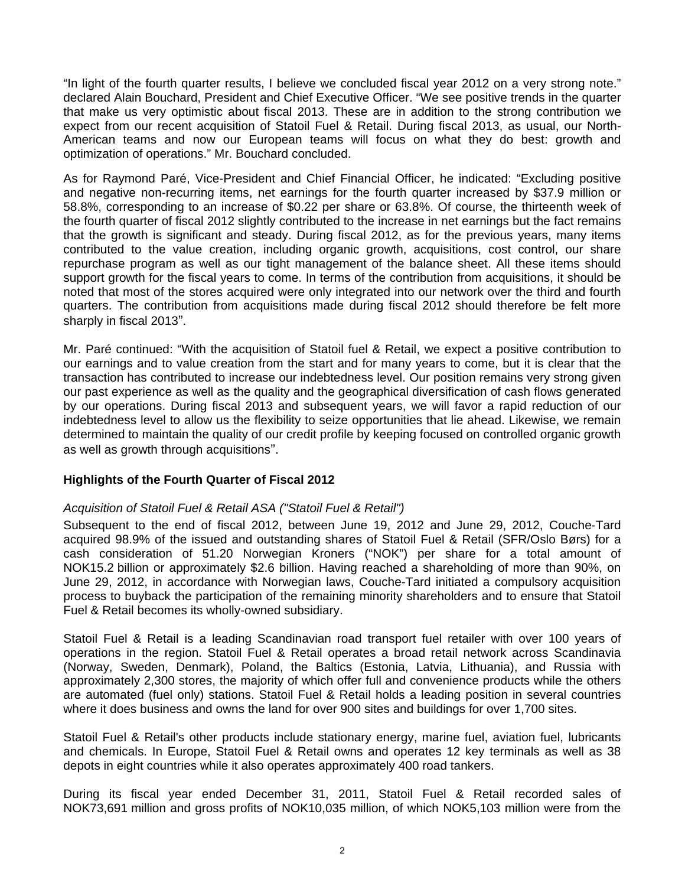"In light of the fourth quarter results, I believe we concluded fiscal year 2012 on a very strong note." declared Alain Bouchard, President and Chief Executive Officer. "We see positive trends in the quarter that make us very optimistic about fiscal 2013. These are in addition to the strong contribution we expect from our recent acquisition of Statoil Fuel & Retail. During fiscal 2013, as usual, our North-American teams and now our European teams will focus on what they do best: growth and optimization of operations." Mr. Bouchard concluded.

As for Raymond Paré, Vice-President and Chief Financial Officer, he indicated: "Excluding positive and negative non-recurring items, net earnings for the fourth quarter increased by $37.9 million or 58.8%, corresponding to an increase of $0.22 per share or 63.8%. Of course, the thirteenth week of the fourth quarter of fiscal 2012 slightly contributed to the increase in net earnings but the fact remains that the growth is significant and steady. During fiscal 2012, as for the previous years, many items contributed to the value creation, including organic growth, acquisitions, cost control, our share repurchase program as well as our tight management of the balance sheet. All these items should support growth for the fiscal years to come. In terms of the contribution from acquisitions, it should be noted that most of the stores acquired were only integrated into our network over the third and fourth quarters. The contribution from acquisitions made during fiscal 2012 should therefore be felt more sharply in fiscal 2013".

Mr. Paré continued: "With the acquisition of Statoil fuel & Retail, we expect a positive contribution to our earnings and to value creation from the start and for many years to come, but it is clear that the transaction has contributed to increase our indebtedness level. Our position remains very strong given our past experience as well as the quality and the geographical diversification of cash flows generated by our operations. During fiscal 2013 and subsequent years, we will favor a rapid reduction of our indebtedness level to allow us the flexibility to seize opportunities that lie ahead. Likewise, we remain determined to maintain the quality of our credit profile by keeping focused on controlled organic growth as well as growth through acquisitions".

## Highlights of the Fourth Quarter of Fiscal 2012

*Acquisition of Statoil Fuel & Retail ASA ("Statoil Fuel & Retail")*

Subsequent to the end of fiscal 2012, between June 19, 2012 and June 29, 2012, Couche-Tard acquired 98.9% of the issued and outstanding shares of Statoil Fuel & Retail (SFR/Oslo Børs) for a cash consideration of 51.20 Norwegian Kroners ("NOK") per share for a total amount of NOK15.2 billion or approximately $2.6 billion. Having reached a shareholding of more than 90%, on June 29, 2012, in accordance with Norwegian laws, Couche-Tard initiated a compulsory acquisition process to buyback the participation of the remaining minority shareholders and to ensure that Statoil Fuel & Retail becomes its wholly-owned subsidiary.

Statoil Fuel & Retail is a leading Scandinavian road transport fuel retailer with over 100 years of operations in the region. Statoil Fuel & Retail operates a broad retail network across Scandinavia (Norway, Sweden, Denmark), Poland, the Baltics (Estonia, Latvia, Lithuania), and Russia with approximately 2,300 stores, the majority of which offer full and convenience products while the others are automated (fuel only) stations. Statoil Fuel & Retail holds a leading position in several countries where it does business and owns the land for over 900 sites and buildings for over 1,700 sites.

Statoil Fuel & Retail's other products include stationary energy, marine fuel, aviation fuel, lubricants and chemicals. In Europe, Statoil Fuel & Retail owns and operates 12 key terminals as well as 38 depots in eight countries while it also operates approximately 400 road tankers.

During its fiscal year ended December 31, 2011, Statoil Fuel & Retail recorded sales of NOK73,691 million and gross profits of NOK10,035 million, of which NOK5,103 million were from the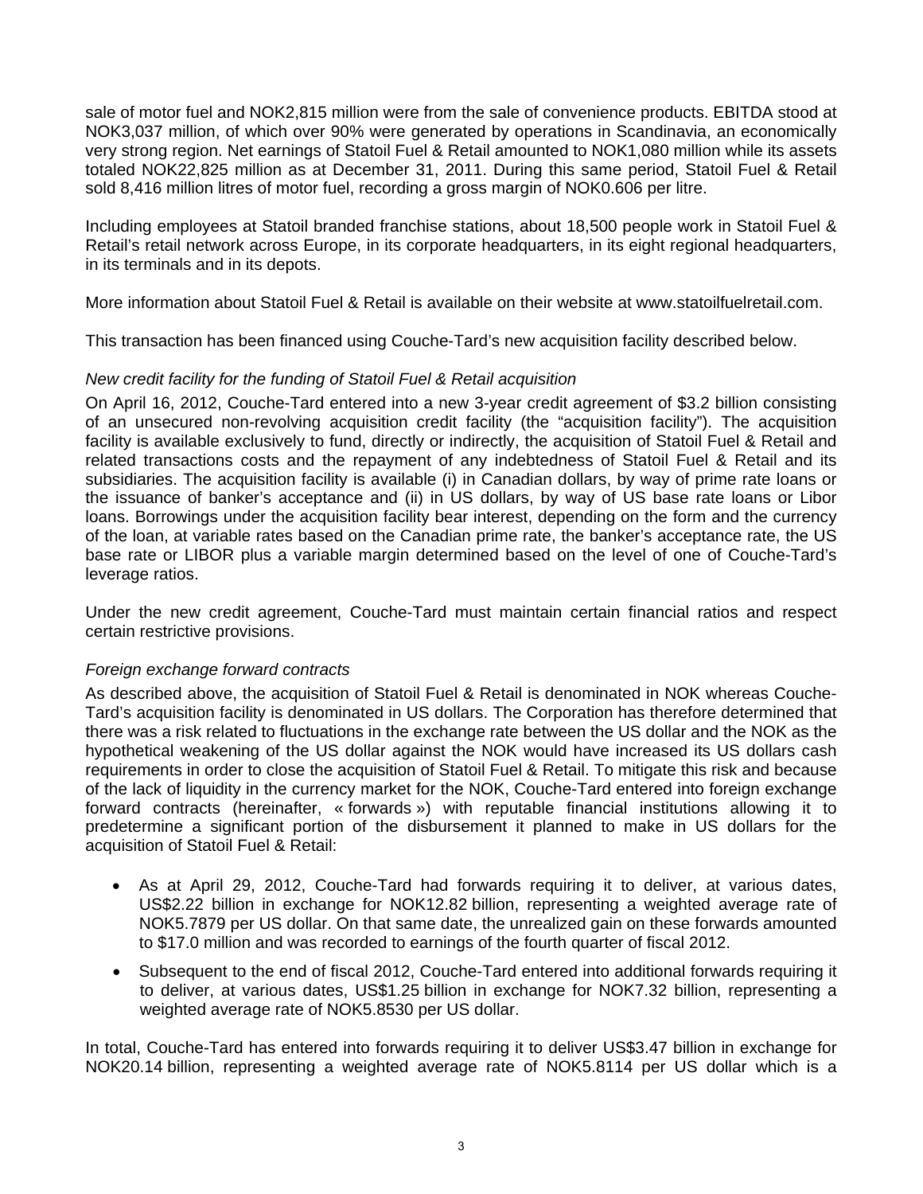sale of motor fuel and NOK2,815 million were from the sale of convenience products. EBITDA stood at NOK3,037 million, of which over 90% were generated by operations in Scandinavia, an economically very strong region. Net earnings of Statoil Fuel & Retail amounted to NOK1,080 million while its assets totaled NOK22,825 million as at December 31, 2011. During this same period, Statoil Fuel & Retail sold 8,416 million litres of motor fuel, recording a gross margin of NOK0.606 per litre.

Including employees at Statoil branded franchise stations, about 18,500 people work in Statoil Fuel & Retail's retail network across Europe, in its corporate headquarters, in its eight regional headquarters, in its terminals and in its depots.

More information about Statoil Fuel & Retail is available on their website at www.statoilfuelretail.com.

This transaction has been financed using Couche-Tard's new acquisition facility described below.

*New credit facility for the funding of Statoil Fuel & Retail acquisition*

On April 16, 2012, Couche-Tard entered into a new 3-year credit agreement of $3.2 billion consisting of an unsecured non-revolving acquisition credit facility (the "acquisition facility"). The acquisition facility is available exclusively to fund, directly or indirectly, the acquisition of Statoil Fuel & Retail and related transactions costs and the repayment of any indebtedness of Statoil Fuel & Retail and its subsidiaries. The acquisition facility is available (i) in Canadian dollars, by way of prime rate loans or the issuance of banker's acceptance and (ii) in US dollars, by way of US base rate loans or Libor loans. Borrowings under the acquisition facility bear interest, depending on the form and the currency of the loan, at variable rates based on the Canadian prime rate, the banker's acceptance rate, the US base rate or LIBOR plus a variable margin determined based on the level of one of Couche-Tard's leverage ratios.

Under the new credit agreement, Couche-Tard must maintain certain financial ratios and respect certain restrictive provisions.

*Foreign exchange forward contracts*

As described above, the acquisition of Statoil Fuel & Retail is denominated in NOK whereas Couche-Tard's acquisition facility is denominated in US dollars. The Corporation has therefore determined that there was a risk related to fluctuations in the exchange rate between the US dollar and the NOK as the hypothetical weakening of the US dollar against the NOK would have increased its US dollars cash requirements in order to close the acquisition of Statoil Fuel & Retail. To mitigate this risk and because of the lack of liquidity in the currency market for the NOK, Couche-Tard entered into foreign exchange forward contracts (hereinafter, « forwards ») with reputable financial institutions allowing it to predetermine a significant portion of the disbursement it planned to make in US dollars for the acquisition of Statoil Fuel & Retail:

- As at April 29, 2012, Couche-Tard had forwards requiring it to deliver, at various dates, US$2.22 billion in exchange for NOK12.82 billion, representing a weighted average rate of NOK5.7879 per US dollar. On that same date, the unrealized gain on these forwards amounted to $17.0 million and was recorded to earnings of the fourth quarter of fiscal 2012.
- Subsequent to the end of fiscal 2012, Couche-Tard entered into additional forwards requiring it to deliver, at various dates, US$1.25 billion in exchange for NOK7.32 billion, representing a weighted average rate of NOK5.8530 per US dollar.

In total, Couche-Tard has entered into forwards requiring it to deliver US$3.47 billion in exchange for NOK20.14 billion, representing a weighted average rate of NOK5.8114 per US dollar which is a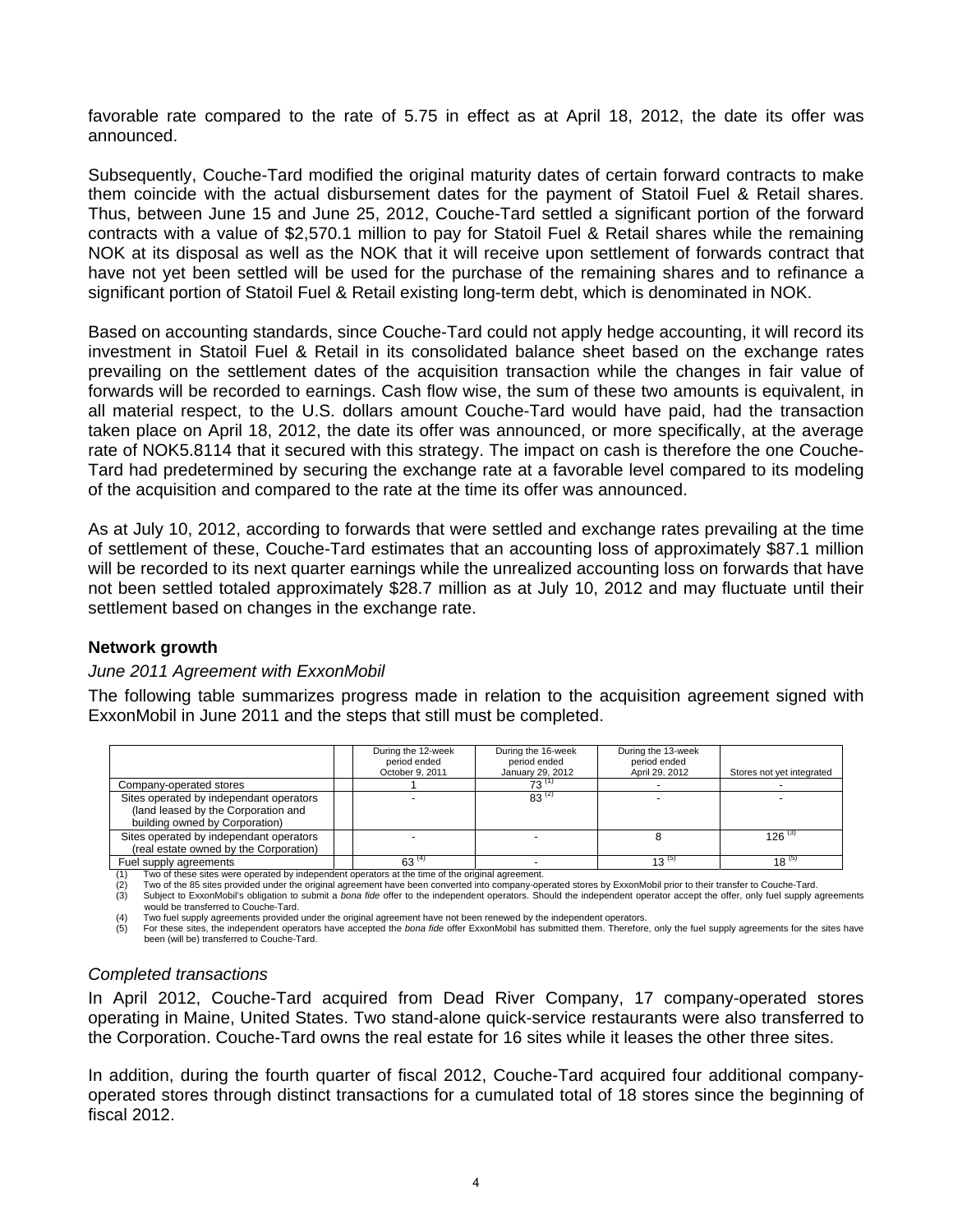favorable rate compared to the rate of 5.75 in effect as at April 18, 2012, the date its offer was announced.

Subsequently, Couche-Tard modified the original maturity dates of certain forward contracts to make them coincide with the actual disbursement dates for the payment of Statoil Fuel & Retail shares. Thus, between June 15 and June 25, 2012, Couche-Tard settled a significant portion of the forward contracts with a value of $2,570.1 million to pay for Statoil Fuel & Retail shares while the remaining NOK at its disposal as well as the NOK that it will receive upon settlement of forwards contract that have not yet been settled will be used for the purchase of the remaining shares and to refinance a significant portion of Statoil Fuel & Retail existing long-term debt, which is denominated in NOK.

Based on accounting standards, since Couche-Tard could not apply hedge accounting, it will record its investment in Statoil Fuel & Retail in its consolidated balance sheet based on the exchange rates prevailing on the settlement dates of the acquisition transaction while the changes in fair value of forwards will be recorded to earnings. Cash flow wise, the sum of these two amounts is equivalent, in all material respect, to the U.S. dollars amount Couche-Tard would have paid, had the transaction taken place on April 18, 2012, the date its offer was announced, or more specifically, at the average rate of NOK5.8114 that it secured with this strategy. The impact on cash is therefore the one Couche-Tard had predetermined by securing the exchange rate at a favorable level compared to its modeling of the acquisition and compared to the rate at the time its offer was announced.

As at July 10, 2012, according to forwards that were settled and exchange rates prevailing at the time of settlement of these, Couche-Tard estimates that an accounting loss of approximately $87.1 million will be recorded to its next quarter earnings while the unrealized accounting loss on forwards that have not been settled totaled approximately $28.7 million as at July 10, 2012 and may fluctuate until their settlement based on changes in the exchange rate.

### Network growth

*June 2011 Agreement with ExxonMobil*

The following table summarizes progress made in relation to the acquisition agreement signed with ExxonMobil in June 2011 and the steps that still must be completed.

| | During the 12-week period ended October 9, 2011 | During the 16-week period ended January 29, 2012 | During the 13-week period ended April 29, 2012 | Stores not yet integrated |
|---|---|---|---|---|
| Company-operated stores | 1 | 73 (1) | - | - |
| Sites operated by independent operators (land leased by the Corporation and building owned by Corporation) | - | 83 (2) | - | - |
| Sites operated by independent operators (real estate owned by the Corporation) | - | - | 8 | 126 (3) |
| Fuel supply agreements | 63 (4) | - | 13 (5) | 18 (5) |

(1) Two of these sites were operated by independent operators at the time of the original agreement.
(2) Two of the 85 sites provided under the original agreement have been converted into company-operated stores by ExxonMobil prior to their transfer to Couche-Tard.
(3) Subject to ExxonMobil's obligation to submit a *bona fide* offer to the independent operators. Should the independent operator accept the offer, only fuel supply agreements would be transferred to Couche-Tard.
(4) Two fuel supply agreements provided under the original agreement have not been renewed by the independent operators.
(5) For these sites, the independent operators have accepted the *bona fide* offer ExxonMobil has submitted them. Therefore, only the fuel supply agreements for the sites have been (will be) transferred to Couche-Tard.

*Completed transactions*

In April 2012, Couche-Tard acquired from Dead River Company, 17 company-operated stores operating in Maine, United States. Two stand-alone quick-service restaurants were also transferred to the Corporation. Couche-Tard owns the real estate for 16 sites while it leases the other three sites.

In addition, during the fourth quarter of fiscal 2012, Couche-Tard acquired four additional company-operated stores through distinct transactions for a cumulated total of 18 stores since the beginning of fiscal 2012.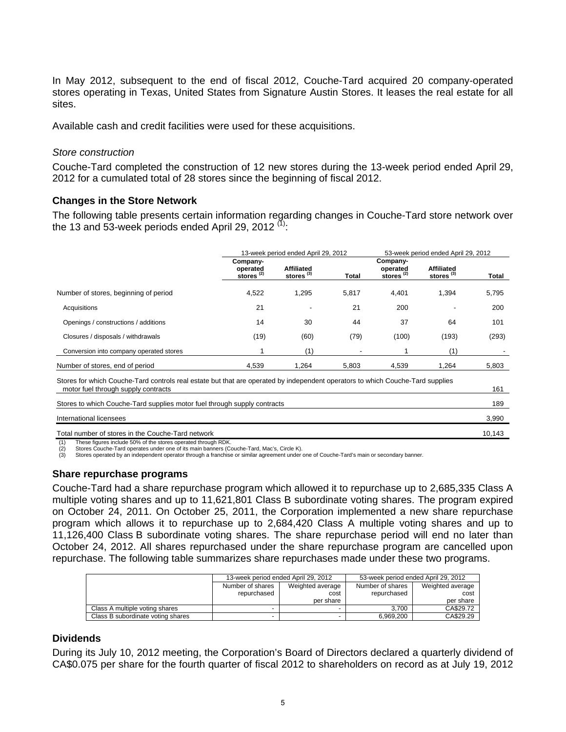In May 2012, subsequent to the end of fiscal 2012, Couche-Tard acquired 20 company-operated stores operating in Texas, United States from Signature Austin Stores. It leases the real estate for all sites.

Available cash and credit facilities were used for these acquisitions.

*Store construction*

Couche-Tard completed the construction of 12 new stores during the 13-week period ended April 29, 2012 for a cumulated total of 28 stores since the beginning of fiscal 2012.

## Changes in the Store Network

The following table presents certain information regarding changes in Couche-Tard store network over the 13 and 53-week periods ended April 29, 2012 [(1)]:

| | 13-week period ended April 29, 2012 | | | 53-week period ended April 29, 2012 | | |
|---|---|---|---|---|---|---|
| | Company-operated stores [(2)] | Affiliated stores [(3)] | Total | Company-operated stores [(2)] | Affiliated stores [(3)] | Total |
| Number of stores, beginning of period | 4,522 | 1,295 | 5,817 | 4,401 | 1,394 | 5,795 |
| Acquisitions | 21 | - | 21 | 200 | - | 200 |
| Openings / constructions / additions | 14 | 30 | 44 | 37 | 64 | 101 |
| Closures / disposals / withdrawals | (19) | (60) | (79) | (100) | (193) | (293) |
| Conversion into company operated stores | 1 | (1) | - | 1 | (1) | - |
| Number of stores, end of period | 4,539 | 1,264 | 5,803 | 4,539 | 1,264 | 5,803 |
| Stores for which Couche-Tard controls real estate but that are operated by independent operators to which Couche-Tard supplies motor fuel through supply contracts | | | | | | 161 |
| Stores to which Couche-Tard supplies motor fuel through supply contracts | | | | | | 189 |
| International licensees | | | | | | 3,990 |
| Total number of stores in the Couche-Tard network | | | | | | 10,143 |

(1) These figures include 50% of the stores operated through RDK.
(2) Stores Couche-Tard operates under one of its main banners (Couche-Tard, Mac's, Circle K).
(3) Stores operated by an independent operator through a franchise or similar agreement under one of Couche-Tard's main or secondary banner.

## Share repurchase programs

Couche-Tard had a share repurchase program which allowed it to repurchase up to 2,685,335 Class A multiple voting shares and up to 11,621,801 Class B subordinate voting shares. The program expired on October 24, 2011. On October 25, 2011, the Corporation implemented a new share repurchase program which allows it to repurchase up to 2,684,420 Class A multiple voting shares and up to 11,126,400 Class B subordinate voting shares. The share repurchase period will end no later than October 24, 2012. All shares repurchased under the share repurchase program are cancelled upon repurchase. The following table summarizes share repurchases made under these two programs.

| | 13-week period ended April 29, 2012 | | 53-week period ended April 29, 2012 | |
|---|---|---|---|---|
| | Number of shares repurchased | Weighted average cost per share | Number of shares repurchased | Weighted average cost per share |
| Class A multiple voting shares | - | - | 3,700 | CA$29.72 |
| Class B subordinate voting shares | - | - | 6,969,200 | CA$29.29 |

## Dividends

During its July 10, 2012 meeting, the Corporation's Board of Directors declared a quarterly dividend of CA$0.075 per share for the fourth quarter of fiscal 2012 to shareholders on record as at July 19, 2012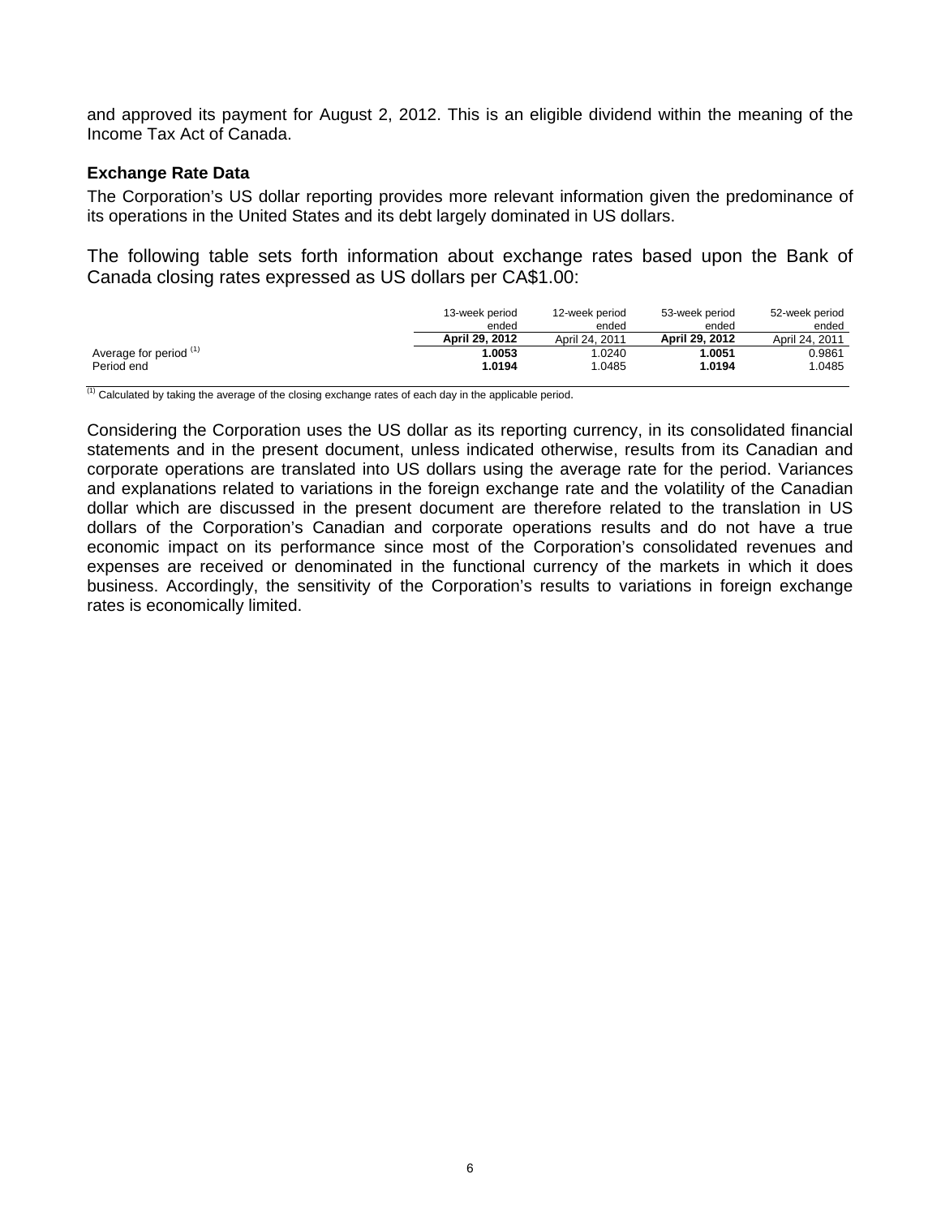and approved its payment for August 2, 2012. This is an eligible dividend within the meaning of the Income Tax Act of Canada.

**Exchange Rate Data**

The Corporation's US dollar reporting provides more relevant information given the predominance of its operations in the United States and its debt largely dominated in US dollars.

The following table sets forth information about exchange rates based upon the Bank of Canada closing rates expressed as US dollars per CA$1.00:

| | 13-week period ended **April 29, 2012** | 12-week period ended April 24, 2011 | 53-week period ended **April 29, 2012** | 52-week period ended April 24, 2011 |
|---|---|---|---|---|
| Average for period [(1)] | **1.0053** | 1.0240 | **1.0051** | 0.9861 |
| Period end | **1.0194** | 1.0485 | **1.0194** | 1.0485 |

[(1)] Calculated by taking the average of the closing exchange rates of each day in the applicable period.

Considering the Corporation uses the US dollar as its reporting currency, in its consolidated financial statements and in the present document, unless indicated otherwise, results from its Canadian and corporate operations are translated into US dollars using the average rate for the period. Variances and explanations related to variations in the foreign exchange rate and the volatility of the Canadian dollar which are discussed in the present document are therefore related to the translation in US dollars of the Corporation's Canadian and corporate operations results and do not have a true economic impact on its performance since most of the Corporation's consolidated revenues and expenses are received or denominated in the functional currency of the markets in which it does business. Accordingly, the sensitivity of the Corporation's results to variations in foreign exchange rates is economically limited.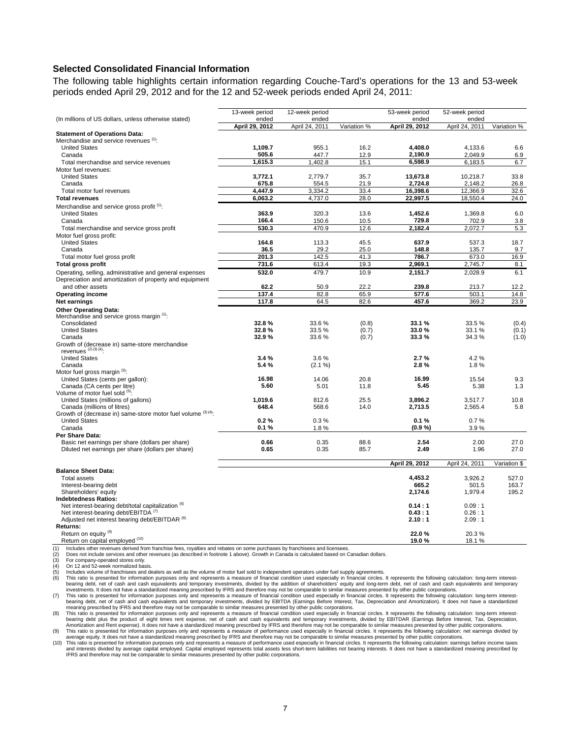## Selected Consolidated Financial Information

The following table highlights certain information regarding Couche-Tard's operations for the 13 and 53-week periods ended April 29, 2012 and for the 12 and 52-week periods ended April 24, 2011:

| (In millions of US dollars, unless otherwise stated) | 13-week period ended April 29, 2012 | 12-week period ended April 24, 2011 | Variation % | 53-week period ended April 29, 2012 | 52-week period ended April 24, 2011 | Variation % |
|---|---|---|---|---|---|---|
| **Statement of Operations Data:** | | | | | | |
| Merchandise and service revenues [(1)]: | | | | | | |
| United States | **1,109.7** | 955.1 | 16.2 | **4,408.0** | 4,133.6 | 6.6 |
| Canada | **505.6** | 447.7 | 12.9 | **2,190.9** | 2,049.9 | 6.9 |
| Total merchandise and service revenues | **1,615.3** | 1,402.8 | 15.1 | **6,598.9** | 6,183.5 | 6.7 |
| Motor fuel revenues: | | | | | | |
| United States | **3,772.1** | 2,779.7 | 35.7 | **13,673.8** | 10,218.7 | 33.8 |
| Canada | **675.8** | 554.5 | 21.9 | **2,724.8** | 2,148.2 | 26.8 |
| Total motor fuel revenues | **4,447.9** | 3,334.2 | 33.4 | **16,398.6** | 12,366.9 | 32.6 |
| **Total revenues** | **6,063.2** | 4,737.0 | 28.0 | **22,997.5** | 18,550.4 | 24.0 |
| Merchandise and service gross profit [(1)]: | | | | | | |
| United States | **363.9** | 320.3 | 13.6 | **1,452.6** | 1,369.8 | 6.0 |
| Canada | **166.4** | 150.6 | 10.5 | **729.8** | 702.9 | 3.8 |
| Total merchandise and service gross profit | **530.3** | 470.9 | 12.6 | **2,182.4** | 2,072.7 | 5.3 |
| Motor fuel gross profit: | | | | | | |
| United States | **164.8** | 113.3 | 45.5 | **637.9** | 537.3 | 18.7 |
| Canada | **36.5** | 29.2 | 25.0 | **148.8** | 135.7 | 9.7 |
| Total motor fuel gross profit | **201.3** | 142.5 | 41.3 | **786.7** | 673.0 | 16.9 |
| **Total gross profit** | **731.6** | 613.4 | 19.3 | **2,969.1** | 2,745.7 | 8.1 |
| Operating, selling, administrative and general expenses | **532.0** | 479.7 | 10.9 | **2,151.7** | 2,028.9 | 6.1 |
| Depreciation and amortization of property and equipment and other assets | **62.2** | 50.9 | 22.2 | **239.8** | 213.7 | 12.2 |
| **Operating income** | **137.4** | 82.8 | 65.9 | **577.6** | 503.1 | 14.8 |
| **Net earnings** | **117.8** | 64.5 | 82.6 | **457.6** | 369.2 | 23.9 |
| **Other Operating Data:** | | | | | | |
| Merchandise and service gross margin [(1)]: | | | | | | |
| Consolidated | **32.8 %** | 33.6 % | (0.8) | **33.1 %** | 33.5 % | (0.4) |
| United States | **32.8 %** | 33.5 % | (0.7) | **33.0 %** | 33.1 % | (0.1) |
| Canada | **32.9 %** | 33.6 % | (0.7) | **33.3 %** | 34.3 % | (1.0) |
| Growth of (decrease in) same-store merchandise revenues [(2) (3) (4)]: | | | | | | |
| United States | **3.4 %** | 3.6 % | | **2.7 %** | 4.2 % | |
| Canada | **5.4 %** | (2.1 %) | | **2.8 %** | 1.8 % | |
| Motor fuel gross margin [(3)]: | | | | | | |
| United States (cents per gallon): | **16.98** | 14.06 | 20.8 | **16.99** | 15.54 | 9.3 |
| Canada (CA cents per litre) | **5.60** | 5.01 | 11.8 | **5.45** | 5.38 | 1.3 |
| Volume of motor fuel sold [(5)]: | | | | | | |
| United States (millions of gallons) | **1,019.6** | 812.6 | 25.5 | **3,896.2** | 3,517.7 | 10.8 |
| Canada (millions of litres) | **648.4** | 568.6 | 14.0 | **2,713.5** | 2,565.4 | 5.8 |
| Growth of (decrease in) same-store motor fuel volume [(3) (4)]: | | | | | | |
| United States | **0.2 %** | 0.3 % | | **0.1 %** | 0.7 % | |
| Canada | **0.1 %** | 1.8 % | | **(0.9 %)** | 3.9 % | |
| **Per Share Data:** | | | | | | |
| Basic net earnings per share (dollars per share) | **0.66** | 0.35 | 88.6 | **2.54** | 2.00 | 27.0 |
| Diluted net earnings per share (dollars per share) | **0.65** | 0.35 | 85.7 | **2.49** | 1.96 | 27.0 |

| | April 29, 2012 | April 24, 2011 | Variation $ |
|---|---|---|---|
| **Balance Sheet Data:** | | | |
| Total assets | **4,453.2** | 3,926.2 | 527.0 |
| Interest-bearing debt | **665.2** | 501.5 | 163.7 |
| Shareholders' equity | **2,174.6** | 1,979.4 | 195.2 |
| **Indebtedness Ratios:** | | | |
| Net interest-bearing debt/total capitalization [(6)] | **0.14 : 1** | 0.09 : 1 | |
| Net interest-bearing debt/EBITDA [(7)] | **0.43 : 1** | 0.26 : 1 | |
| Adjusted net interest bearing debt/EBITDAR [(8)] | **2.10 : 1** | 2.09 : 1 | |
| **Returns:** | | | |
| Return on equity [(9)] | **22.0 %** | 20.3 % | |
| Return on capital employed [(10)] | **19.0 %** | 18.1 % | |

(1) Includes other revenues derived from franchise fees, royalties and rebates on some purchases by franchisees and licensees.
(2) Does not include services and other revenues (as described in footnote 1 above). Growth in Canada is calculated based on Canadian dollars.
(3) For company-operated stores only.
(4) On 12 and 52-week normalized basis.
(5) Includes volume of franchisees and dealers as well as the volume of motor fuel sold to independent operators under fuel supply agreements.
(6) This ratio is presented for information purposes only and represents a measure of financial condition used especially in financial circles. It represents the following calculation: long-term interest-bearing debt, net of cash and cash equivalents and temporary investments, divided by the addition of shareholders' equity and long-term debt, net of cash and cash equivalents and temporary investments. It does not have a standardized meaning prescribed by IFRS and therefore may not be comparable to similar measures presented by other public corporations.
(7) This ratio is presented for information purposes only and represents a measure of financial condition used especially in financial circles. It represents the following calculation: long-term interest-bearing debt, net of cash and cash equivalents and temporary investments, divided by EBITDA (Earnings Before Interest, Tax, Depreciation and Amortization). It does not have a standardized meaning prescribed by IFRS and therefore may not be comparable to similar measures presented by other public corporations.
(8) This ratio is presented for information purposes only and represents a measure of financial condition used especially in financial circles. It represents the following calculation: long-term interest-bearing debt plus the product of eight times rent expense, net of cash and cash equivalents and temporary investments, divided by EBITDAR (Earnings Before Interest, Tax, Depreciation, Amortization and Rent expense). It does not have a standardized meaning prescribed by IFRS and therefore may not be comparable to similar measures presented by other public corporations.
(9) This ratio is presented for information purposes only and represents a measure of performance used especially in financial circles. It represents the following calculation: net earnings divided by average equity. It does not have a standardized meaning prescribed by IFRS and therefore may not be comparable to similar measures presented by other public corporations.
(10) This ratio is presented for information purposes only and represents a measure of performance used especially in financial circles. It represents the following calculation: earnings before income taxes and interests divided by average capital employed. Capital employed represents total assets less short-term liabilities not bearing interests. It does not have a standardized meaning prescribed by IFRS and therefore may not be comparable to similar measures presented by other public corporations.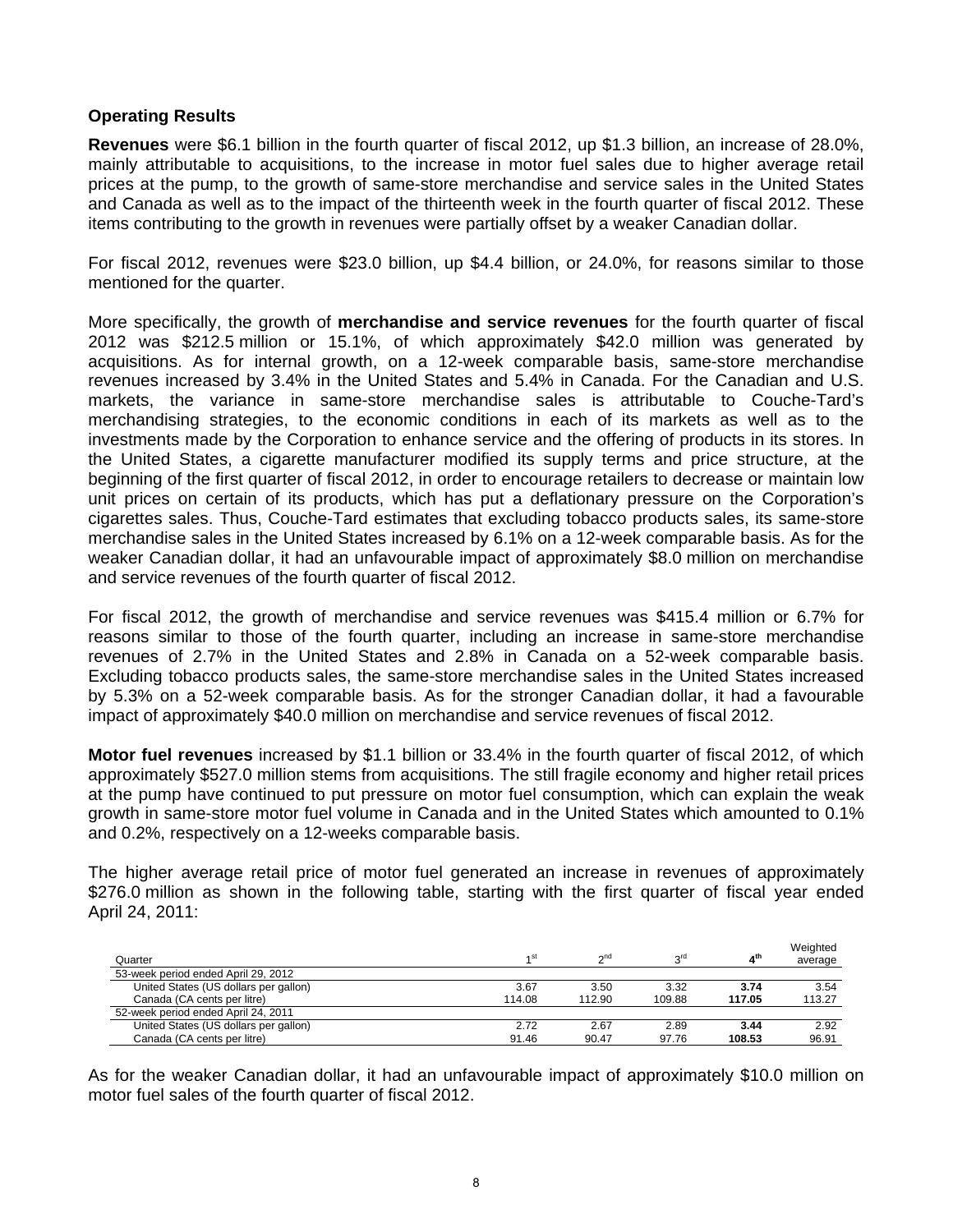### Operating Results

**Revenues** were $6.1 billion in the fourth quarter of fiscal 2012, up $1.3 billion, an increase of 28.0%, mainly attributable to acquisitions, to the increase in motor fuel sales due to higher average retail prices at the pump, to the growth of same-store merchandise and service sales in the United States and Canada as well as to the impact of the thirteenth week in the fourth quarter of fiscal 2012. These items contributing to the growth in revenues were partially offset by a weaker Canadian dollar.

For fiscal 2012, revenues were $23.0 billion, up $4.4 billion, or 24.0%, for reasons similar to those mentioned for the quarter.

More specifically, the growth of **merchandise and service revenues** for the fourth quarter of fiscal 2012 was $212.5 million or 15.1%, of which approximately $42.0 million was generated by acquisitions. As for internal growth, on a 12-week comparable basis, same-store merchandise revenues increased by 3.4% in the United States and 5.4% in Canada. For the Canadian and U.S. markets, the variance in same-store merchandise sales is attributable to Couche-Tard's merchandising strategies, to the economic conditions in each of its markets as well as to the investments made by the Corporation to enhance service and the offering of products in its stores. In the United States, a cigarette manufacturer modified its supply terms and price structure, at the beginning of the first quarter of fiscal 2012, in order to encourage retailers to decrease or maintain low unit prices on certain of its products, which has put a deflationary pressure on the Corporation's cigarettes sales. Thus, Couche-Tard estimates that excluding tobacco products sales, its same-store merchandise sales in the United States increased by 6.1% on a 12-week comparable basis. As for the weaker Canadian dollar, it had an unfavourable impact of approximately $8.0 million on merchandise and service revenues of the fourth quarter of fiscal 2012.

For fiscal 2012, the growth of merchandise and service revenues was $415.4 million or 6.7% for reasons similar to those of the fourth quarter, including an increase in same-store merchandise revenues of 2.7% in the United States and 2.8% in Canada on a 52-week comparable basis. Excluding tobacco products sales, the same-store merchandise sales in the United States increased by 5.3% on a 52-week comparable basis. As for the stronger Canadian dollar, it had a favourable impact of approximately $40.0 million on merchandise and service revenues of fiscal 2012.

**Motor fuel revenues** increased by $1.1 billion or 33.4% in the fourth quarter of fiscal 2012, of which approximately $527.0 million stems from acquisitions. The still fragile economy and higher retail prices at the pump have continued to put pressure on motor fuel consumption, which can explain the weak growth in same-store motor fuel volume in Canada and in the United States which amounted to 0.1% and 0.2%, respectively on a 12-weeks comparable basis.

The higher average retail price of motor fuel generated an increase in revenues of approximately $276.0 million as shown in the following table, starting with the first quarter of fiscal year ended April 24, 2011:

| Quarter | 1st | 2nd | 3rd | **4th** | Weighted average |
|---|---|---|---|---|---|
| 53-week period ended April 29, 2012 | | | | | |
| United States (US dollars per gallon) | 3.67 | 3.50 | 3.32 | **3.74** | 3.54 |
| Canada (CA cents per litre) | 114.08 | 112.90 | 109.88 | **117.05** | 113.27 |
| 52-week period ended April 24, 2011 | | | | | |
| United States (US dollars per gallon) | 2.72 | 2.67 | 2.89 | **3.44** | 2.92 |
| Canada (CA cents per litre) | 91.46 | 90.47 | 97.76 | **108.53** | 96.91 |

As for the weaker Canadian dollar, it had an unfavourable impact of approximately $10.0 million on motor fuel sales of the fourth quarter of fiscal 2012.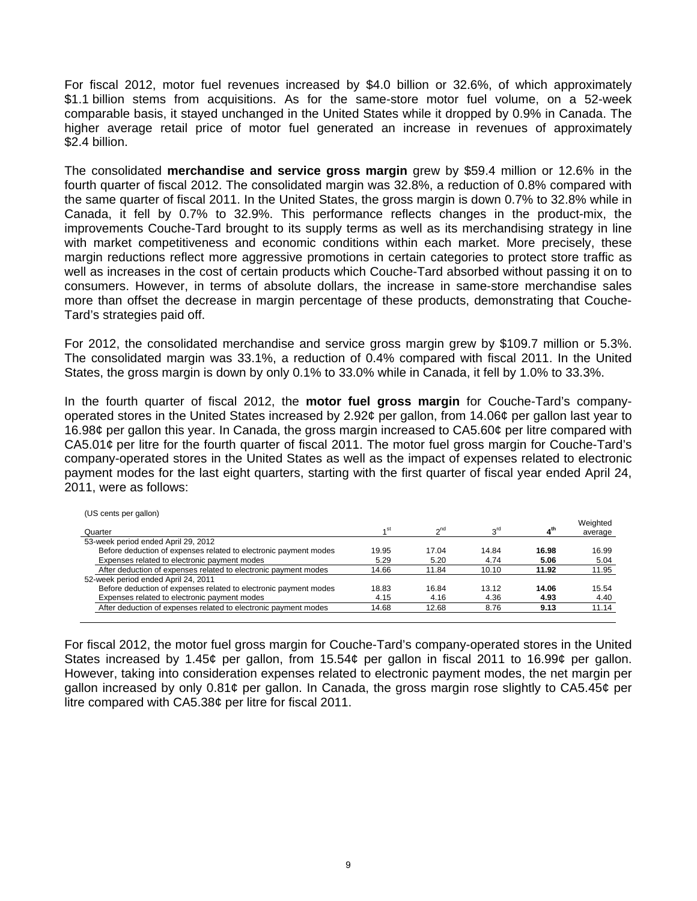For fiscal 2012, motor fuel revenues increased by $4.0 billion or 32.6%, of which approximately $1.1 billion stems from acquisitions. As for the same-store motor fuel volume, on a 52-week comparable basis, it stayed unchanged in the United States while it dropped by 0.9% in Canada. The higher average retail price of motor fuel generated an increase in revenues of approximately $2.4 billion.

The consolidated **merchandise and service gross margin** grew by $59.4 million or 12.6% in the fourth quarter of fiscal 2012. The consolidated margin was 32.8%, a reduction of 0.8% compared with the same quarter of fiscal 2011. In the United States, the gross margin is down 0.7% to 32.8% while in Canada, it fell by 0.7% to 32.9%. This performance reflects changes in the product-mix, the improvements Couche-Tard brought to its supply terms as well as its merchandising strategy in line with market competitiveness and economic conditions within each market. More precisely, these margin reductions reflect more aggressive promotions in certain categories to protect store traffic as well as increases in the cost of certain products which Couche-Tard absorbed without passing it on to consumers. However, in terms of absolute dollars, the increase in same-store merchandise sales more than offset the decrease in margin percentage of these products, demonstrating that Couche-Tard's strategies paid off.

For 2012, the consolidated merchandise and service gross margin grew by $109.7 million or 5.3%. The consolidated margin was 33.1%, a reduction of 0.4% compared with fiscal 2011. In the United States, the gross margin is down by only 0.1% to 33.0% while in Canada, it fell by 1.0% to 33.3%.

In the fourth quarter of fiscal 2012, the **motor fuel gross margin** for Couche-Tard's company-operated stores in the United States increased by 2.92¢ per gallon, from 14.06¢ per gallon last year to 16.98¢ per gallon this year. In Canada, the gross margin increased to CA5.60¢ per litre compared with CA5.01¢ per litre for the fourth quarter of fiscal 2011. The motor fuel gross margin for Couche-Tard's company-operated stores in the United States as well as the impact of expenses related to electronic payment modes for the last eight quarters, starting with the first quarter of fiscal year ended April 24, 2011, were as follows:

(US cents per gallon)

| Quarter | 1st | 2nd | 3rd | **4th** | Weighted average |
|---|---|---|---|---|---|
| 53-week period ended April 29, 2012 | | | | | |
| Before deduction of expenses related to electronic payment modes | 19.95 | 17.04 | 14.84 | **16.98** | 16.99 |
| Expenses related to electronic payment modes | 5.29 | 5.20 | 4.74 | **5.06** | 5.04 |
| After deduction of expenses related to electronic payment modes | 14.66 | 11.84 | 10.10 | **11.92** | 11.95 |
| 52-week period ended April 24, 2011 | | | | | |
| Before deduction of expenses related to electronic payment modes | 18.83 | 16.84 | 13.12 | **14.06** | 15.54 |
| Expenses related to electronic payment modes | 4.15 | 4.16 | 4.36 | **4.93** | 4.40 |
| After deduction of expenses related to electronic payment modes | 14.68 | 12.68 | 8.76 | **9.13** | 11.14 |

For fiscal 2012, the motor fuel gross margin for Couche-Tard's company-operated stores in the United States increased by 1.45¢ per gallon, from 15.54¢ per gallon in fiscal 2011 to 16.99¢ per gallon. However, taking into consideration expenses related to electronic payment modes, the net margin per gallon increased by only 0.81¢ per gallon. In Canada, the gross margin rose slightly to CA5.45¢ per litre compared with CA5.38¢ per litre for fiscal 2011.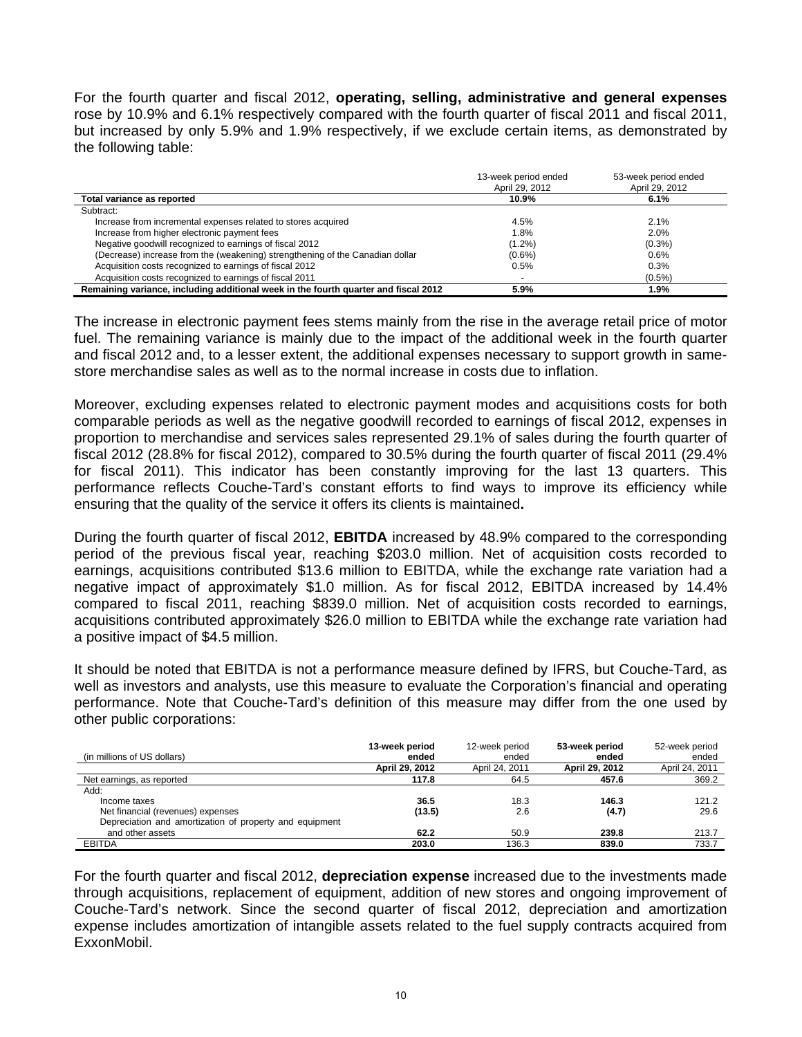For the fourth quarter and fiscal 2012, **operating, selling, administrative and general expenses** rose by 10.9% and 6.1% respectively compared with the fourth quarter of fiscal 2011 and fiscal 2011, but increased by only 5.9% and 1.9% respectively, if we exclude certain items, as demonstrated by the following table:

| | 13-week period ended April 29, 2012 | 53-week period ended April 29, 2012 |
|---|---|---|
| **Total variance as reported** | **10.9%** | **6.1%** |
| Subtract: | | |
| Increase from incremental expenses related to stores acquired | 4.5% | 2.1% |
| Increase from higher electronic payment fees | 1.8% | 2.0% |
| Negative goodwill recognized to earnings of fiscal 2012 | (1.2%) | (0.3%) |
| (Decrease) increase from the (weakening) strengthening of the Canadian dollar | (0.6%) | 0.6% |
| Acquisition costs recognized to earnings of fiscal 2012 | 0.5% | 0.3% |
| Acquisition costs recognized to earnings of fiscal 2011 | - | (0.5%) |
| **Remaining variance, including additional week in the fourth quarter and fiscal 2012** | **5.9%** | **1.9%** |

The increase in electronic payment fees stems mainly from the rise in the average retail price of motor fuel. The remaining variance is mainly due to the impact of the additional week in the fourth quarter and fiscal 2012 and, to a lesser extent, the additional expenses necessary to support growth in same-store merchandise sales as well as to the normal increase in costs due to inflation.

Moreover, excluding expenses related to electronic payment modes and acquisitions costs for both comparable periods as well as the negative goodwill recorded to earnings of fiscal 2012, expenses in proportion to merchandise and services sales represented 29.1% of sales during the fourth quarter of fiscal 2012 (28.8% for fiscal 2012), compared to 30.5% during the fourth quarter of fiscal 2011 (29.4% for fiscal 2011). This indicator has been constantly improving for the last 13 quarters. This performance reflects Couche-Tard's constant efforts to find ways to improve its efficiency while ensuring that the quality of the service it offers its clients is maintained**.**

During the fourth quarter of fiscal 2012, **EBITDA** increased by 48.9% compared to the corresponding period of the previous fiscal year, reaching $203.0 million. Net of acquisition costs recorded to earnings, acquisitions contributed $13.6 million to EBITDA, while the exchange rate variation had a negative impact of approximately $1.0 million. As for fiscal 2012, EBITDA increased by 14.4% compared to fiscal 2011, reaching $839.0 million. Net of acquisition costs recorded to earnings, acquisitions contributed approximately $26.0 million to EBITDA while the exchange rate variation had a positive impact of $4.5 million.

It should be noted that EBITDA is not a performance measure defined by IFRS, but Couche-Tard, as well as investors and analysts, use this measure to evaluate the Corporation's financial and operating performance. Note that Couche-Tard's definition of this measure may differ from the one used by other public corporations:

| (in millions of US dollars) | **13-week period ended April 29, 2012** | 12-week period ended April 24, 2011 | **53-week period ended April 29, 2012** | 52-week period ended April 24, 2011 |
|---|---|---|---|---|
| Net earnings, as reported | **117.8** | 64.5 | **457.6** | 369.2 |
| Add: | | | | |
| Income taxes | **36.5** | 18.3 | **146.3** | 121.2 |
| Net financial (revenues) expenses | **(13.5)** | 2.6 | **(4.7)** | 29.6 |
| Depreciation and amortization of property and equipment and other assets | **62.2** | 50.9 | **239.8** | 213.7 |
| EBITDA | **203.0** | 136.3 | **839.0** | 733.7 |

For the fourth quarter and fiscal 2012, **depreciation expense** increased due to the investments made through acquisitions, replacement of equipment, addition of new stores and ongoing improvement of Couche-Tard's network. Since the second quarter of fiscal 2012, depreciation and amortization expense includes amortization of intangible assets related to the fuel supply contracts acquired from ExxonMobil.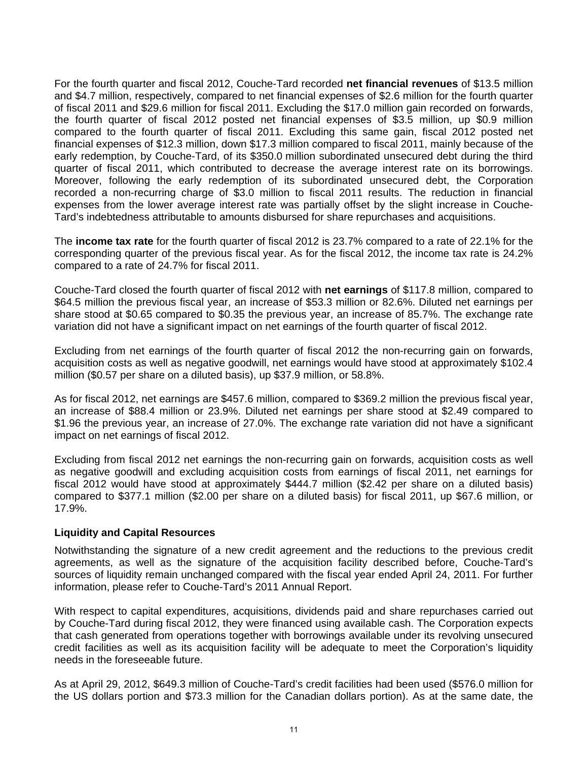For the fourth quarter and fiscal 2012, Couche-Tard recorded **net financial revenues** of $13.5 million and $4.7 million, respectively, compared to net financial expenses of $2.6 million for the fourth quarter of fiscal 2011 and $29.6 million for fiscal 2011. Excluding the $17.0 million gain recorded on forwards, the fourth quarter of fiscal 2012 posted net financial expenses of $3.5 million, up $0.9 million compared to the fourth quarter of fiscal 2011. Excluding this same gain, fiscal 2012 posted net financial expenses of $12.3 million, down $17.3 million compared to fiscal 2011, mainly because of the early redemption, by Couche-Tard, of its $350.0 million subordinated unsecured debt during the third quarter of fiscal 2011, which contributed to decrease the average interest rate on its borrowings. Moreover, following the early redemption of its subordinated unsecured debt, the Corporation recorded a non-recurring charge of $3.0 million to fiscal 2011 results. The reduction in financial expenses from the lower average interest rate was partially offset by the slight increase in Couche-Tard's indebtedness attributable to amounts disbursed for share repurchases and acquisitions.

The **income tax rate** for the fourth quarter of fiscal 2012 is 23.7% compared to a rate of 22.1% for the corresponding quarter of the previous fiscal year. As for the fiscal 2012, the income tax rate is 24.2% compared to a rate of 24.7% for fiscal 2011.

Couche-Tard closed the fourth quarter of fiscal 2012 with **net earnings** of $117.8 million, compared to $64.5 million the previous fiscal year, an increase of $53.3 million or 82.6%. Diluted net earnings per share stood at $0.65 compared to $0.35 the previous year, an increase of 85.7%. The exchange rate variation did not have a significant impact on net earnings of the fourth quarter of fiscal 2012.

Excluding from net earnings of the fourth quarter of fiscal 2012 the non-recurring gain on forwards, acquisition costs as well as negative goodwill, net earnings would have stood at approximately $102.4 million ($0.57 per share on a diluted basis), up $37.9 million, or 58.8%.

As for fiscal 2012, net earnings are $457.6 million, compared to $369.2 million the previous fiscal year, an increase of $88.4 million or 23.9%. Diluted net earnings per share stood at $2.49 compared to $1.96 the previous year, an increase of 27.0%. The exchange rate variation did not have a significant impact on net earnings of fiscal 2012.

Excluding from fiscal 2012 net earnings the non-recurring gain on forwards, acquisition costs as well as negative goodwill and excluding acquisition costs from earnings of fiscal 2011, net earnings for fiscal 2012 would have stood at approximately $444.7 million ($2.42 per share on a diluted basis) compared to $377.1 million ($2.00 per share on a diluted basis) for fiscal 2011, up $67.6 million, or 17.9%.

**Liquidity and Capital Resources**

Notwithstanding the signature of a new credit agreement and the reductions to the previous credit agreements, as well as the signature of the acquisition facility described before, Couche-Tard's sources of liquidity remain unchanged compared with the fiscal year ended April 24, 2011. For further information, please refer to Couche-Tard's 2011 Annual Report.

With respect to capital expenditures, acquisitions, dividends paid and share repurchases carried out by Couche-Tard during fiscal 2012, they were financed using available cash. The Corporation expects that cash generated from operations together with borrowings available under its revolving unsecured credit facilities as well as its acquisition facility will be adequate to meet the Corporation's liquidity needs in the foreseeable future.

As at April 29, 2012, $649.3 million of Couche-Tard's credit facilities had been used ($576.0 million for the US dollars portion and $73.3 million for the Canadian dollars portion). As at the same date, the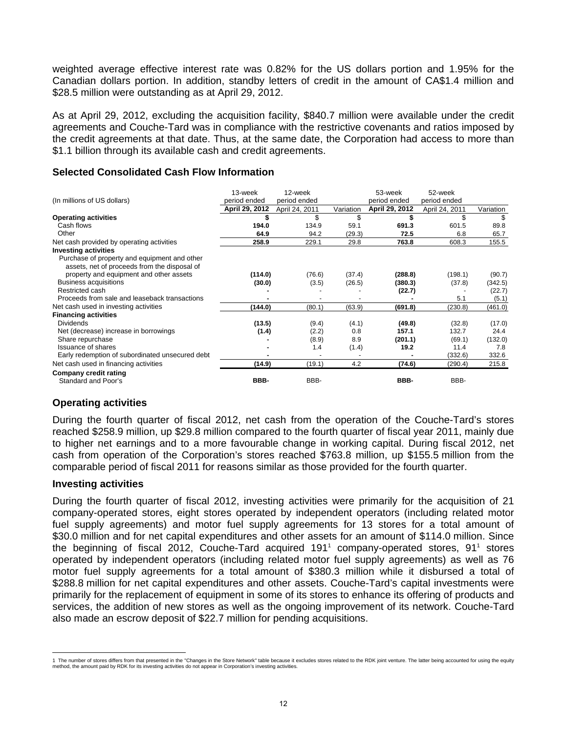weighted average effective interest rate was 0.82% for the US dollars portion and 1.95% for the Canadian dollars portion. In addition, standby letters of credit in the amount of CA$1.4 million and $28.5 million were outstanding as at April 29, 2012.

As at April 29, 2012, excluding the acquisition facility, $840.7 million were available under the credit agreements and Couche-Tard was in compliance with the restrictive covenants and ratios imposed by the credit agreements at that date. Thus, at the same date, the Corporation had access to more than $1.1 billion through its available cash and credit agreements.

### Selected Consolidated Cash Flow Information

| (In millions of US dollars) | 13-week period ended April 29, 2012 | 12-week period ended April 24, 2011 | Variation | 53-week period ended April 29, 2012 | 52-week period ended April 24, 2011 | Variation |
|---|---|---|---|---|---|---|
| **Operating activities** | **$** | $ | $ | **$** | $ | $ |
| Cash flows | **194.0** | 134.9 | 59.1 | **691.3** | 601.5 | 89.8 |
| Other | **64.9** | 94.2 | (29.3) | **72.5** | 6.8 | 65.7 |
| Net cash provided by operating activities | **258.9** | 229.1 | 29.8 | **763.8** | 608.3 | 155.5 |
| **Investing activities** | | | | | | |
| Purchase of property and equipment and other assets, net of proceeds from the disposal of property and equipment and other assets | **(114.0)** | (76.6) | (37.4) | **(288.8)** | (198.1) | (90.7) |
| Business acquisitions | **(30.0)** | (3.5) | (26.5) | **(380.3)** | (37.8) | (342.5) |
| Restricted cash | **-** | - | - | **(22.7)** | - | (22.7) |
| Proceeds from sale and leaseback transactions | **-** | - | - | **-** | 5.1 | (5.1) |
| Net cash used in investing activities | **(144.0)** | (80.1) | (63.9) | **(691.8)** | (230.8) | (461.0) |
| **Financing activities** | | | | | | |
| Dividends | **(13.5)** | (9.4) | (4.1) | **(49.8)** | (32.8) | (17.0) |
| Net (decrease) increase in borrowings | **(1.4)** | (2.2) | 0.8 | **157.1** | 132.7 | 24.4 |
| Share repurchase | **-** | (8.9) | 8.9 | **(201.1)** | (69.1) | (132.0) |
| Issuance of shares | **-** | 1.4 | (1.4) | **19.2** | 11.4 | 7.8 |
| Early redemption of subordinated unsecured debt | **-** | - | - | **-** | (332.6) | 332.6 |
| Net cash used in financing activities | **(14.9)** | (19.1) | 4.2 | **(74.6)** | (290.4) | 215.8 |
| **Company credit rating** | | | | | | |
| Standard and Poor's | **BBB-** | BBB- | | **BBB-** | BBB- | |

### Operating activities

During the fourth quarter of fiscal 2012, net cash from the operation of the Couche-Tard's stores reached $258.9 million, up $29.8 million compared to the fourth quarter of fiscal year 2011, mainly due to higher net earnings and to a more favourable change in working capital. During fiscal 2012, net cash from operation of the Corporation's stores reached $763.8 million, up $155.5 million from the comparable period of fiscal 2011 for reasons similar as those provided for the fourth quarter.

### Investing activities

During the fourth quarter of fiscal 2012, investing activities were primarily for the acquisition of 21 company-operated stores, eight stores operated by independent operators (including related motor fuel supply agreements) and motor fuel supply agreements for 13 stores for a total amount of $30.0 million and for net capital expenditures and other assets for an amount of $114.0 million. Since the beginning of fiscal 2012, Couche-Tard acquired 191[1] company-operated stores, 91[1] stores operated by independent operators (including related motor fuel supply agreements) as well as 76 motor fuel supply agreements for a total amount of $380.3 million while it disbursed a total of $288.8 million for net capital expenditures and other assets. Couche-Tard's capital investments were primarily for the replacement of equipment in some of its stores to enhance its offering of products and services, the addition of new stores as well as the ongoing improvement of its network. Couche-Tard also made an escrow deposit of $22.7 million for pending acquisitions.

1 The number of stores differs from that presented in the "Changes in the Store Network" table because it excludes stores related to the RDK joint venture. The latter being accounted for using the equity method, the amount paid by RDK for its investing activities do not appear in Corporation's investing activities.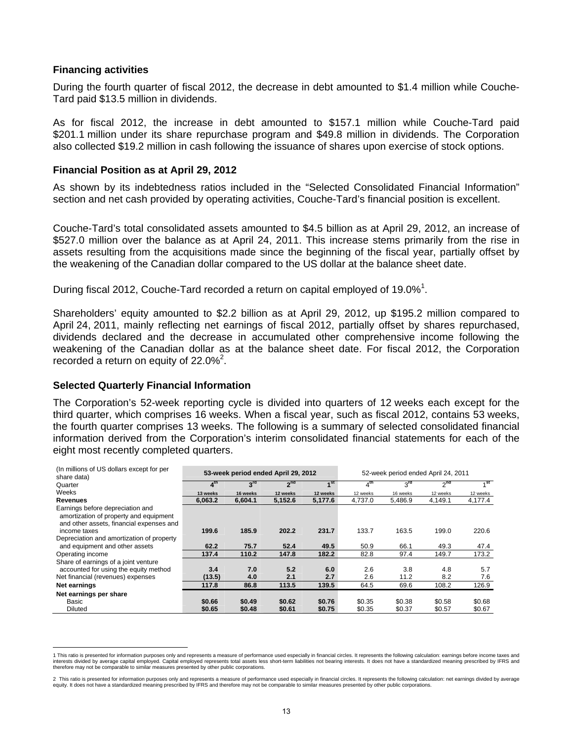### Financing activities

During the fourth quarter of fiscal 2012, the decrease in debt amounted to \$1.4 million while Couche-Tard paid \$13.5 million in dividends.

As for fiscal 2012, the increase in debt amounted to \$157.1 million while Couche-Tard paid \$201.1 million under its share repurchase program and \$49.8 million in dividends. The Corporation also collected \$19.2 million in cash following the issuance of shares upon exercise of stock options.

### Financial Position as at April 29, 2012

As shown by its indebtedness ratios included in the "Selected Consolidated Financial Information" section and net cash provided by operating activities, Couche-Tard's financial position is excellent.

Couche-Tard's total consolidated assets amounted to \$4.5 billion as at April 29, 2012, an increase of \$527.0 million over the balance as at April 24, 2011. This increase stems primarily from the rise in assets resulting from the acquisitions made since the beginning of the fiscal year, partially offset by the weakening of the Canadian dollar compared to the US dollar at the balance sheet date.

During fiscal 2012, Couche-Tard recorded a return on capital employed of 19.0%[1].

Shareholders' equity amounted to \$2.2 billion as at April 29, 2012, up \$195.2 million compared to April 24, 2011, mainly reflecting net earnings of fiscal 2012, partially offset by shares repurchased, dividends declared and the decrease in accumulated other comprehensive income following the weakening of the Canadian dollar as at the balance sheet date. For fiscal 2012, the Corporation recorded a return on equity of 22.0%[2].

### Selected Quarterly Financial Information

The Corporation's 52-week reporting cycle is divided into quarters of 12 weeks each except for the third quarter, which comprises 16 weeks. When a fiscal year, such as fiscal 2012, contains 53 weeks, the fourth quarter comprises 13 weeks. The following is a summary of selected consolidated financial information derived from the Corporation's interim consolidated financial statements for each of the eight most recently completed quarters.

| (In millions of US dollars except for per share data) | 53-week period ended April 29, 2012 | | | | 52-week period ended April 24, 2011 | | | |
|---|---|---|---|---|---|---|---|---|
| Quarter | 4th | 3rd | 2nd | 1st | 4th | 3rd | 2nd | 1st |
| Weeks | 13 weeks | 16 weeks | 12 weeks | 12 weeks | 12 weeks | 16 weeks | 12 weeks | 12 weeks |
| **Revenues** | **6,063.2** | **6,604.1** | **5,152.6** | **5,177.6** | 4,737.0 | 5,486.9 | 4,149.1 | 4,177.4 |
| Earnings before depreciation and amortization of property and equipment and other assets, financial expenses and income taxes | **199.6** | **185.9** | **202.2** | **231.7** | 133.7 | 163.5 | 199.0 | 220.6 |
| Depreciation and amortization of property and equipment and other assets | **62.2** | **75.7** | **52.4** | **49.5** | 50.9 | 66.1 | 49.3 | 47.4 |
| Operating income | **137.4** | **110.2** | **147.8** | **182.2** | 82.8 | 97.4 | 149.7 | 173.2 |
| Share of earnings of a joint venture accounted for using the equity method | **3.4** | **7.0** | **5.2** | **6.0** | 2.6 | 3.8 | 4.8 | 5.7 |
| Net financial (revenues) expenses | **(13.5)** | **4.0** | **2.1** | **2.7** | 2.6 | 11.2 | 8.2 | 7.6 |
| **Net earnings** | **117.8** | **86.8** | **113.5** | **139.5** | 64.5 | 69.6 | 108.2 | 126.9 |
| **Net earnings per share** | | | | | | | | |
| Basic | **\$0.66** | **\$0.49** | **\$0.62** | **\$0.76** | \$0.35 | \$0.38 | \$0.58 | \$0.68 |
| Diluted | **\$0.65** | **\$0.48** | **\$0.61** | **\$0.75** | \$0.35 | \$0.37 | \$0.57 | \$0.67 |

1 This ratio is presented for information purposes only and represents a measure of performance used especially in financial circles. It represents the following calculation: earnings before income taxes and interests divided by average capital employed. Capital employed represents total assets less short-term liabilities not bearing interests. It does not have a standardized meaning prescribed by IFRS and therefore may not be comparable to similar measures presented by other public corporations.

2 This ratio is presented for information purposes only and represents a measure of performance used especially in financial circles. It represents the following calculation: net earnings divided by average equity. It does not have a standardized meaning prescribed by IFRS and therefore may not be comparable to similar measures presented by other public corporations.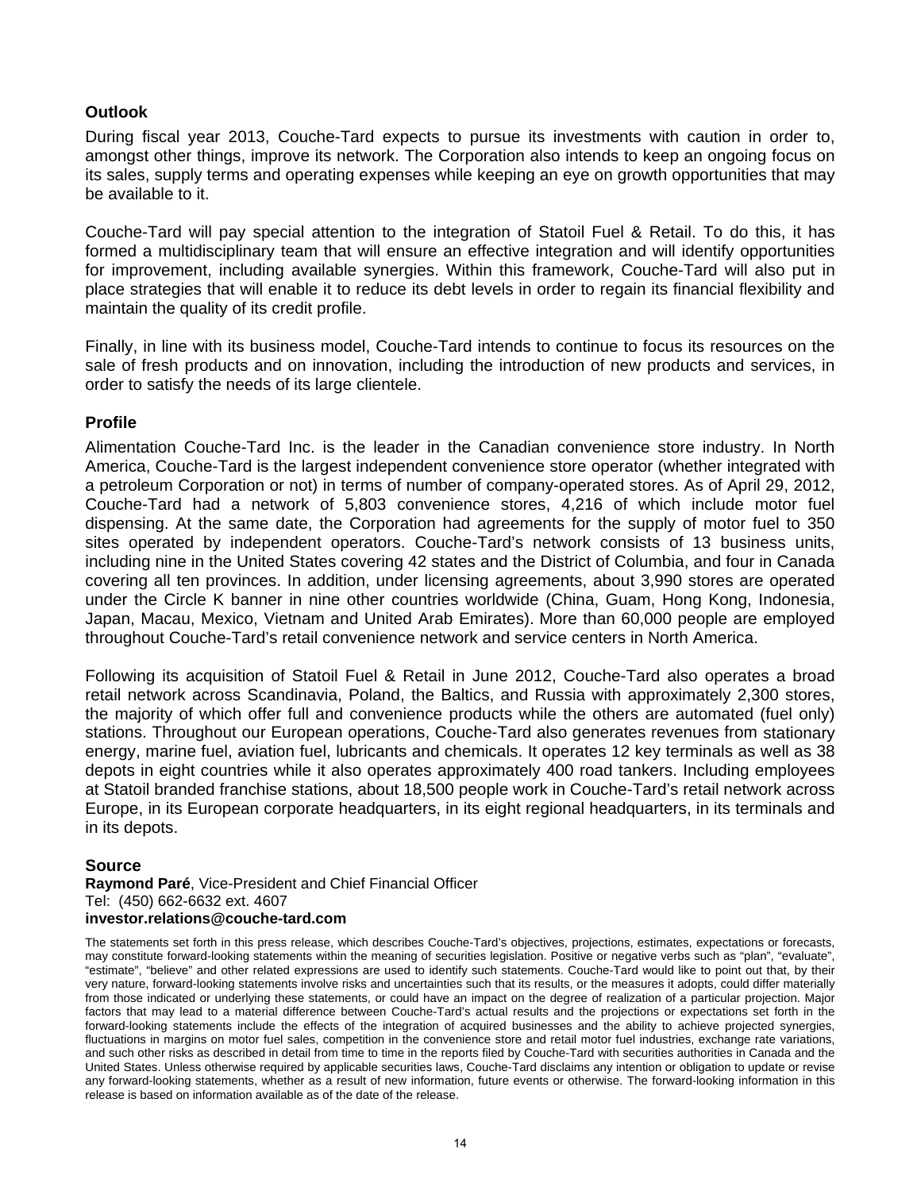## Outlook

During fiscal year 2013, Couche-Tard expects to pursue its investments with caution in order to, amongst other things, improve its network. The Corporation also intends to keep an ongoing focus on its sales, supply terms and operating expenses while keeping an eye on growth opportunities that may be available to it.

Couche-Tard will pay special attention to the integration of Statoil Fuel & Retail. To do this, it has formed a multidisciplinary team that will ensure an effective integration and will identify opportunities for improvement, including available synergies. Within this framework, Couche-Tard will also put in place strategies that will enable it to reduce its debt levels in order to regain its financial flexibility and maintain the quality of its credit profile.

Finally, in line with its business model, Couche-Tard intends to continue to focus its resources on the sale of fresh products and on innovation, including the introduction of new products and services, in order to satisfy the needs of its large clientele.

## Profile

Alimentation Couche-Tard Inc. is the leader in the Canadian convenience store industry. In North America, Couche-Tard is the largest independent convenience store operator (whether integrated with a petroleum Corporation or not) in terms of number of company-operated stores. As of April 29, 2012, Couche-Tard had a network of 5,803 convenience stores, 4,216 of which include motor fuel dispensing. At the same date, the Corporation had agreements for the supply of motor fuel to 350 sites operated by independent operators. Couche-Tard's network consists of 13 business units, including nine in the United States covering 42 states and the District of Columbia, and four in Canada covering all ten provinces. In addition, under licensing agreements, about 3,990 stores are operated under the Circle K banner in nine other countries worldwide (China, Guam, Hong Kong, Indonesia, Japan, Macau, Mexico, Vietnam and United Arab Emirates). More than 60,000 people are employed throughout Couche-Tard's retail convenience network and service centers in North America.

Following its acquisition of Statoil Fuel & Retail in June 2012, Couche-Tard also operates a broad retail network across Scandinavia, Poland, the Baltics, and Russia with approximately 2,300 stores, the majority of which offer full and convenience products while the others are automated (fuel only) stations. Throughout our European operations, Couche-Tard also generates revenues from stationary energy, marine fuel, aviation fuel, lubricants and chemicals. It operates 12 key terminals as well as 38 depots in eight countries while it also operates approximately 400 road tankers. Including employees at Statoil branded franchise stations, about 18,500 people work in Couche-Tard's retail network across Europe, in its European corporate headquarters, in its eight regional headquarters, in its terminals and in its depots.

## Source

**Raymond Paré**, Vice-President and Chief Financial Officer
Tel: (450) 662-6632 ext. 4607
**investor.relations@couche-tard.com**

The statements set forth in this press release, which describes Couche-Tard's objectives, projections, estimates, expectations or forecasts, may constitute forward-looking statements within the meaning of securities legislation. Positive or negative verbs such as "plan", "evaluate", "estimate", "believe" and other related expressions are used to identify such statements. Couche-Tard would like to point out that, by their very nature, forward-looking statements involve risks and uncertainties such that its results, or the measures it adopts, could differ materially from those indicated or underlying these statements, or could have an impact on the degree of realization of a particular projection. Major factors that may lead to a material difference between Couche-Tard's actual results and the projections or expectations set forth in the forward-looking statements include the effects of the integration of acquired businesses and the ability to achieve projected synergies, fluctuations in margins on motor fuel sales, competition in the convenience store and retail motor fuel industries, exchange rate variations, and such other risks as described in detail from time to time in the reports filed by Couche-Tard with securities authorities in Canada and the United States. Unless otherwise required by applicable securities laws, Couche-Tard disclaims any intention or obligation to update or revise any forward-looking statements, whether as a result of new information, future events or otherwise. The forward-looking information in this release is based on information available as of the date of the release.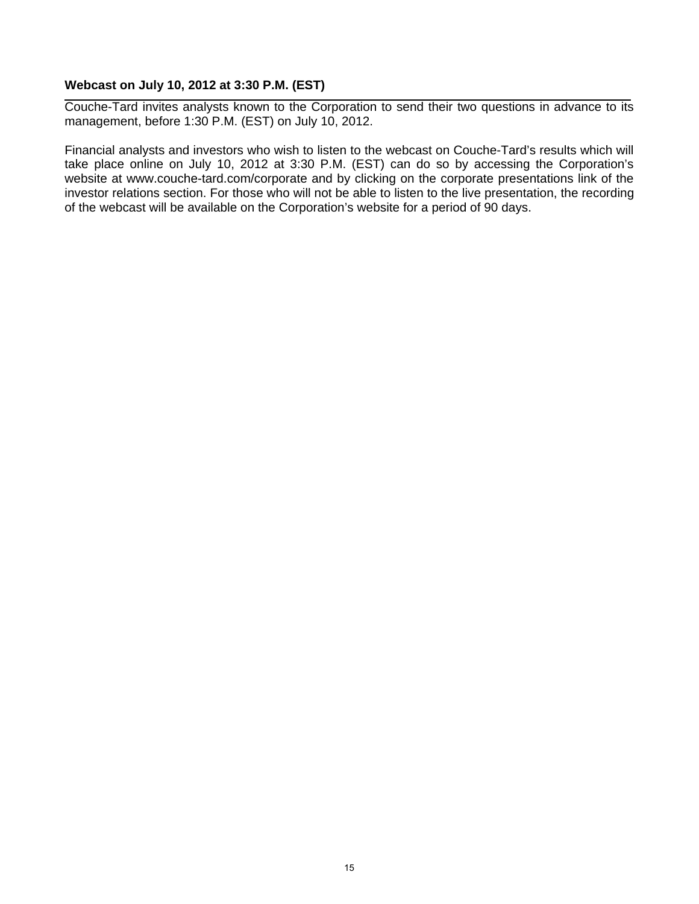### Webcast on July 10, 2012 at 3:30 P.M. (EST)

Couche-Tard invites analysts known to the Corporation to send their two questions in advance to its management, before 1:30 P.M. (EST) on July 10, 2012.

Financial analysts and investors who wish to listen to the webcast on Couche-Tard's results which will take place online on July 10, 2012 at 3:30 P.M. (EST) can do so by accessing the Corporation's website at www.couche-tard.com/corporate and by clicking on the corporate presentations link of the investor relations section. For those who will not be able to listen to the live presentation, the recording of the webcast will be available on the Corporation's website for a period of 90 days.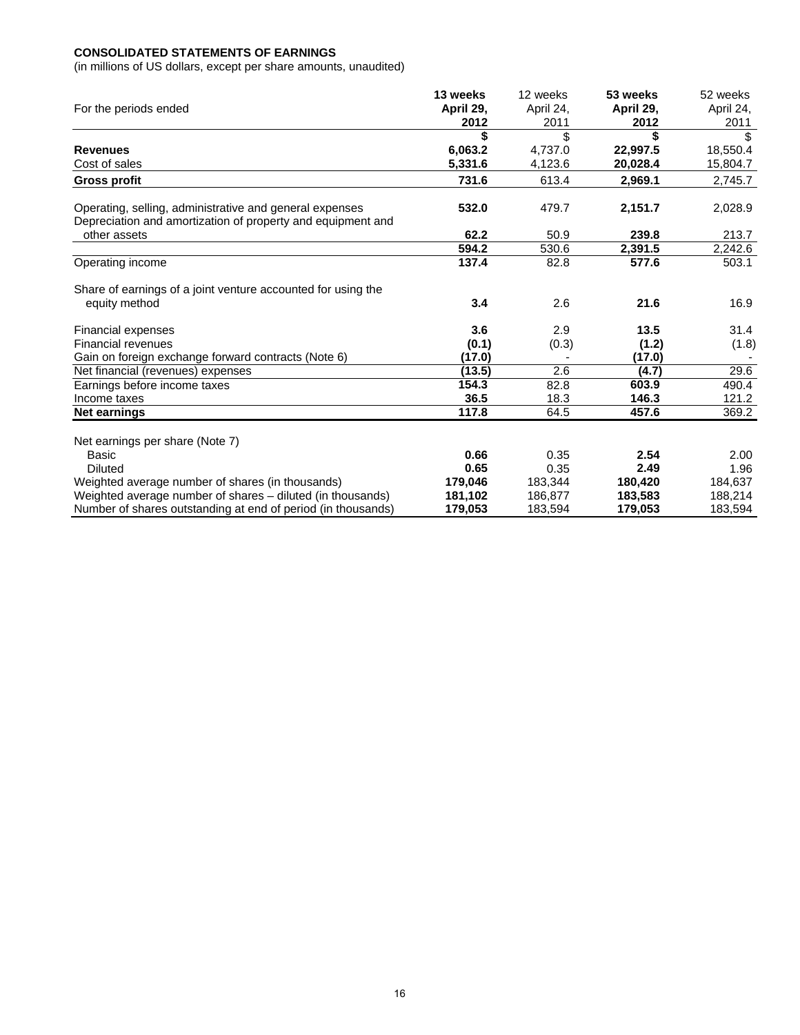**CONSOLIDATED STATEMENTS OF EARNINGS**
(in millions of US dollars, except per share amounts, unaudited)

| For the periods ended | **13 weeks April 29, 2012** | 12 weeks April 24, 2011 | **53 weeks April 29, 2012** | 52 weeks April 24, 2011 |
|---|---|---|---|---|
| | **$** | $ | **$** | $ |
| **Revenues** | **6,063.2** | 4,737.0 | **22,997.5** | 18,550.4 |
| Cost of sales | **5,331.6** | 4,123.6 | **20,028.4** | 15,804.7 |
| **Gross profit** | **731.6** | 613.4 | **2,969.1** | 2,745.7 |
| Operating, selling, administrative and general expenses | **532.0** | 479.7 | **2,151.7** | 2,028.9 |
| Depreciation and amortization of property and equipment and other assets | **62.2** | 50.9 | **239.8** | 213.7 |
| | **594.2** | 530.6 | **2,391.5** | 2,242.6 |
| Operating income | **137.4** | 82.8 | **577.6** | 503.1 |
| Share of earnings of a joint venture accounted for using the equity method | **3.4** | 2.6 | **21.6** | 16.9 |
| Financial expenses | **3.6** | 2.9 | **13.5** | 31.4 |
| Financial revenues | **(0.1)** | (0.3) | **(1.2)** | (1.8) |
| Gain on foreign exchange forward contracts (Note 6) | **(17.0)** | - | **(17.0)** | - |
| Net financial (revenues) expenses | **(13.5)** | 2.6 | **(4.7)** | 29.6 |
| Earnings before income taxes | **154.3** | 82.8 | **603.9** | 490.4 |
| Income taxes | **36.5** | 18.3 | **146.3** | 121.2 |
| **Net earnings** | **117.8** | 64.5 | **457.6** | 369.2 |
| Net earnings per share (Note 7) | | | | |
| Basic | **0.66** | 0.35 | **2.54** | 2.00 |
| Diluted | **0.65** | 0.35 | **2.49** | 1.96 |
| Weighted average number of shares (in thousands) | **179,046** | 183,344 | **180,420** | 184,637 |
| Weighted average number of shares – diluted (in thousands) | **181,102** | 186,877 | **183,583** | 188,214 |
| Number of shares outstanding at end of period (in thousands) | **179,053** | 183,594 | **179,053** | 183,594 |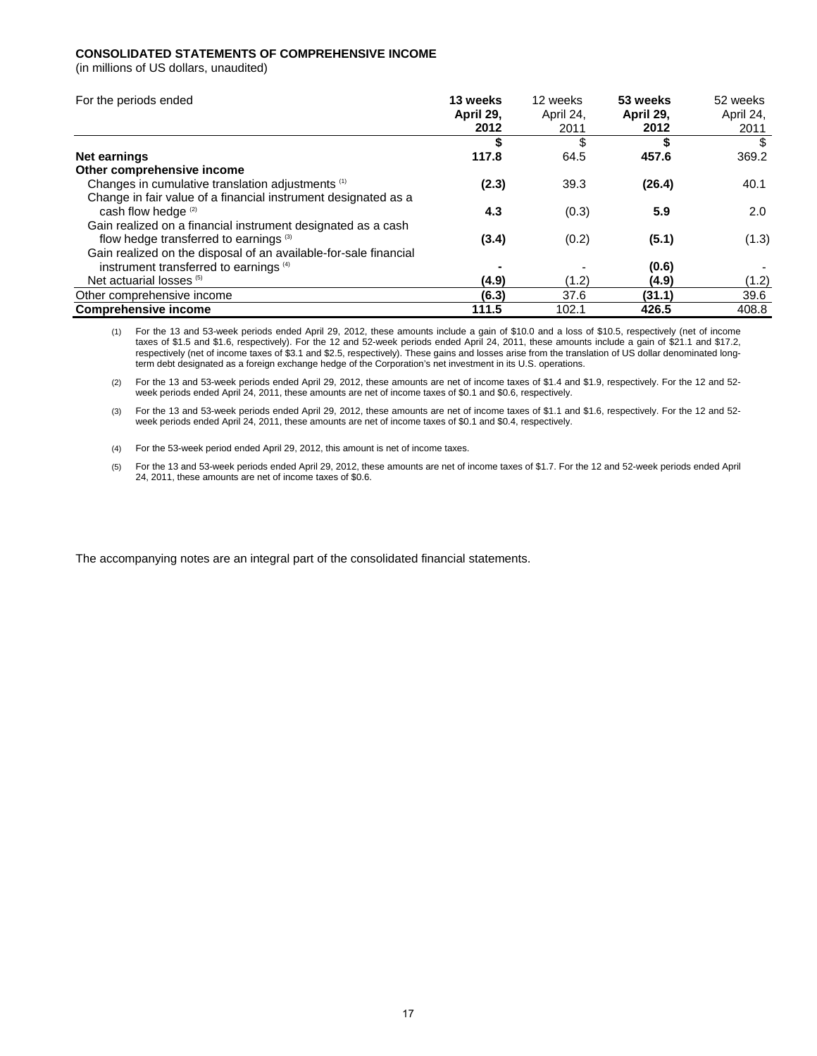**CONSOLIDATED STATEMENTS OF COMPREHENSIVE INCOME**
(in millions of US dollars, unaudited)

| For the periods ended | **13 weeks April 29, 2012** | 12 weeks April 24, 2011 | **53 weeks April 29, 2012** | 52 weeks April 24, 2011 |
|---|---|---|---|---|
| | **$** | $ | **$** | $ |
| **Net earnings** | **117.8** | 64.5 | **457.6** | 369.2 |
| **Other comprehensive income** | | | | |
| Changes in cumulative translation adjustments [(1)] | **(2.3)** | 39.3 | **(26.4)** | 40.1 |
| Change in fair value of a financial instrument designated as a cash flow hedge [(2)] | **4.3** | (0.3) | **5.9** | 2.0 |
| Gain realized on a financial instrument designated as a cash flow hedge transferred to earnings [(3)] | **(3.4)** | (0.2) | **(5.1)** | (1.3) |
| Gain realized on the disposal of an available-for-sale financial instrument transferred to earnings [(4)] | **-** | - | **(0.6)** | - |
| Net actuarial losses [(5)] | **(4.9)** | (1.2) | **(4.9)** | (1.2) |
| Other comprehensive income | **(6.3)** | 37.6 | **(31.1)** | 39.6 |
| **Comprehensive income** | **111.5** | 102.1 | **426.5** | 408.8 |

(1) For the 13 and 53-week periods ended April 29, 2012, these amounts include a gain of $10.0 and a loss of $10.5, respectively (net of income taxes of $1.5 and $1.6, respectively). For the 12 and 52-week periods ended April 24, 2011, these amounts include a gain of $21.1 and $17.2, respectively (net of income taxes of $3.1 and $2.5, respectively). These gains and losses arise from the translation of US dollar denominated long-term debt designated as a foreign exchange hedge of the Corporation's net investment in its U.S. operations.

(2) For the 13 and 53-week periods ended April 29, 2012, these amounts are net of income taxes of $1.4 and $1.9, respectively. For the 12 and 52-week periods ended April 24, 2011, these amounts are net of income taxes of $0.1 and $0.6, respectively.

(3) For the 13 and 53-week periods ended April 29, 2012, these amounts are net of income taxes of $1.1 and $1.6, respectively. For the 12 and 52-week periods ended April 24, 2011, these amounts are net of income taxes of $0.1 and $0.4, respectively.

(4) For the 53-week period ended April 29, 2012, this amount is net of income taxes.

(5) For the 13 and 53-week periods ended April 29, 2012, these amounts are net of income taxes of $1.7. For the 12 and 52-week periods ended April 24, 2011, these amounts are net of income taxes of $0.6.

The accompanying notes are an integral part of the consolidated financial statements.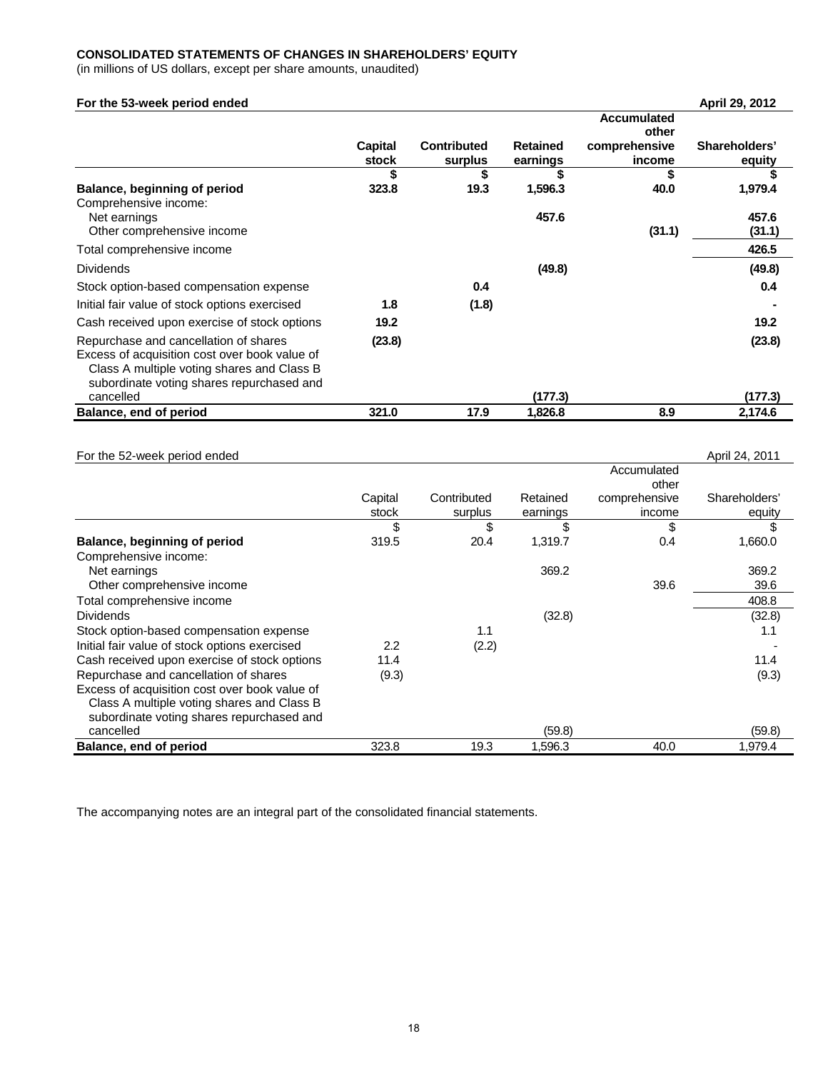**CONSOLIDATED STATEMENTS OF CHANGES IN SHAREHOLDERS' EQUITY**
(in millions of US dollars, except per share amounts, unaudited)

**For the 53-week period ended April 29, 2012**

| | Capital stock | Contributed surplus | Retained earnings | Accumulated other comprehensive income | Shareholders' equity |
|---|---|---|---|---|---|
| | $ | $ | $ | $ | $ |
| **Balance, beginning of period** | 323.8 | 19.3 | 1,596.3 | 40.0 | 1,979.4 |
| Comprehensive income: | | | | | |
| Net earnings | | | 457.6 | | 457.6 |
| Other comprehensive income | | | | (31.1) | (31.1) |
| Total comprehensive income | | | | | 426.5 |
| Dividends | | | (49.8) | | (49.8) |
| Stock option-based compensation expense | | 0.4 | | | 0.4 |
| Initial fair value of stock options exercised | 1.8 | (1.8) | | | - |
| Cash received upon exercise of stock options | 19.2 | | | | 19.2 |
| Repurchase and cancellation of shares | (23.8) | | | | (23.8) |
| Excess of acquisition cost over book value of Class A multiple voting shares and Class B subordinate voting shares repurchased and cancelled | | | (177.3) | | (177.3) |
| **Balance, end of period** | 321.0 | 17.9 | 1,826.8 | 8.9 | 2,174.6 |

For the 52-week period ended April 24, 2011

| | Capital stock | Contributed surplus | Retained earnings | Accumulated other comprehensive income | Shareholders' equity |
|---|---|---|---|---|---|
| | $ | $ | $ | $ | $ |
| **Balance, beginning of period** | 319.5 | 20.4 | 1,319.7 | 0.4 | 1,660.0 |
| Comprehensive income: | | | | | |
| Net earnings | | | 369.2 | | 369.2 |
| Other comprehensive income | | | | 39.6 | 39.6 |
| Total comprehensive income | | | | | 408.8 |
| Dividends | | | (32.8) | | (32.8) |
| Stock option-based compensation expense | | 1.1 | | | 1.1 |
| Initial fair value of stock options exercised | 2.2 | (2.2) | | | - |
| Cash received upon exercise of stock options | 11.4 | | | | 11.4 |
| Repurchase and cancellation of shares | (9.3) | | | | (9.3) |
| Excess of acquisition cost over book value of Class A multiple voting shares and Class B subordinate voting shares repurchased and cancelled | | | (59.8) | | (59.8) |
| **Balance, end of period** | 323.8 | 19.3 | 1,596.3 | 40.0 | 1,979.4 |

The accompanying notes are an integral part of the consolidated financial statements.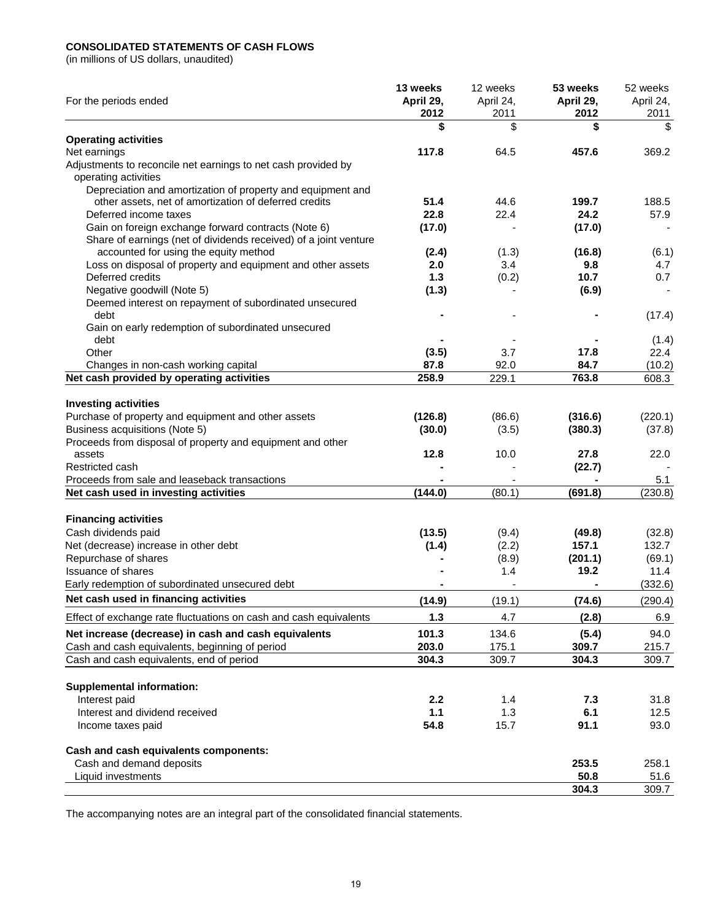**CONSOLIDATED STATEMENTS OF CASH FLOWS**
(in millions of US dollars, unaudited)

| For the periods ended | **13 weeks April 29, 2012** | 12 weeks April 24, 2011 | **53 weeks April 29, 2012** | 52 weeks April 24, 2011 |
|---|---|---|---|---|
| | **$** | $ | **$** | $ |
| **Operating activities** | | | | |
| Net earnings | **117.8** | 64.5 | **457.6** | 369.2 |
| Adjustments to reconcile net earnings to net cash provided by operating activities | | | | |
| Depreciation and amortization of property and equipment and other assets, net of amortization of deferred credits | **51.4** | 44.6 | **199.7** | 188.5 |
| Deferred income taxes | **22.8** | 22.4 | **24.2** | 57.9 |
| Gain on foreign exchange forward contracts (Note 6) | **(17.0)** | - | **(17.0)** | - |
| Share of earnings (net of dividends received) of a joint venture accounted for using the equity method | **(2.4)** | (1.3) | **(16.8)** | (6.1) |
| Loss on disposal of property and equipment and other assets | **2.0** | 3.4 | **9.8** | 4.7 |
| Deferred credits | **1.3** | (0.2) | **10.7** | 0.7 |
| Negative goodwill (Note 5) | **(1.3)** | - | **(6.9)** | - |
| Deemed interest on repayment of subordinated unsecured debt | **-** | - | **-** | (17.4) |
| Gain on early redemption of subordinated unsecured debt | **-** | - | **-** | (1.4) |
| Other | **(3.5)** | 3.7 | **17.8** | 22.4 |
| Changes in non-cash working capital | **87.8** | 92.0 | **84.7** | (10.2) |
| **Net cash provided by operating activities** | **258.9** | 229.1 | **763.8** | 608.3 |
| **Investing activities** | | | | |
| Purchase of property and equipment and other assets | **(126.8)** | (86.6) | **(316.6)** | (220.1) |
| Business acquisitions (Note 5) | **(30.0)** | (3.5) | **(380.3)** | (37.8) |
| Proceeds from disposal of property and equipment and other assets | **12.8** | 10.0 | **27.8** | 22.0 |
| Restricted cash | **-** | - | **(22.7)** | - |
| Proceeds from sale and leaseback transactions | **-** | - | **-** | 5.1 |
| **Net cash used in investing activities** | **(144.0)** | (80.1) | **(691.8)** | (230.8) |
| **Financing activities** | | | | |
| Cash dividends paid | **(13.5)** | (9.4) | **(49.8)** | (32.8) |
| Net (decrease) increase in other debt | **(1.4)** | (2.2) | **157.1** | 132.7 |
| Repurchase of shares | **-** | (8.9) | **(201.1)** | (69.1) |
| Issuance of shares | **-** | 1.4 | **19.2** | 11.4 |
| Early redemption of subordinated unsecured debt | **-** | - | **-** | (332.6) |
| **Net cash used in financing activities** | **(14.9)** | (19.1) | **(74.6)** | (290.4) |
| Effect of exchange rate fluctuations on cash and cash equivalents | **1.3** | 4.7 | **(2.8)** | 6.9 |
| **Net increase (decrease) in cash and cash equivalents** | **101.3** | 134.6 | **(5.4)** | 94.0 |
| Cash and cash equivalents, beginning of period | **203.0** | 175.1 | **309.7** | 215.7 |
| Cash and cash equivalents, end of period | **304.3** | 309.7 | **304.3** | 309.7 |
| **Supplemental information:** | | | | |
| Interest paid | **2.2** | 1.4 | **7.3** | 31.8 |
| Interest and dividend received | **1.1** | 1.3 | **6.1** | 12.5 |
| Income taxes paid | **54.8** | 15.7 | **91.1** | 93.0 |
| **Cash and cash equivalents components:** | | | | |
| Cash and demand deposits | | | **253.5** | 258.1 |
| Liquid investments | | | **50.8** | 51.6 |
| | | | **304.3** | 309.7 |

The accompanying notes are an integral part of the consolidated financial statements.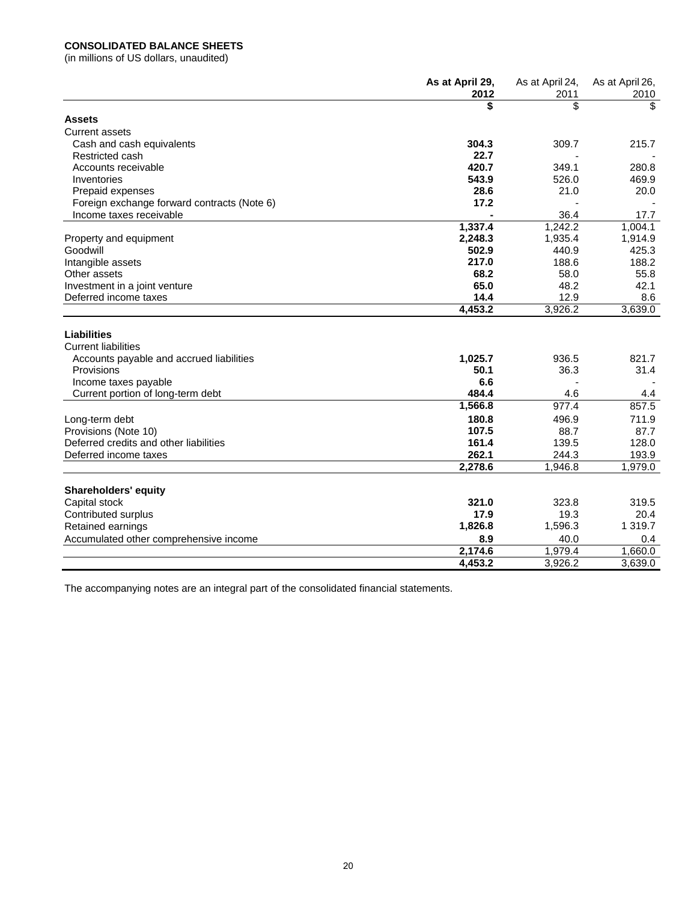**CONSOLIDATED BALANCE SHEETS**
(in millions of US dollars, unaudited)

| | **As at April 29, 2012** | As at April 24, 2011 | As at April 26, 2010 |
|---|---|---|---|
| | **$** | $ | $ |
| **Assets** | | | |
| Current assets | | | |
| Cash and cash equivalents | **304.3** | 309.7 | 215.7 |
| Restricted cash | **22.7** | - | - |
| Accounts receivable | **420.7** | 349.1 | 280.8 |
| Inventories | **543.9** | 526.0 | 469.9 |
| Prepaid expenses | **28.6** | 21.0 | 20.0 |
| Foreign exchange forward contracts (Note 6) | **17.2** | - | - |
| Income taxes receivable | **-** | 36.4 | 17.7 |
| | **1,337.4** | 1,242.2 | 1,004.1 |
| Property and equipment | **2,248.3** | 1,935.4 | 1,914.9 |
| Goodwill | **502.9** | 440.9 | 425.3 |
| Intangible assets | **217.0** | 188.6 | 188.2 |
| Other assets | **68.2** | 58.0 | 55.8 |
| Investment in a joint venture | **65.0** | 48.2 | 42.1 |
| Deferred income taxes | **14.4** | 12.9 | 8.6 |
| | **4,453.2** | 3,926.2 | 3,639.0 |
| **Liabilities** | | | |
| Current liabilities | | | |
| Accounts payable and accrued liabilities | **1,025.7** | 936.5 | 821.7 |
| Provisions | **50.1** | 36.3 | 31.4 |
| Income taxes payable | **6.6** | - | - |
| Current portion of long-term debt | **484.4** | 4.6 | 4.4 |
| | **1,566.8** | 977.4 | 857.5 |
| Long-term debt | **180.8** | 496.9 | 711.9 |
| Provisions (Note 10) | **107.5** | 88.7 | 87.7 |
| Deferred credits and other liabilities | **161.4** | 139.5 | 128.0 |
| Deferred income taxes | **262.1** | 244.3 | 193.9 |
| | **2,278.6** | 1,946.8 | 1,979.0 |
| **Shareholders' equity** | | | |
| Capital stock | **321.0** | 323.8 | 319.5 |
| Contributed surplus | **17.9** | 19.3 | 20.4 |
| Retained earnings | **1,826.8** | 1,596.3 | 1 319.7 |
| Accumulated other comprehensive income | **8.9** | 40.0 | 0.4 |
| | **2,174.6** | 1,979.4 | 1,660.0 |
| | **4,453.2** | 3,926.2 | 3,639.0 |

The accompanying notes are an integral part of the consolidated financial statements.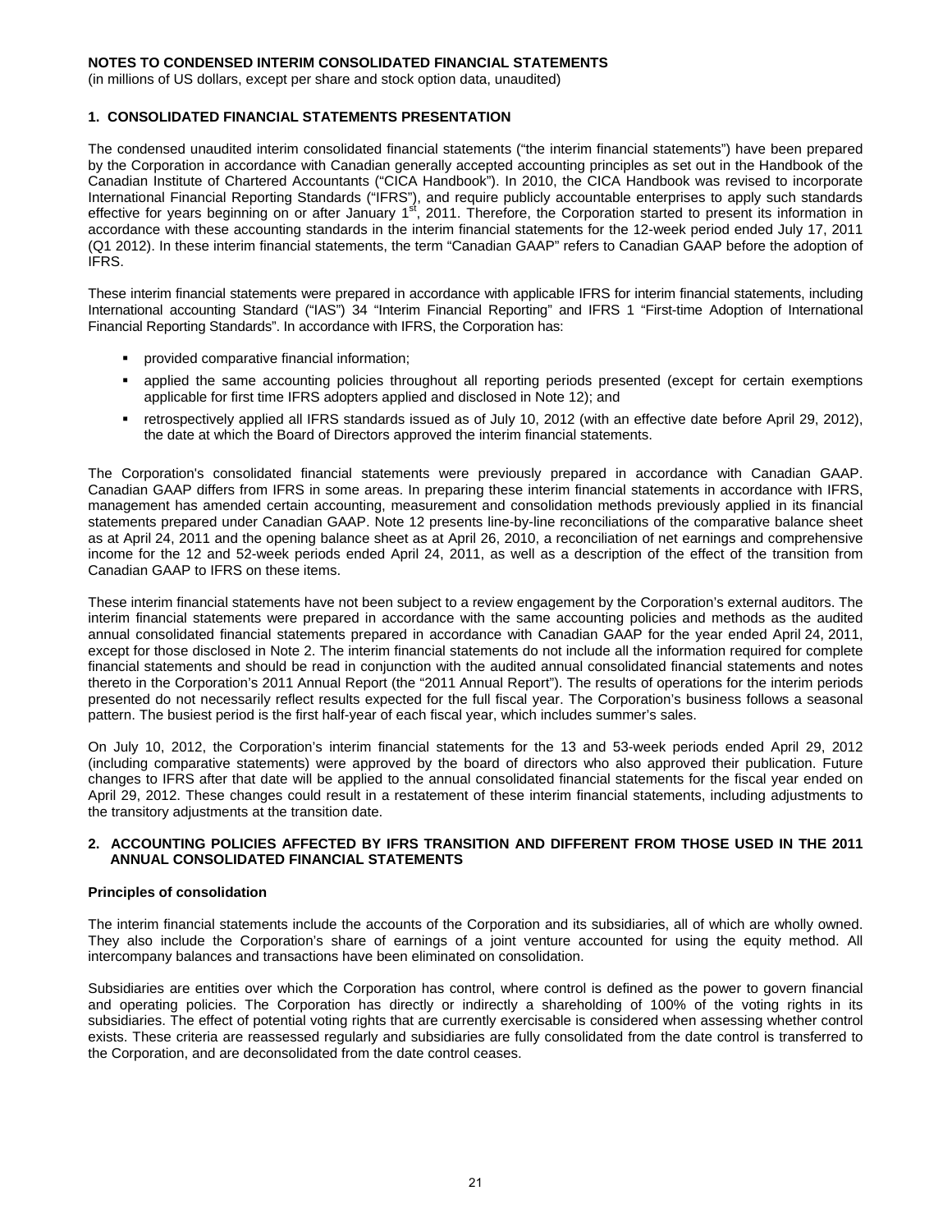**NOTES TO CONDENSED INTERIM CONSOLIDATED FINANCIAL STATEMENTS**
(in millions of US dollars, except per share and stock option data, unaudited)

## 1. CONSOLIDATED FINANCIAL STATEMENTS PRESENTATION

The condensed unaudited interim consolidated financial statements ("the interim financial statements") have been prepared by the Corporation in accordance with Canadian generally accepted accounting principles as set out in the Handbook of the Canadian Institute of Chartered Accountants ("CICA Handbook"). In 2010, the CICA Handbook was revised to incorporate International Financial Reporting Standards ("IFRS"), and require publicly accountable enterprises to apply such standards effective for years beginning on or after January 1st, 2011. Therefore, the Corporation started to present its information in accordance with these accounting standards in the interim financial statements for the 12-week period ended July 17, 2011 (Q1 2012). In these interim financial statements, the term "Canadian GAAP" refers to Canadian GAAP before the adoption of IFRS.

These interim financial statements were prepared in accordance with applicable IFRS for interim financial statements, including International accounting Standard ("IAS") 34 "Interim Financial Reporting" and IFRS 1 "First-time Adoption of International Financial Reporting Standards". In accordance with IFRS, the Corporation has:

- provided comparative financial information;
- applied the same accounting policies throughout all reporting periods presented (except for certain exemptions applicable for first time IFRS adopters applied and disclosed in Note 12); and
- retrospectively applied all IFRS standards issued as of July 10, 2012 (with an effective date before April 29, 2012), the date at which the Board of Directors approved the interim financial statements.

The Corporation's consolidated financial statements were previously prepared in accordance with Canadian GAAP. Canadian GAAP differs from IFRS in some areas. In preparing these interim financial statements in accordance with IFRS, management has amended certain accounting, measurement and consolidation methods previously applied in its financial statements prepared under Canadian GAAP. Note 12 presents line-by-line reconciliations of the comparative balance sheet as at April 24, 2011 and the opening balance sheet as at April 26, 2010, a reconciliation of net earnings and comprehensive income for the 12 and 52-week periods ended April 24, 2011, as well as a description of the effect of the transition from Canadian GAAP to IFRS on these items.

These interim financial statements have not been subject to a review engagement by the Corporation's external auditors. The interim financial statements were prepared in accordance with the same accounting policies and methods as the audited annual consolidated financial statements prepared in accordance with Canadian GAAP for the year ended April 24, 2011, except for those disclosed in Note 2. The interim financial statements do not include all the information required for complete financial statements and should be read in conjunction with the audited annual consolidated financial statements and notes thereto in the Corporation's 2011 Annual Report (the "2011 Annual Report"). The results of operations for the interim periods presented do not necessarily reflect results expected for the full fiscal year. The Corporation's business follows a seasonal pattern. The busiest period is the first half-year of each fiscal year, which includes summer's sales.

On July 10, 2012, the Corporation's interim financial statements for the 13 and 53-week periods ended April 29, 2012 (including comparative statements) were approved by the board of directors who also approved their publication. Future changes to IFRS after that date will be applied to the annual consolidated financial statements for the fiscal year ended on April 29, 2012. These changes could result in a restatement of these interim financial statements, including adjustments to the transitory adjustments at the transition date.

## 2. ACCOUNTING POLICIES AFFECTED BY IFRS TRANSITION AND DIFFERENT FROM THOSE USED IN THE 2011 ANNUAL CONSOLIDATED FINANCIAL STATEMENTS

### Principles of consolidation

The interim financial statements include the accounts of the Corporation and its subsidiaries, all of which are wholly owned. They also include the Corporation's share of earnings of a joint venture accounted for using the equity method. All intercompany balances and transactions have been eliminated on consolidation.

Subsidiaries are entities over which the Corporation has control, where control is defined as the power to govern financial and operating policies. The Corporation has directly or indirectly a shareholding of 100% of the voting rights in its subsidiaries. The effect of potential voting rights that are currently exercisable is considered when assessing whether control exists. These criteria are reassessed regularly and subsidiaries are fully consolidated from the date control is transferred to the Corporation, and are deconsolidated from the date control ceases.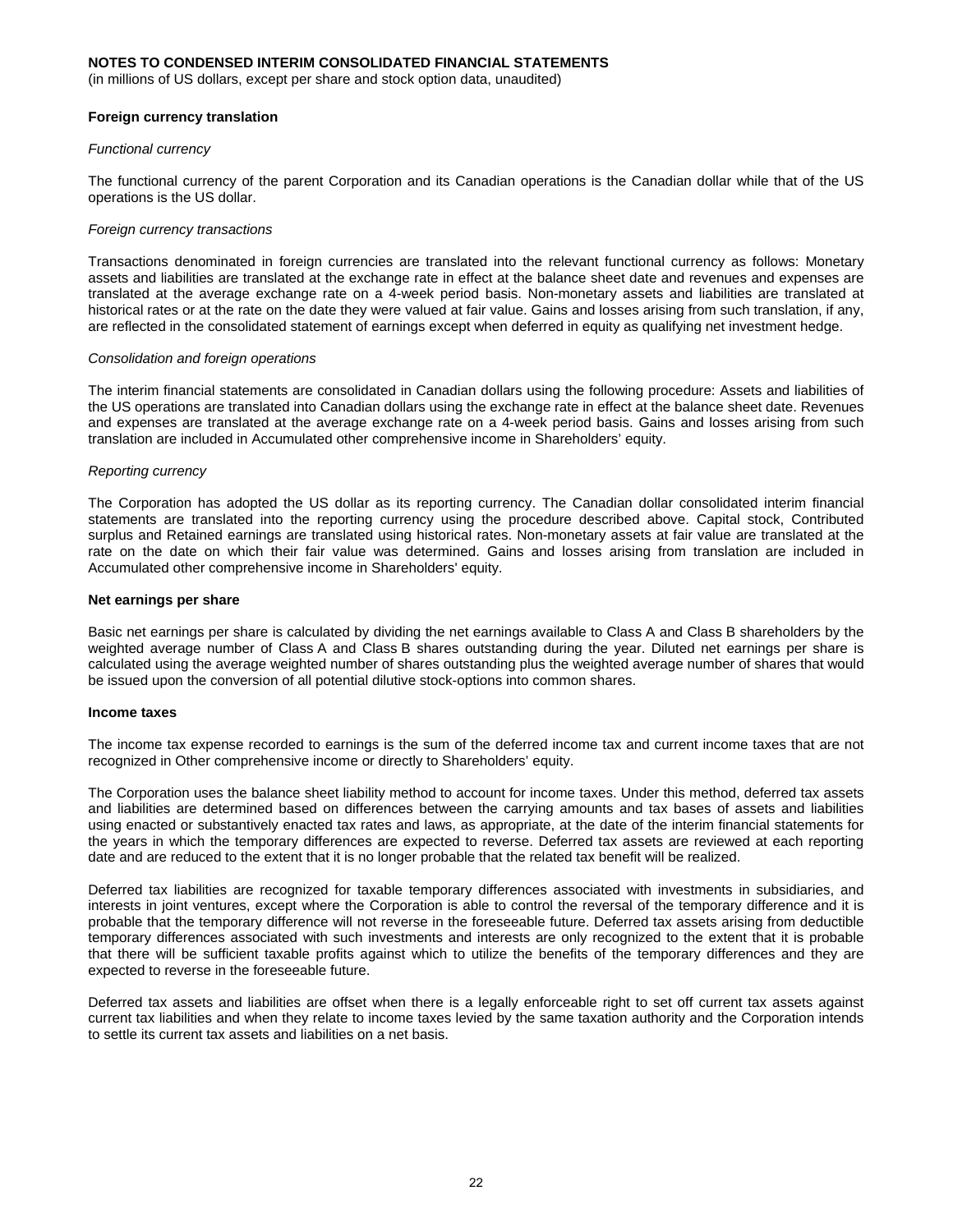**NOTES TO CONDENSED INTERIM CONSOLIDATED FINANCIAL STATEMENTS**
(in millions of US dollars, except per share and stock option data, unaudited)

**Foreign currency translation**

*Functional currency*

The functional currency of the parent Corporation and its Canadian operations is the Canadian dollar while that of the US operations is the US dollar.

*Foreign currency transactions*

Transactions denominated in foreign currencies are translated into the relevant functional currency as follows: Monetary assets and liabilities are translated at the exchange rate in effect at the balance sheet date and revenues and expenses are translated at the average exchange rate on a 4-week period basis. Non-monetary assets and liabilities are translated at historical rates or at the rate on the date they were valued at fair value. Gains and losses arising from such translation, if any, are reflected in the consolidated statement of earnings except when deferred in equity as qualifying net investment hedge.

*Consolidation and foreign operations*

The interim financial statements are consolidated in Canadian dollars using the following procedure: Assets and liabilities of the US operations are translated into Canadian dollars using the exchange rate in effect at the balance sheet date. Revenues and expenses are translated at the average exchange rate on a 4-week period basis. Gains and losses arising from such translation are included in Accumulated other comprehensive income in Shareholders' equity.

*Reporting currency*

The Corporation has adopted the US dollar as its reporting currency. The Canadian dollar consolidated interim financial statements are translated into the reporting currency using the procedure described above. Capital stock, Contributed surplus and Retained earnings are translated using historical rates. Non-monetary assets at fair value are translated at the rate on the date on which their fair value was determined. Gains and losses arising from translation are included in Accumulated other comprehensive income in Shareholders' equity.

**Net earnings per share**

Basic net earnings per share is calculated by dividing the net earnings available to Class A and Class B shareholders by the weighted average number of Class A and Class B shares outstanding during the year. Diluted net earnings per share is calculated using the average weighted number of shares outstanding plus the weighted average number of shares that would be issued upon the conversion of all potential dilutive stock-options into common shares.

**Income taxes**

The income tax expense recorded to earnings is the sum of the deferred income tax and current income taxes that are not recognized in Other comprehensive income or directly to Shareholders' equity.

The Corporation uses the balance sheet liability method to account for income taxes. Under this method, deferred tax assets and liabilities are determined based on differences between the carrying amounts and tax bases of assets and liabilities using enacted or substantively enacted tax rates and laws, as appropriate, at the date of the interim financial statements for the years in which the temporary differences are expected to reverse. Deferred tax assets are reviewed at each reporting date and are reduced to the extent that it is no longer probable that the related tax benefit will be realized.

Deferred tax liabilities are recognized for taxable temporary differences associated with investments in subsidiaries, and interests in joint ventures, except where the Corporation is able to control the reversal of the temporary difference and it is probable that the temporary difference will not reverse in the foreseeable future. Deferred tax assets arising from deductible temporary differences associated with such investments and interests are only recognized to the extent that it is probable that there will be sufficient taxable profits against which to utilize the benefits of the temporary differences and they are expected to reverse in the foreseeable future.

Deferred tax assets and liabilities are offset when there is a legally enforceable right to set off current tax assets against current tax liabilities and when they relate to income taxes levied by the same taxation authority and the Corporation intends to settle its current tax assets and liabilities on a net basis.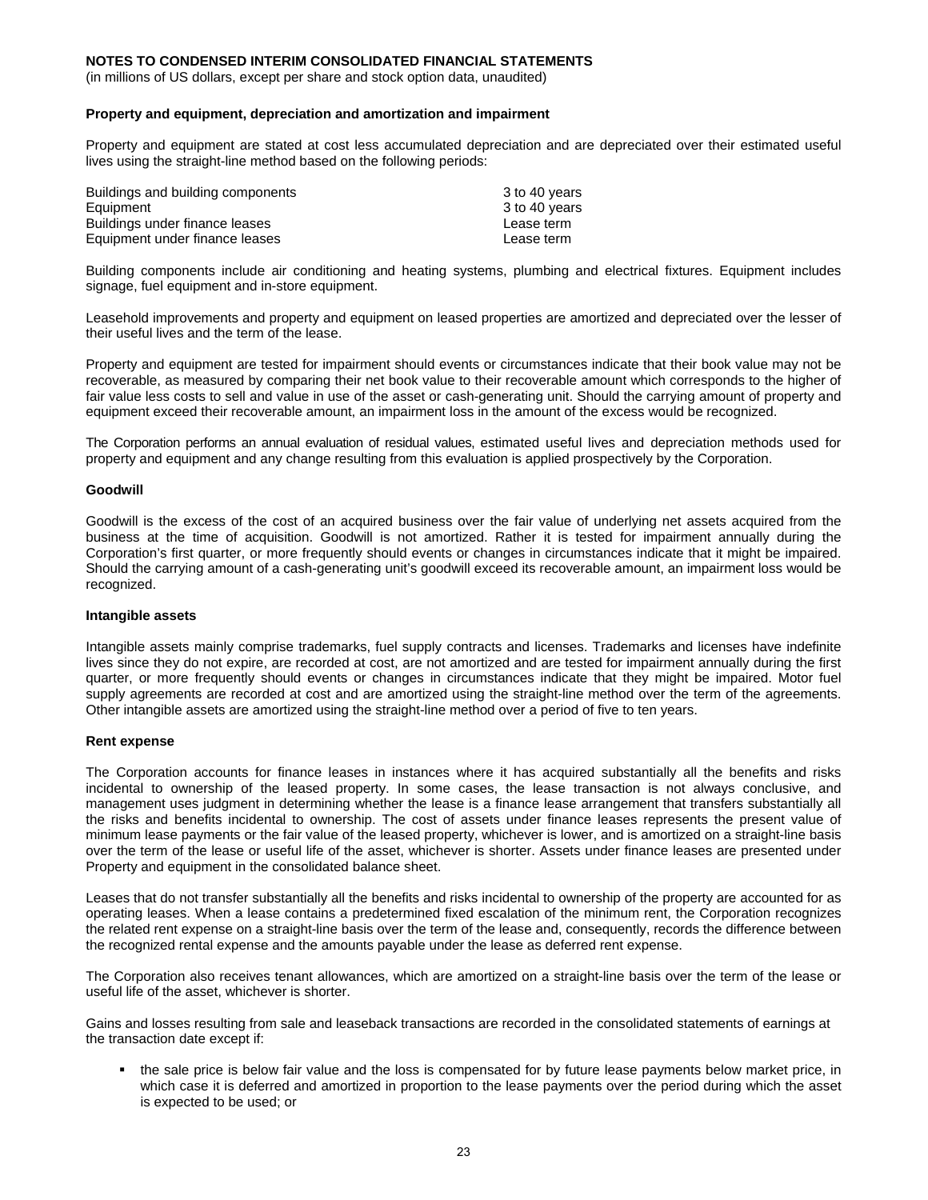**NOTES TO CONDENSED INTERIM CONSOLIDATED FINANCIAL STATEMENTS**
(in millions of US dollars, except per share and stock option data, unaudited)

**Property and equipment, depreciation and amortization and impairment**

Property and equipment are stated at cost less accumulated depreciation and are depreciated over their estimated useful lives using the straight-line method based on the following periods:

| | |
|---|---|
| Buildings and building components | 3 to 40 years |
| Equipment | 3 to 40 years |
| Buildings under finance leases | Lease term |
| Equipment under finance leases | Lease term |

Building components include air conditioning and heating systems, plumbing and electrical fixtures. Equipment includes signage, fuel equipment and in-store equipment.

Leasehold improvements and property and equipment on leased properties are amortized and depreciated over the lesser of their useful lives and the term of the lease.

Property and equipment are tested for impairment should events or circumstances indicate that their book value may not be recoverable, as measured by comparing their net book value to their recoverable amount which corresponds to the higher of fair value less costs to sell and value in use of the asset or cash-generating unit. Should the carrying amount of property and equipment exceed their recoverable amount, an impairment loss in the amount of the excess would be recognized.

The Corporation performs an annual evaluation of residual values, estimated useful lives and depreciation methods used for property and equipment and any change resulting from this evaluation is applied prospectively by the Corporation.

**Goodwill**

Goodwill is the excess of the cost of an acquired business over the fair value of underlying net assets acquired from the business at the time of acquisition. Goodwill is not amortized. Rather it is tested for impairment annually during the Corporation's first quarter, or more frequently should events or changes in circumstances indicate that it might be impaired. Should the carrying amount of a cash-generating unit's goodwill exceed its recoverable amount, an impairment loss would be recognized.

**Intangible assets**

Intangible assets mainly comprise trademarks, fuel supply contracts and licenses. Trademarks and licenses have indefinite lives since they do not expire, are recorded at cost, are not amortized and are tested for impairment annually during the first quarter, or more frequently should events or changes in circumstances indicate that they might be impaired. Motor fuel supply agreements are recorded at cost and are amortized using the straight-line method over the term of the agreements. Other intangible assets are amortized using the straight-line method over a period of five to ten years.

**Rent expense**

The Corporation accounts for finance leases in instances where it has acquired substantially all the benefits and risks incidental to ownership of the leased property. In some cases, the lease transaction is not always conclusive, and management uses judgment in determining whether the lease is a finance lease arrangement that transfers substantially all the risks and benefits incidental to ownership. The cost of assets under finance leases represents the present value of minimum lease payments or the fair value of the leased property, whichever is lower, and is amortized on a straight-line basis over the term of the lease or useful life of the asset, whichever is shorter. Assets under finance leases are presented under Property and equipment in the consolidated balance sheet.

Leases that do not transfer substantially all the benefits and risks incidental to ownership of the property are accounted for as operating leases. When a lease contains a predetermined fixed escalation of the minimum rent, the Corporation recognizes the related rent expense on a straight-line basis over the term of the lease and, consequently, records the difference between the recognized rental expense and the amounts payable under the lease as deferred rent expense.

The Corporation also receives tenant allowances, which are amortized on a straight-line basis over the term of the lease or useful life of the asset, whichever is shorter.

Gains and losses resulting from sale and leaseback transactions are recorded in the consolidated statements of earnings at the transaction date except if:

- the sale price is below fair value and the loss is compensated for by future lease payments below market price, in which case it is deferred and amortized in proportion to the lease payments over the period during which the asset is expected to be used; or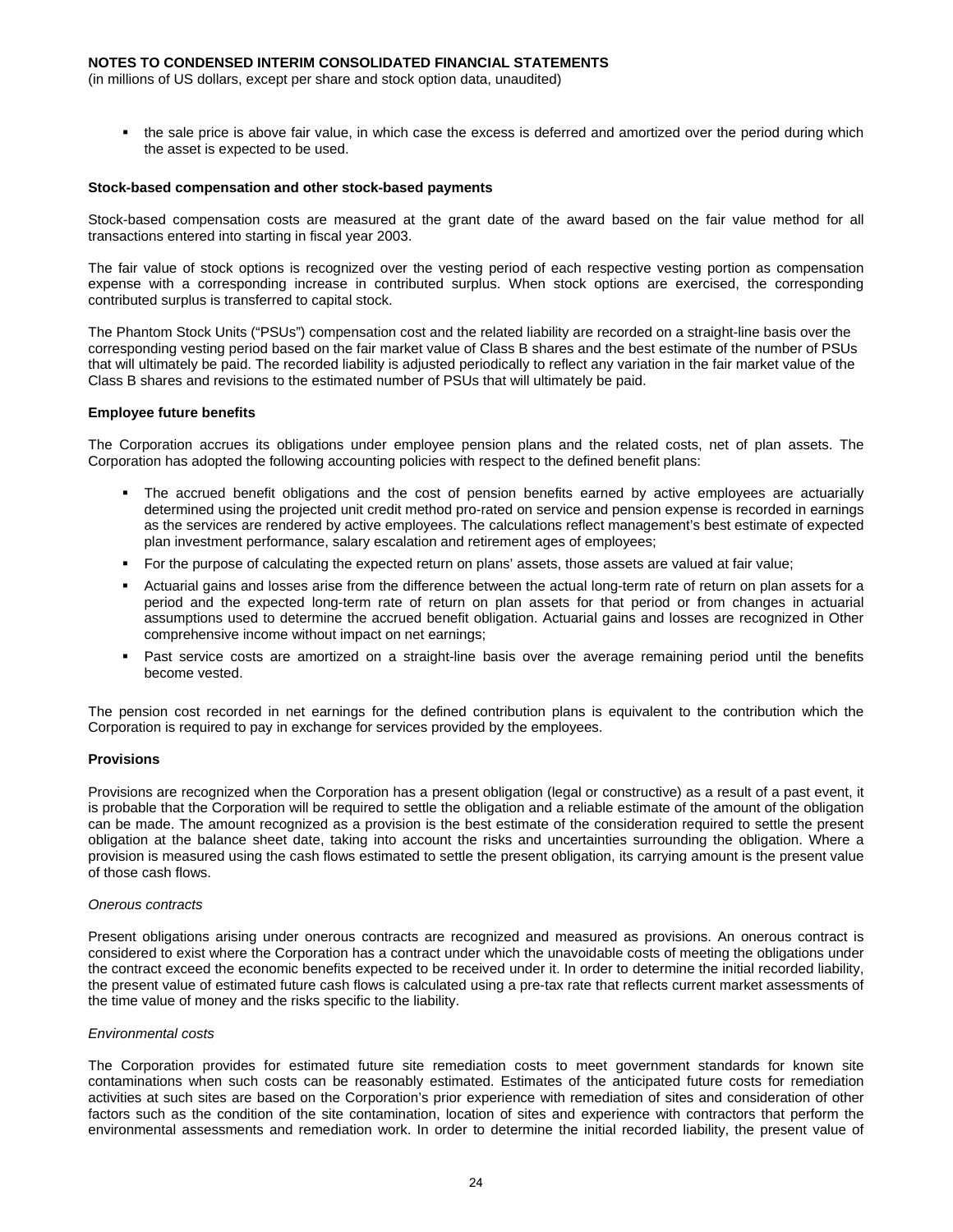- the sale price is above fair value, in which case the excess is deferred and amortized over the period during which the asset is expected to be used.

**Stock-based compensation and other stock-based payments**

Stock-based compensation costs are measured at the grant date of the award based on the fair value method for all transactions entered into starting in fiscal year 2003.

The fair value of stock options is recognized over the vesting period of each respective vesting portion as compensation expense with a corresponding increase in contributed surplus. When stock options are exercised, the corresponding contributed surplus is transferred to capital stock.

The Phantom Stock Units ("PSUs") compensation cost and the related liability are recorded on a straight-line basis over the corresponding vesting period based on the fair market value of Class B shares and the best estimate of the number of PSUs that will ultimately be paid. The recorded liability is adjusted periodically to reflect any variation in the fair market value of the Class B shares and revisions to the estimated number of PSUs that will ultimately be paid.

**Employee future benefits**

The Corporation accrues its obligations under employee pension plans and the related costs, net of plan assets. The Corporation has adopted the following accounting policies with respect to the defined benefit plans:

- The accrued benefit obligations and the cost of pension benefits earned by active employees are actuarially determined using the projected unit credit method pro-rated on service and pension expense is recorded in earnings as the services are rendered by active employees. The calculations reflect management's best estimate of expected plan investment performance, salary escalation and retirement ages of employees;
- For the purpose of calculating the expected return on plans' assets, those assets are valued at fair value;
- Actuarial gains and losses arise from the difference between the actual long-term rate of return on plan assets for a period and the expected long-term rate of return on plan assets for that period or from changes in actuarial assumptions used to determine the accrued benefit obligation. Actuarial gains and losses are recognized in Other comprehensive income without impact on net earnings;
- Past service costs are amortized on a straight-line basis over the average remaining period until the benefits become vested.

The pension cost recorded in net earnings for the defined contribution plans is equivalent to the contribution which the Corporation is required to pay in exchange for services provided by the employees.

**Provisions**

Provisions are recognized when the Corporation has a present obligation (legal or constructive) as a result of a past event, it is probable that the Corporation will be required to settle the obligation and a reliable estimate of the amount of the obligation can be made. The amount recognized as a provision is the best estimate of the consideration required to settle the present obligation at the balance sheet date, taking into account the risks and uncertainties surrounding the obligation. Where a provision is measured using the cash flows estimated to settle the present obligation, its carrying amount is the present value of those cash flows.

*Onerous contracts*

Present obligations arising under onerous contracts are recognized and measured as provisions. An onerous contract is considered to exist where the Corporation has a contract under which the unavoidable costs of meeting the obligations under the contract exceed the economic benefits expected to be received under it. In order to determine the initial recorded liability, the present value of estimated future cash flows is calculated using a pre-tax rate that reflects current market assessments of the time value of money and the risks specific to the liability.

*Environmental costs*

The Corporation provides for estimated future site remediation costs to meet government standards for known site contaminations when such costs can be reasonably estimated. Estimates of the anticipated future costs for remediation activities at such sites are based on the Corporation's prior experience with remediation of sites and consideration of other factors such as the condition of the site contamination, location of sites and experience with contractors that perform the environmental assessments and remediation work. In order to determine the initial recorded liability, the present value of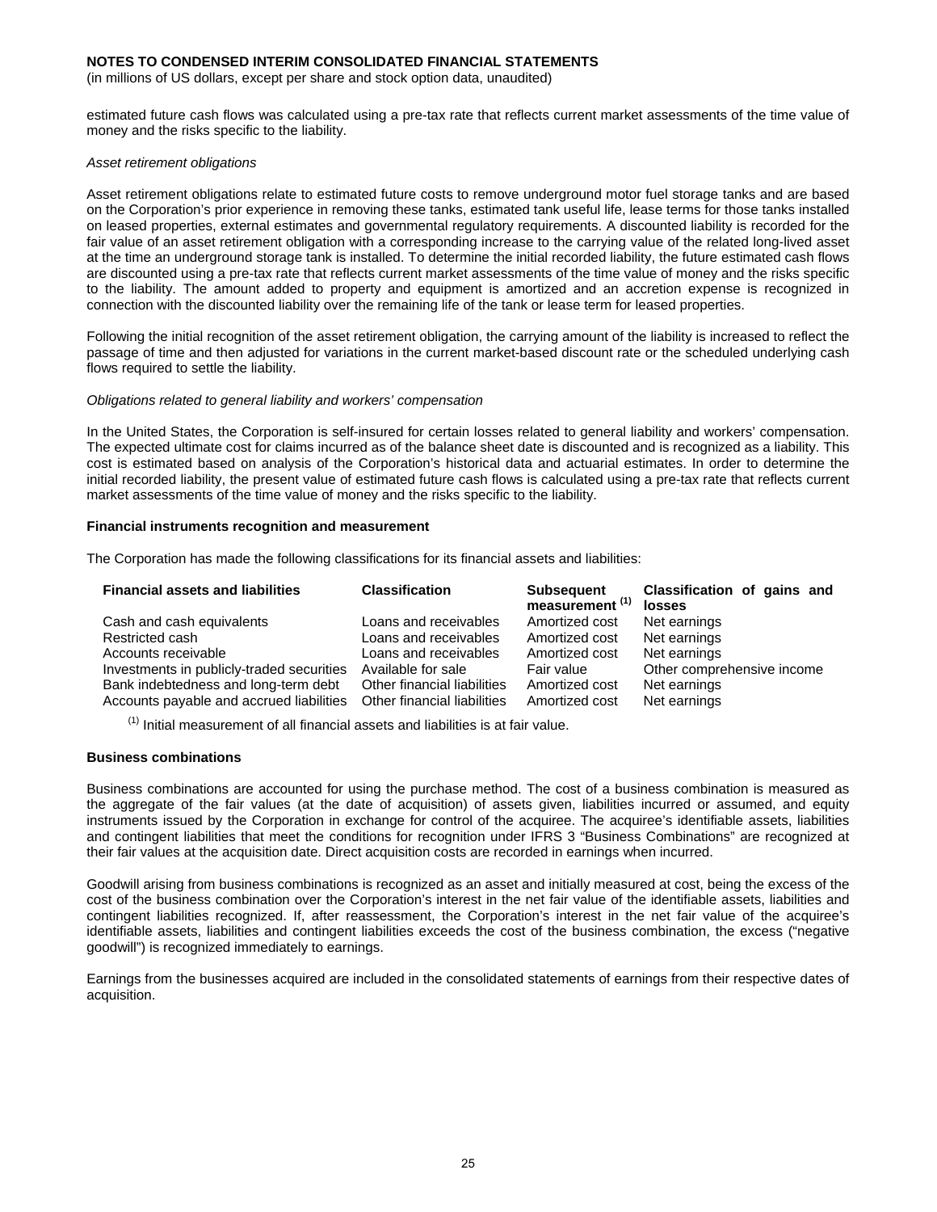estimated future cash flows was calculated using a pre-tax rate that reflects current market assessments of the time value of money and the risks specific to the liability.

*Asset retirement obligations*

Asset retirement obligations relate to estimated future costs to remove underground motor fuel storage tanks and are based on the Corporation's prior experience in removing these tanks, estimated tank useful life, lease terms for those tanks installed on leased properties, external estimates and governmental regulatory requirements. A discounted liability is recorded for the fair value of an asset retirement obligation with a corresponding increase to the carrying value of the related long-lived asset at the time an underground storage tank is installed. To determine the initial recorded liability, the future estimated cash flows are discounted using a pre-tax rate that reflects current market assessments of the time value of money and the risks specific to the liability. The amount added to property and equipment is amortized and an accretion expense is recognized in connection with the discounted liability over the remaining life of the tank or lease term for leased properties.

Following the initial recognition of the asset retirement obligation, the carrying amount of the liability is increased to reflect the passage of time and then adjusted for variations in the current market-based discount rate or the scheduled underlying cash flows required to settle the liability.

*Obligations related to general liability and workers' compensation*

In the United States, the Corporation is self-insured for certain losses related to general liability and workers' compensation. The expected ultimate cost for claims incurred as of the balance sheet date is discounted and is recognized as a liability. This cost is estimated based on analysis of the Corporation's historical data and actuarial estimates. In order to determine the initial recorded liability, the present value of estimated future cash flows is calculated using a pre-tax rate that reflects current market assessments of the time value of money and the risks specific to the liability.

**Financial instruments recognition and measurement**

The Corporation has made the following classifications for its financial assets and liabilities:

| Financial assets and liabilities | Classification | Subsequent measurement [(1)] | Classification of gains and losses |
|---|---|---|---|
| Cash and cash equivalents | Loans and receivables | Amortized cost | Net earnings |
| Restricted cash | Loans and receivables | Amortized cost | Net earnings |
| Accounts receivable | Loans and receivables | Amortized cost | Net earnings |
| Investments in publicly-traded securities | Available for sale | Fair value | Other comprehensive income |
| Bank indebtedness and long-term debt | Other financial liabilities | Amortized cost | Net earnings |
| Accounts payable and accrued liabilities | Other financial liabilities | Amortized cost | Net earnings |

[(1)] Initial measurement of all financial assets and liabilities is at fair value.

**Business combinations**

Business combinations are accounted for using the purchase method. The cost of a business combination is measured as the aggregate of the fair values (at the date of acquisition) of assets given, liabilities incurred or assumed, and equity instruments issued by the Corporation in exchange for control of the acquiree. The acquiree's identifiable assets, liabilities and contingent liabilities that meet the conditions for recognition under IFRS 3 "Business Combinations" are recognized at their fair values at the acquisition date. Direct acquisition costs are recorded in earnings when incurred.

Goodwill arising from business combinations is recognized as an asset and initially measured at cost, being the excess of the cost of the business combination over the Corporation's interest in the net fair value of the identifiable assets, liabilities and contingent liabilities recognized. If, after reassessment, the Corporation's interest in the net fair value of the acquiree's identifiable assets, liabilities and contingent liabilities exceeds the cost of the business combination, the excess ("negative goodwill") is recognized immediately to earnings.

Earnings from the businesses acquired are included in the consolidated statements of earnings from their respective dates of acquisition.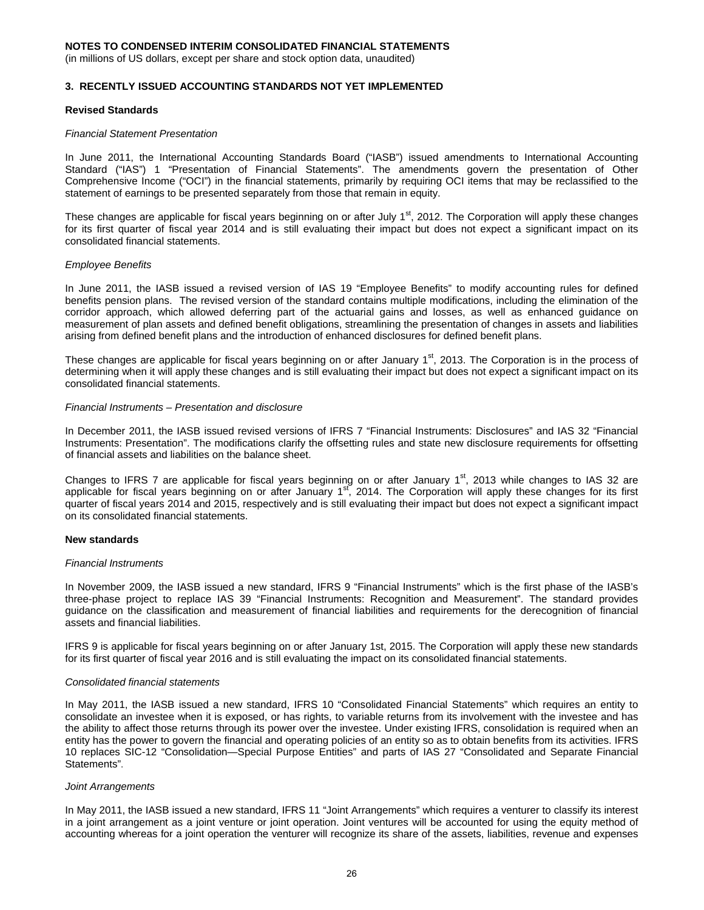**NOTES TO CONDENSED INTERIM CONSOLIDATED FINANCIAL STATEMENTS**
(in millions of US dollars, except per share and stock option data, unaudited)

## 3. RECENTLY ISSUED ACCOUNTING STANDARDS NOT YET IMPLEMENTED

### Revised Standards

*Financial Statement Presentation*

In June 2011, the International Accounting Standards Board ("IASB") issued amendments to International Accounting Standard ("IAS") 1 "Presentation of Financial Statements". The amendments govern the presentation of Other Comprehensive Income ("OCI") in the financial statements, primarily by requiring OCI items that may be reclassified to the statement of earnings to be presented separately from those that remain in equity.

These changes are applicable for fiscal years beginning on or after July 1st, 2012. The Corporation will apply these changes for its first quarter of fiscal year 2014 and is still evaluating their impact but does not expect a significant impact on its consolidated financial statements.

*Employee Benefits*

In June 2011, the IASB issued a revised version of IAS 19 "Employee Benefits" to modify accounting rules for defined benefits pension plans. The revised version of the standard contains multiple modifications, including the elimination of the corridor approach, which allowed deferring part of the actuarial gains and losses, as well as enhanced guidance on measurement of plan assets and defined benefit obligations, streamlining the presentation of changes in assets and liabilities arising from defined benefit plans and the introduction of enhanced disclosures for defined benefit plans.

These changes are applicable for fiscal years beginning on or after January 1st, 2013. The Corporation is in the process of determining when it will apply these changes and is still evaluating their impact but does not expect a significant impact on its consolidated financial statements.

*Financial Instruments – Presentation and disclosure*

In December 2011, the IASB issued revised versions of IFRS 7 "Financial Instruments: Disclosures" and IAS 32 "Financial Instruments: Presentation". The modifications clarify the offsetting rules and state new disclosure requirements for offsetting of financial assets and liabilities on the balance sheet.

Changes to IFRS 7 are applicable for fiscal years beginning on or after January 1st, 2013 while changes to IAS 32 are applicable for fiscal years beginning on or after January 1st, 2014. The Corporation will apply these changes for its first quarter of fiscal years 2014 and 2015, respectively and is still evaluating their impact but does not expect a significant impact on its consolidated financial statements.

### New standards

*Financial Instruments*

In November 2009, the IASB issued a new standard, IFRS 9 "Financial Instruments" which is the first phase of the IASB's three-phase project to replace IAS 39 "Financial Instruments: Recognition and Measurement". The standard provides guidance on the classification and measurement of financial liabilities and requirements for the derecognition of financial assets and financial liabilities.

IFRS 9 is applicable for fiscal years beginning on or after January 1st, 2015. The Corporation will apply these new standards for its first quarter of fiscal year 2016 and is still evaluating the impact on its consolidated financial statements.

*Consolidated financial statements*

In May 2011, the IASB issued a new standard, IFRS 10 "Consolidated Financial Statements" which requires an entity to consolidate an investee when it is exposed, or has rights, to variable returns from its involvement with the investee and has the ability to affect those returns through its power over the investee. Under existing IFRS, consolidation is required when an entity has the power to govern the financial and operating policies of an entity so as to obtain benefits from its activities. IFRS 10 replaces SIC-12 "Consolidation—Special Purpose Entities" and parts of IAS 27 "Consolidated and Separate Financial Statements".

*Joint Arrangements*

In May 2011, the IASB issued a new standard, IFRS 11 "Joint Arrangements" which requires a venturer to classify its interest in a joint arrangement as a joint venture or joint operation. Joint ventures will be accounted for using the equity method of accounting whereas for a joint operation the venturer will recognize its share of the assets, liabilities, revenue and expenses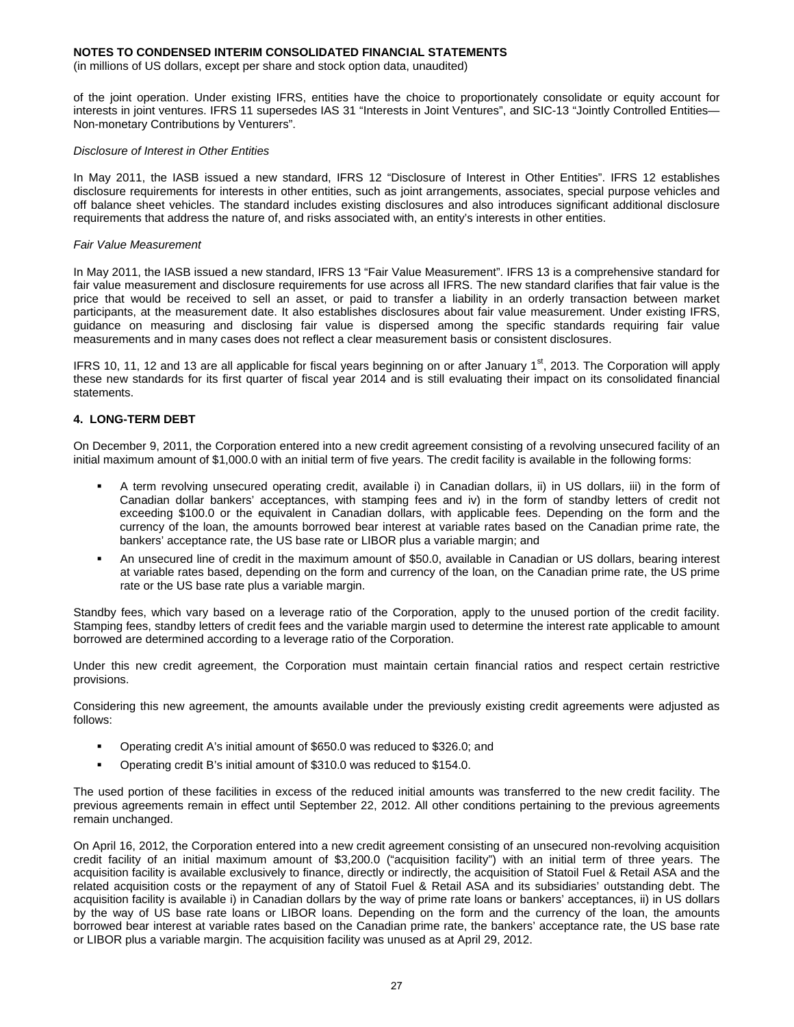of the joint operation. Under existing IFRS, entities have the choice to proportionately consolidate or equity account for interests in joint ventures. IFRS 11 supersedes IAS 31 “Interests in Joint Ventures”, and SIC-13 “Jointly Controlled Entities—Non-monetary Contributions by Venturers”.

*Disclosure of Interest in Other Entities*

In May 2011, the IASB issued a new standard, IFRS 12 “Disclosure of Interest in Other Entities”. IFRS 12 establishes disclosure requirements for interests in other entities, such as joint arrangements, associates, special purpose vehicles and off balance sheet vehicles. The standard includes existing disclosures and also introduces significant additional disclosure requirements that address the nature of, and risks associated with, an entity’s interests in other entities.

*Fair Value Measurement*

In May 2011, the IASB issued a new standard, IFRS 13 “Fair Value Measurement”. IFRS 13 is a comprehensive standard for fair value measurement and disclosure requirements for use across all IFRS. The new standard clarifies that fair value is the price that would be received to sell an asset, or paid to transfer a liability in an orderly transaction between market participants, at the measurement date. It also establishes disclosures about fair value measurement. Under existing IFRS, guidance on measuring and disclosing fair value is dispersed among the specific standards requiring fair value measurements and in many cases does not reflect a clear measurement basis or consistent disclosures.

IFRS 10, 11, 12 and 13 are all applicable for fiscal years beginning on or after January 1st, 2013. The Corporation will apply these new standards for its first quarter of fiscal year 2014 and is still evaluating their impact on its consolidated financial statements.

## 4. LONG-TERM DEBT

On December 9, 2011, the Corporation entered into a new credit agreement consisting of a revolving unsecured facility of an initial maximum amount of $1,000.0 with an initial term of five years. The credit facility is available in the following forms:

- A term revolving unsecured operating credit, available i) in Canadian dollars, ii) in US dollars, iii) in the form of Canadian dollar bankers’ acceptances, with stamping fees and iv) in the form of standby letters of credit not exceeding $100.0 or the equivalent in Canadian dollars, with applicable fees. Depending on the form and the currency of the loan, the amounts borrowed bear interest at variable rates based on the Canadian prime rate, the bankers’ acceptance rate, the US base rate or LIBOR plus a variable margin; and
- An unsecured line of credit in the maximum amount of $50.0, available in Canadian or US dollars, bearing interest at variable rates based, depending on the form and currency of the loan, on the Canadian prime rate, the US prime rate or the US base rate plus a variable margin.

Standby fees, which vary based on a leverage ratio of the Corporation, apply to the unused portion of the credit facility. Stamping fees, standby letters of credit fees and the variable margin used to determine the interest rate applicable to amount borrowed are determined according to a leverage ratio of the Corporation.

Under this new credit agreement, the Corporation must maintain certain financial ratios and respect certain restrictive provisions.

Considering this new agreement, the amounts available under the previously existing credit agreements were adjusted as follows:

- Operating credit A’s initial amount of $650.0 was reduced to $326.0; and
- Operating credit B’s initial amount of $310.0 was reduced to $154.0.

The used portion of these facilities in excess of the reduced initial amounts was transferred to the new credit facility. The previous agreements remain in effect until September 22, 2012. All other conditions pertaining to the previous agreements remain unchanged.

On April 16, 2012, the Corporation entered into a new credit agreement consisting of an unsecured non-revolving acquisition credit facility of an initial maximum amount of $3,200.0 (“acquisition facility”) with an initial term of three years. The acquisition facility is available exclusively to finance, directly or indirectly, the acquisition of Statoil Fuel & Retail ASA and the related acquisition costs or the repayment of any of Statoil Fuel & Retail ASA and its subsidiaries’ outstanding debt. The acquisition facility is available i) in Canadian dollars by the way of prime rate loans or bankers’ acceptances, ii) in US dollars by the way of US base rate loans or LIBOR loans. Depending on the form and the currency of the loan, the amounts borrowed bear interest at variable rates based on the Canadian prime rate, the bankers’ acceptance rate, the US base rate or LIBOR plus a variable margin. The acquisition facility was unused as at April 29, 2012.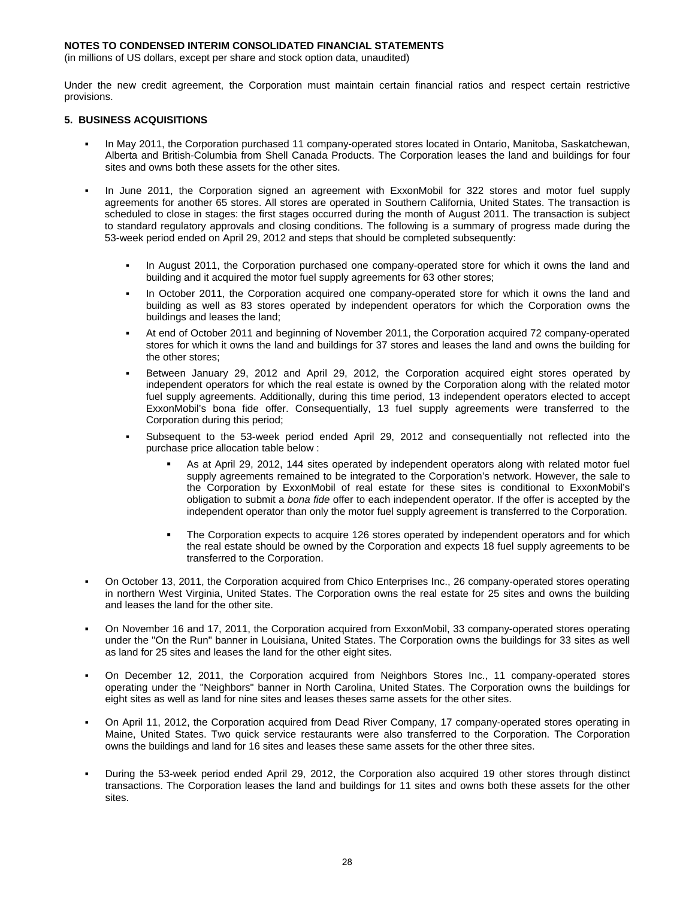**NOTES TO CONDENSED INTERIM CONSOLIDATED FINANCIAL STATEMENTS**
(in millions of US dollars, except per share and stock option data, unaudited)

Under the new credit agreement, the Corporation must maintain certain financial ratios and respect certain restrictive provisions.

## 5. BUSINESS ACQUISITIONS

- In May 2011, the Corporation purchased 11 company-operated stores located in Ontario, Manitoba, Saskatchewan, Alberta and British-Columbia from Shell Canada Products. The Corporation leases the land and buildings for four sites and owns both these assets for the other sites.

- In June 2011, the Corporation signed an agreement with ExxonMobil for 322 stores and motor fuel supply agreements for another 65 stores. All stores are operated in Southern California, United States. The transaction is scheduled to close in stages: the first stages occurred during the month of August 2011. The transaction is subject to standard regulatory approvals and closing conditions. The following is a summary of progress made during the 53-week period ended on April 29, 2012 and steps that should be completed subsequently:

    - In August 2011, the Corporation purchased one company-operated store for which it owns the land and building and it acquired the motor fuel supply agreements for 63 other stores;

    - In October 2011, the Corporation acquired one company-operated store for which it owns the land and building as well as 83 stores operated by independent operators for which the Corporation owns the buildings and leases the land;

    - At end of October 2011 and beginning of November 2011, the Corporation acquired 72 company-operated stores for which it owns the land and buildings for 37 stores and leases the land and owns the building for the other stores;

    - Between January 29, 2012 and April 29, 2012, the Corporation acquired eight stores operated by independent operators for which the real estate is owned by the Corporation along with the related motor fuel supply agreements. Additionally, during this time period, 13 independent operators elected to accept ExxonMobil's bona fide offer. Consequentially, 13 fuel supply agreements were transferred to the Corporation during this period;

    - Subsequent to the 53-week period ended April 29, 2012 and consequentially not reflected into the purchase price allocation table below :

        - As at April 29, 2012, 144 sites operated by independent operators along with related motor fuel supply agreements remained to be integrated to the Corporation's network. However, the sale to the Corporation by ExxonMobil of real estate for these sites is conditional to ExxonMobil's obligation to submit a *bona fide* offer to each independent operator. If the offer is accepted by the independent operator than only the motor fuel supply agreement is transferred to the Corporation.

        - The Corporation expects to acquire 126 stores operated by independent operators and for which the real estate should be owned by the Corporation and expects 18 fuel supply agreements to be transferred to the Corporation.

- On October 13, 2011, the Corporation acquired from Chico Enterprises Inc., 26 company-operated stores operating in northern West Virginia, United States. The Corporation owns the real estate for 25 sites and owns the building and leases the land for the other site.

- On November 16 and 17, 2011, the Corporation acquired from ExxonMobil, 33 company-operated stores operating under the "On the Run" banner in Louisiana, United States. The Corporation owns the buildings for 33 sites as well as land for 25 sites and leases the land for the other eight sites.

- On December 12, 2011, the Corporation acquired from Neighbors Stores Inc., 11 company-operated stores operating under the "Neighbors" banner in North Carolina, United States. The Corporation owns the buildings for eight sites as well as land for nine sites and leases theses same assets for the other sites.

- On April 11, 2012, the Corporation acquired from Dead River Company, 17 company-operated stores operating in Maine, United States. Two quick service restaurants were also transferred to the Corporation. The Corporation owns the buildings and land for 16 sites and leases these same assets for the other three sites.

- During the 53-week period ended April 29, 2012, the Corporation also acquired 19 other stores through distinct transactions. The Corporation leases the land and buildings for 11 sites and owns both these assets for the other sites.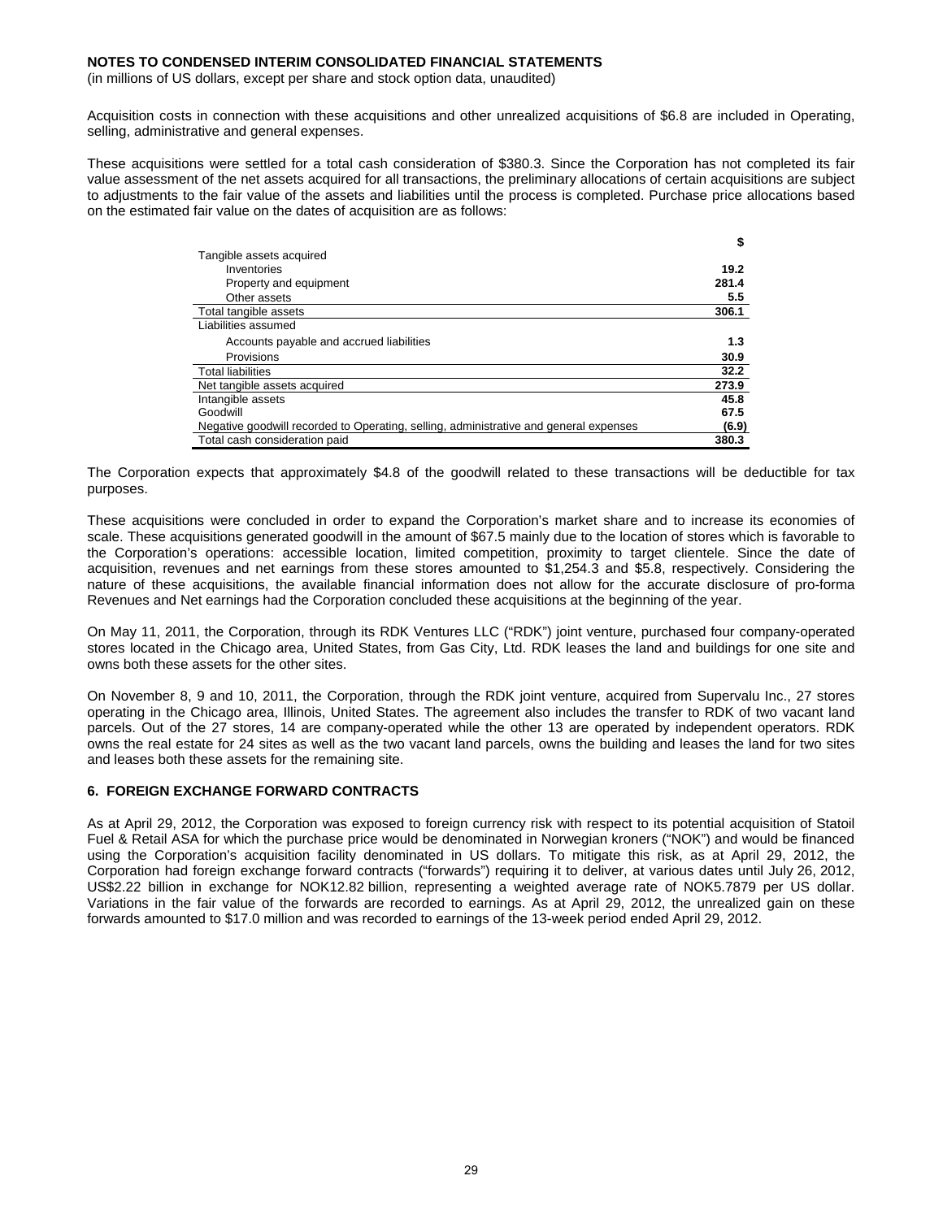**NOTES TO CONDENSED INTERIM CONSOLIDATED FINANCIAL STATEMENTS**
(in millions of US dollars, except per share and stock option data, unaudited)

Acquisition costs in connection with these acquisitions and other unrealized acquisitions of $6.8 are included in Operating, selling, administrative and general expenses.

These acquisitions were settled for a total cash consideration of $380.3. Since the Corporation has not completed its fair value assessment of the net assets acquired for all transactions, the preliminary allocations of certain acquisitions are subject to adjustments to the fair value of the assets and liabilities until the process is completed. Purchase price allocations based on the estimated fair value on the dates of acquisition are as follows:

| | **$** |
|---|---|
| Tangible assets acquired | |
| Inventories | **19.2** |
| Property and equipment | **281.4** |
| Other assets | **5.5** |
| Total tangible assets | **306.1** |
| Liabilities assumed | |
| Accounts payable and accrued liabilities | **1.3** |
| Provisions | **30.9** |
| Total liabilities | **32.2** |
| Net tangible assets acquired | **273.9** |
| Intangible assets | **45.8** |
| Goodwill | **67.5** |
| Negative goodwill recorded to Operating, selling, administrative and general expenses | **(6.9)** |
| Total cash consideration paid | **380.3** |

The Corporation expects that approximately $4.8 of the goodwill related to these transactions will be deductible for tax purposes.

These acquisitions were concluded in order to expand the Corporation's market share and to increase its economies of scale. These acquisitions generated goodwill in the amount of $67.5 mainly due to the location of stores which is favorable to the Corporation's operations: accessible location, limited competition, proximity to target clientele. Since the date of acquisition, revenues and net earnings from these stores amounted to $1,254.3 and $5.8, respectively. Considering the nature of these acquisitions, the available financial information does not allow for the accurate disclosure of pro-forma Revenues and Net earnings had the Corporation concluded these acquisitions at the beginning of the year.

On May 11, 2011, the Corporation, through its RDK Ventures LLC ("RDK") joint venture, purchased four company-operated stores located in the Chicago area, United States, from Gas City, Ltd. RDK leases the land and buildings for one site and owns both these assets for the other sites.

On November 8, 9 and 10, 2011, the Corporation, through the RDK joint venture, acquired from Supervalu Inc., 27 stores operating in the Chicago area, Illinois, United States. The agreement also includes the transfer to RDK of two vacant land parcels. Out of the 27 stores, 14 are company-operated while the other 13 are operated by independent operators. RDK owns the real estate for 24 sites as well as the two vacant land parcels, owns the building and leases the land for two sites and leases both these assets for the remaining site.

## 6. FOREIGN EXCHANGE FORWARD CONTRACTS

As at April 29, 2012, the Corporation was exposed to foreign currency risk with respect to its potential acquisition of Statoil Fuel & Retail ASA for which the purchase price would be denominated in Norwegian kroners ("NOK") and would be financed using the Corporation's acquisition facility denominated in US dollars. To mitigate this risk, as at April 29, 2012, the Corporation had foreign exchange forward contracts ("forwards") requiring it to deliver, at various dates until July 26, 2012, US$2.22 billion in exchange for NOK12.82 billion, representing a weighted average rate of NOK5.7879 per US dollar. Variations in the fair value of the forwards are recorded to earnings. As at April 29, 2012, the unrealized gain on these forwards amounted to $17.0 million and was recorded to earnings of the 13-week period ended April 29, 2012.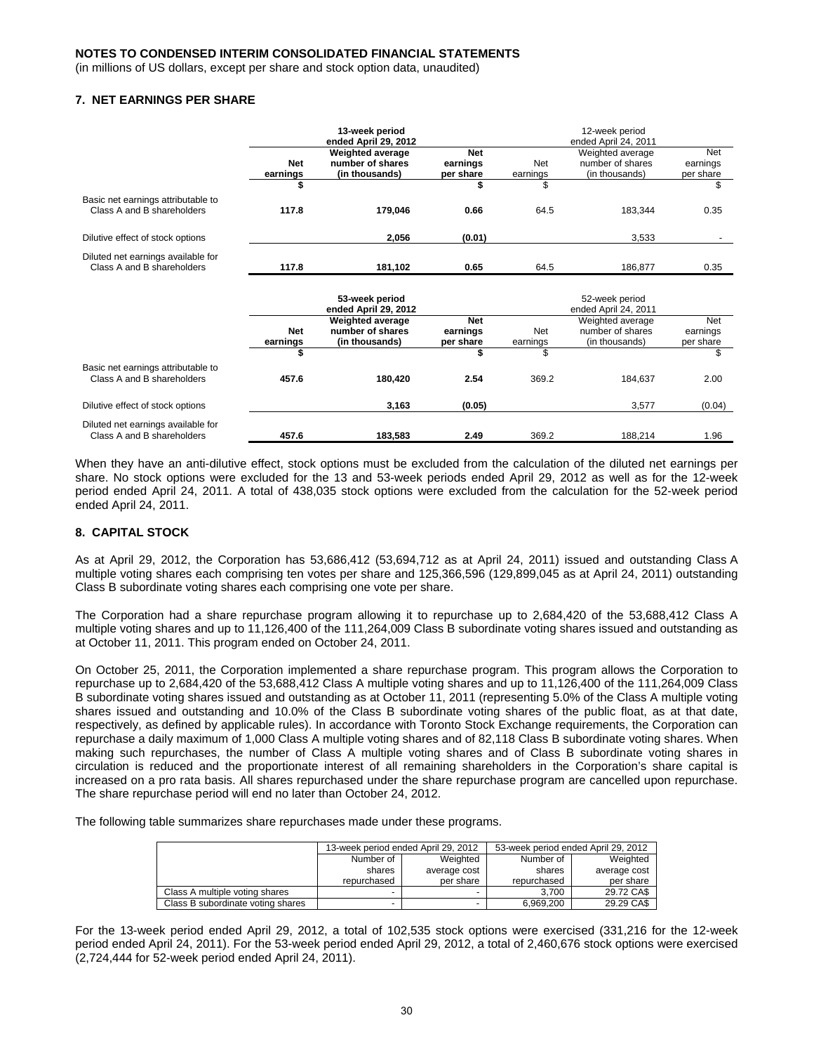**NOTES TO CONDENSED INTERIM CONSOLIDATED FINANCIAL STATEMENTS**

(in millions of US dollars, except per share and stock option data, unaudited)

## 7. NET EARNINGS PER SHARE

| | 13-week period ended April 29, 2012 | | | 12-week period ended April 24, 2011 | | |
|---|---|---|---|---|---|---|
| | **Net earnings** | **Weighted average number of shares (in thousands)** | **Net earnings per share** | Net earnings | Weighted average number of shares (in thousands) | Net earnings per share |
| | **$** | | **$** | $ | | $ |
| Basic net earnings attributable to Class A and B shareholders | **117.8** | **179,046** | **0.66** | 64.5 | 183,344 | 0.35 |
| Dilutive effect of stock options | | **2,056** | **(0.01)** | | 3,533 | - |
| Diluted net earnings available for Class A and B shareholders | **117.8** | **181,102** | **0.65** | 64.5 | 186,877 | 0.35 |

| | 53-week period ended April 29, 2012 | | | 52-week period ended April 24, 2011 | | |
|---|---|---|---|---|---|---|
| | **Net earnings** | **Weighted average number of shares (in thousands)** | **Net earnings per share** | Net earnings | Weighted average number of shares (in thousands) | Net earnings per share |
| | **$** | | **$** | $ | | $ |
| Basic net earnings attributable to Class A and B shareholders | **457.6** | **180,420** | **2.54** | 369.2 | 184,637 | 2.00 |
| Dilutive effect of stock options | | **3,163** | **(0.05)** | | 3,577 | (0.04) |
| Diluted net earnings available for Class A and B shareholders | **457.6** | **183,583** | **2.49** | 369.2 | 188,214 | 1.96 |

When they have an anti-dilutive effect, stock options must be excluded from the calculation of the diluted net earnings per share. No stock options were excluded for the 13 and 53-week periods ended April 29, 2012 as well as for the 12-week period ended April 24, 2011. A total of 438,035 stock options were excluded from the calculation for the 52-week period ended April 24, 2011.

## 8. CAPITAL STOCK

As at April 29, 2012, the Corporation has 53,686,412 (53,694,712 as at April 24, 2011) issued and outstanding Class A multiple voting shares each comprising ten votes per share and 125,366,596 (129,899,045 as at April 24, 2011) outstanding Class B subordinate voting shares each comprising one vote per share.

The Corporation had a share repurchase program allowing it to repurchase up to 2,684,420 of the 53,688,412 Class A multiple voting shares and up to 11,126,400 of the 111,264,009 Class B subordinate voting shares issued and outstanding as at October 11, 2011. This program ended on October 24, 2011.

On October 25, 2011, the Corporation implemented a share repurchase program. This program allows the Corporation to repurchase up to 2,684,420 of the 53,688,412 Class A multiple voting shares and up to 11,126,400 of the 111,264,009 Class B subordinate voting shares issued and outstanding as at October 11, 2011 (representing 5.0% of the Class A multiple voting shares issued and outstanding and 10.0% of the Class B subordinate voting shares of the public float, as at that date, respectively, as defined by applicable rules). In accordance with Toronto Stock Exchange requirements, the Corporation can repurchase a daily maximum of 1,000 Class A multiple voting shares and of 82,118 Class B subordinate voting shares. When making such repurchases, the number of Class A multiple voting shares and of Class B subordinate voting shares in circulation is reduced and the proportionate interest of all remaining shareholders in the Corporation's share capital is increased on a pro rata basis. All shares repurchased under the share repurchase program are cancelled upon repurchase. The share repurchase period will end no later than October 24, 2012.

The following table summarizes share repurchases made under these programs.

| | 13-week period ended April 29, 2012 | | 53-week period ended April 29, 2012 | |
|---|---|---|---|---|
| | Number of shares repurchased | Weighted average cost per share | Number of shares repurchased | Weighted average cost per share |
| Class A multiple voting shares | - | - | 3,700 | 29.72 CA$ |
| Class B subordinate voting shares | - | - | 6,969,200 | 29.29 CA$ |

For the 13-week period ended April 29, 2012, a total of 102,535 stock options were exercised (331,216 for the 12-week period ended April 24, 2011). For the 53-week period ended April 29, 2012, a total of 2,460,676 stock options were exercised (2,724,444 for 52-week period ended April 24, 2011).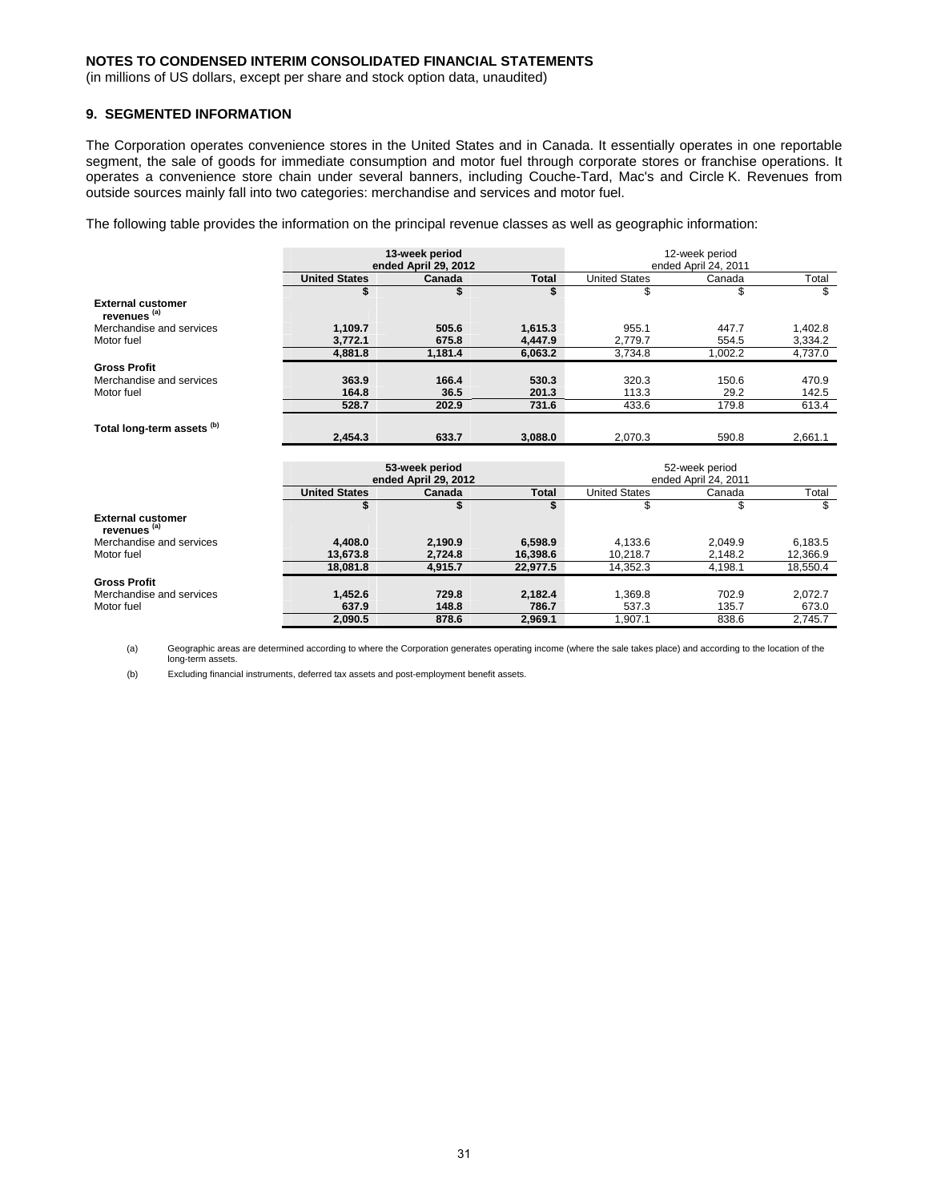**NOTES TO CONDENSED INTERIM CONSOLIDATED FINANCIAL STATEMENTS**
(in millions of US dollars, except per share and stock option data, unaudited)

## 9. SEGMENTED INFORMATION

The Corporation operates convenience stores in the United States and in Canada. It essentially operates in one reportable segment, the sale of goods for immediate consumption and motor fuel through corporate stores or franchise operations. It operates a convenience store chain under several banners, including Couche-Tard, Mac's and Circle K. Revenues from outside sources mainly fall into two categories: merchandise and services and motor fuel.

The following table provides the information on the principal revenue classes as well as geographic information:

| | 13-week period ended April 29, 2012 | | | 12-week period ended April 24, 2011 | | |
|---|---|---|---|---|---|---|
| | **United States** | **Canada** | **Total** | United States | Canada | Total |
| | **$** | **$** | **$** | $ | $ | $ |
| **External customer revenues [(a)]** | | | | | | |
| Merchandise and services | **1,109.7** | **505.6** | **1,615.3** | 955.1 | 447.7 | 1,402.8 |
| Motor fuel | **3,772.1** | **675.8** | **4,447.9** | 2,779.7 | 554.5 | 3,334.2 |
| | **4,881.8** | **1,181.4** | **6,063.2** | 3,734.8 | 1,002.2 | 4,737.0 |
| **Gross Profit** | | | | | | |
| Merchandise and services | **363.9** | **166.4** | **530.3** | 320.3 | 150.6 | 470.9 |
| Motor fuel | **164.8** | **36.5** | **201.3** | 113.3 | 29.2 | 142.5 |
| | **528.7** | **202.9** | **731.6** | 433.6 | 179.8 | 613.4 |
| **Total long-term assets [(b)]** | **2,454.3** | **633.7** | **3,088.0** | 2,070.3 | 590.8 | 2,661.1 |

| | 53-week period ended April 29, 2012 | | | 52-week period ended April 24, 2011 | | |
|---|---|---|---|---|---|---|
| | **United States** | **Canada** | **Total** | United States | Canada | Total |
| | **$** | **$** | **$** | $ | $ | $ |
| **External customer revenues [(a)]** | | | | | | |
| Merchandise and services | **4,408.0** | **2,190.9** | **6,598.9** | 4,133.6 | 2,049.9 | 6,183.5 |
| Motor fuel | **13,673.8** | **2,724.8** | **16,398.6** | 10,218.7 | 2,148.2 | 12,366.9 |
| | **18,081.8** | **4,915.7** | **22,977.5** | 14,352.3 | 4,198.1 | 18,550.4 |
| **Gross Profit** | | | | | | |
| Merchandise and services | **1,452.6** | **729.8** | **2,182.4** | 1,369.8 | 702.9 | 2,072.7 |
| Motor fuel | **637.9** | **148.8** | **786.7** | 537.3 | 135.7 | 673.0 |
| | **2,090.5** | **878.6** | **2,969.1** | 1,907.1 | 838.6 | 2,745.7 |

(a) Geographic areas are determined according to where the Corporation generates operating income (where the sale takes place) and according to the location of the long-term assets.

(b) Excluding financial instruments, deferred tax assets and post-employment benefit assets.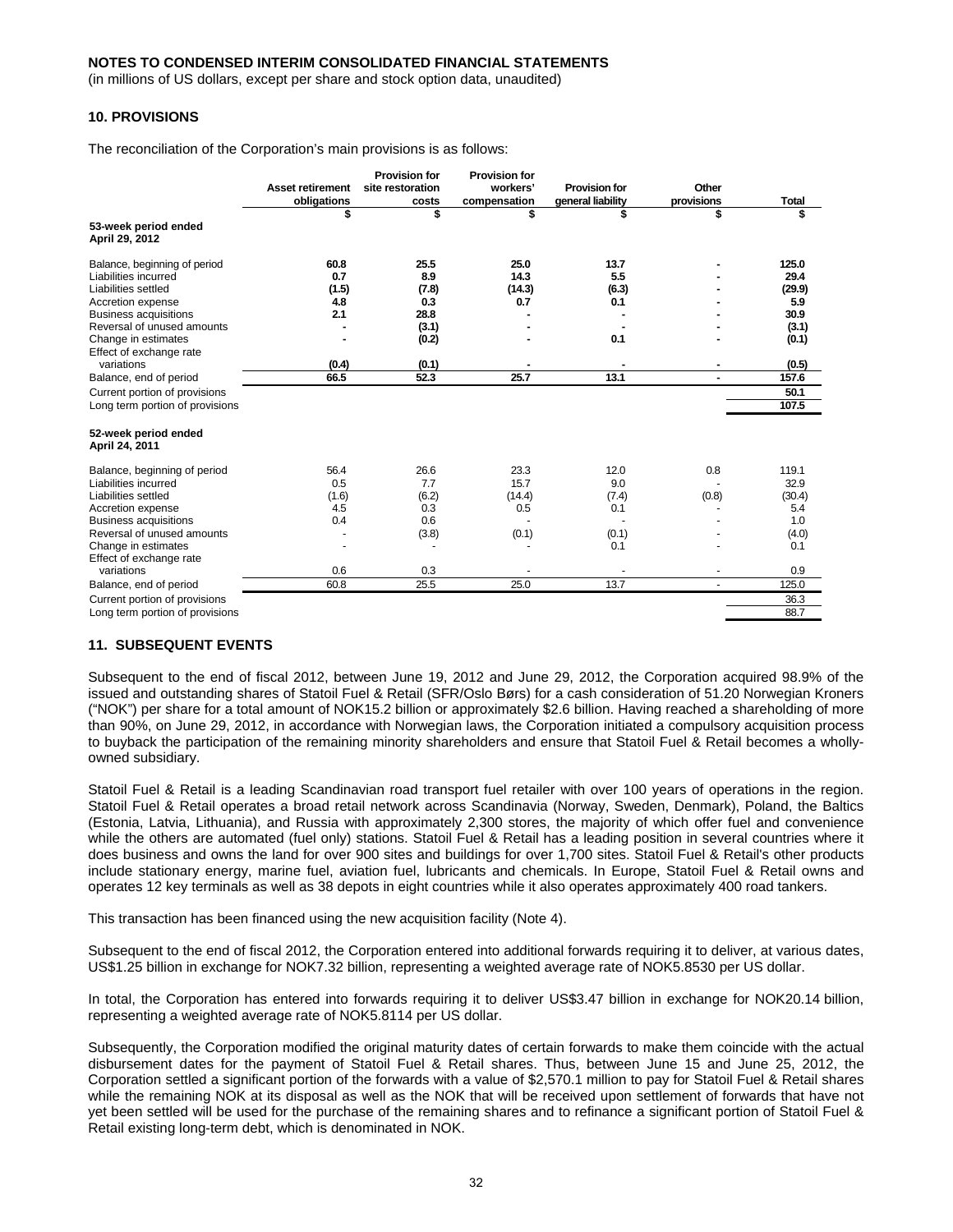**NOTES TO CONDENSED INTERIM CONSOLIDATED FINANCIAL STATEMENTS**
(in millions of US dollars, except per share and stock option data, unaudited)

## 10. PROVISIONS

The reconciliation of the Corporation's main provisions is as follows:

| | Asset retirement obligations | Provision for site restoration costs | Provision for workers' compensation | Provision for general liability | Other provisions | Total |
|---|---|---|---|---|---|---|
| | $ | $ | $ | $ | $ | $ |
| **53-week period ended April 29, 2012** | | | | | | |
| Balance, beginning of period | **60.8** | **25.5** | **25.0** | **13.7** | **-** | **125.0** |
| Liabilities incurred | **0.7** | **8.9** | **14.3** | **5.5** | **-** | **29.4** |
| Liabilities settled | **(1.5)** | **(7.8)** | **(14.3)** | **(6.3)** | **-** | **(29.9)** |
| Accretion expense | **4.8** | **0.3** | **0.7** | **0.1** | **-** | **5.9** |
| Business acquisitions | **2.1** | **28.8** | **-** | **-** | **-** | **30.9** |
| Reversal of unused amounts | **-** | **(3.1)** | **-** | **-** | **-** | **(3.1)** |
| Change in estimates | **-** | **(0.2)** | **-** | **0.1** | **-** | **(0.1)** |
| Effect of exchange rate variations | **(0.4)** | **(0.1)** | **-** | **-** | **-** | **(0.5)** |
| Balance, end of period | **66.5** | **52.3** | **25.7** | **13.1** | **-** | **157.6** |
| Current portion of provisions | | | | | | **50.1** |
| Long term portion of provisions | | | | | | **107.5** |
| **52-week period ended April 24, 2011** | | | | | | |
| Balance, beginning of period | 56.4 | 26.6 | 23.3 | 12.0 | 0.8 | 119.1 |
| Liabilities incurred | 0.5 | 7.7 | 15.7 | 9.0 | - | 32.9 |
| Liabilities settled | (1.6) | (6.2) | (14.4) | (7.4) | (0.8) | (30.4) |
| Accretion expense | 4.5 | 0.3 | 0.5 | 0.1 | - | 5.4 |
| Business acquisitions | 0.4 | 0.6 | - | - | - | 1.0 |
| Reversal of unused amounts | - | (3.8) | (0.1) | (0.1) | - | (4.0) |
| Change in estimates | - | - | - | 0.1 | - | 0.1 |
| Effect of exchange rate variations | 0.6 | 0.3 | - | - | - | 0.9 |
| Balance, end of period | 60.8 | 25.5 | 25.0 | 13.7 | - | 125.0 |
| Current portion of provisions | | | | | | 36.3 |
| Long term portion of provisions | | | | | | 88.7 |

## 11. SUBSEQUENT EVENTS

Subsequent to the end of fiscal 2012, between June 19, 2012 and June 29, 2012, the Corporation acquired 98.9% of the issued and outstanding shares of Statoil Fuel & Retail (SFR/Oslo Børs) for a cash consideration of 51.20 Norwegian Kroners ("NOK") per share for a total amount of NOK15.2 billion or approximately $2.6 billion. Having reached a shareholding of more than 90%, on June 29, 2012, in accordance with Norwegian laws, the Corporation initiated a compulsory acquisition process to buyback the participation of the remaining minority shareholders and ensure that Statoil Fuel & Retail becomes a wholly-owned subsidiary.

Statoil Fuel & Retail is a leading Scandinavian road transport fuel retailer with over 100 years of operations in the region. Statoil Fuel & Retail operates a broad retail network across Scandinavia (Norway, Sweden, Denmark), Poland, the Baltics (Estonia, Latvia, Lithuania), and Russia with approximately 2,300 stores, the majority of which offer fuel and convenience while the others are automated (fuel only) stations. Statoil Fuel & Retail has a leading position in several countries where it does business and owns the land for over 900 sites and buildings for over 1,700 sites. Statoil Fuel & Retail's other products include stationary energy, marine fuel, aviation fuel, lubricants and chemicals. In Europe, Statoil Fuel & Retail owns and operates 12 key terminals as well as 38 depots in eight countries while it also operates approximately 400 road tankers.

This transaction has been financed using the new acquisition facility (Note 4).

Subsequent to the end of fiscal 2012, the Corporation entered into additional forwards requiring it to deliver, at various dates, US$1.25 billion in exchange for NOK7.32 billion, representing a weighted average rate of NOK5.8530 per US dollar.

In total, the Corporation has entered into forwards requiring it to deliver US$3.47 billion in exchange for NOK20.14 billion, representing a weighted average rate of NOK5.8114 per US dollar.

Subsequently, the Corporation modified the original maturity dates of certain forwards to make them coincide with the actual disbursement dates for the payment of Statoil Fuel & Retail shares. Thus, between June 15 and June 25, 2012, the Corporation settled a significant portion of the forwards with a value of $2,570.1 million to pay for Statoil Fuel & Retail shares while the remaining NOK at its disposal as well as the NOK that will be received upon settlement of forwards that have not yet been settled will be used for the purchase of the remaining shares and to refinance a significant portion of Statoil Fuel & Retail existing long-term debt, which is denominated in NOK.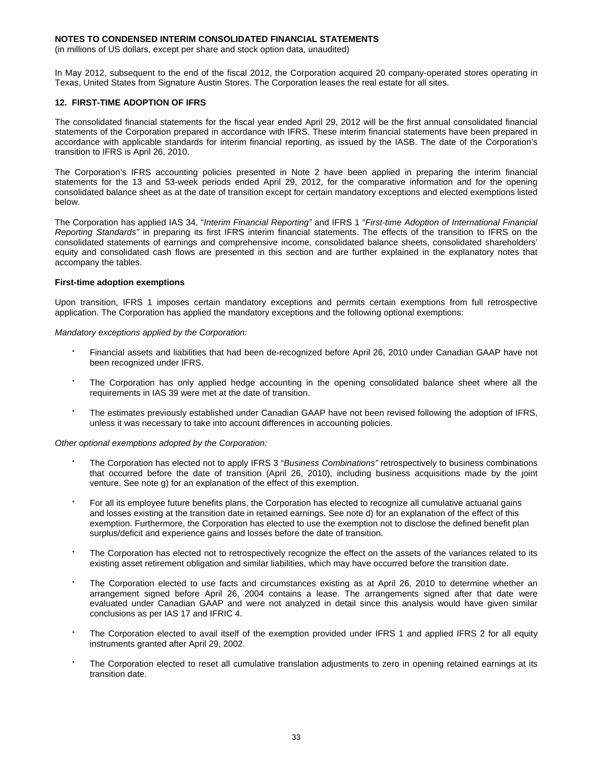**NOTES TO CONDENSED INTERIM CONSOLIDATED FINANCIAL STATEMENTS**
(in millions of US dollars, except per share and stock option data, unaudited)

In May 2012, subsequent to the end of the fiscal 2012, the Corporation acquired 20 company-operated stores operating in Texas, United States from Signature Austin Stores. The Corporation leases the real estate for all sites.

## 12. FIRST-TIME ADOPTION OF IFRS

The consolidated financial statements for the fiscal year ended April 29, 2012 will be the first annual consolidated financial statements of the Corporation prepared in accordance with IFRS. These interim financial statements have been prepared in accordance with applicable standards for interim financial reporting, as issued by the IASB. The date of the Corporation's transition to IFRS is April 26, 2010.

The Corporation's IFRS accounting policies presented in Note 2 have been applied in preparing the interim financial statements for the 13 and 53-week periods ended April 29, 2012, for the comparative information and for the opening consolidated balance sheet as at the date of transition except for certain mandatory exceptions and elected exemptions listed below.

The Corporation has applied IAS 34, "*Interim Financial Reporting*" and IFRS 1 "*First-time Adoption of International Financial Reporting Standards*" in preparing its first IFRS interim financial statements. The effects of the transition to IFRS on the consolidated statements of earnings and comprehensive income, consolidated balance sheets, consolidated shareholders' equity and consolidated cash flows are presented in this section and are further explained in the explanatory notes that accompany the tables.

### First-time adoption exemptions

Upon transition, IFRS 1 imposes certain mandatory exceptions and permits certain exemptions from full retrospective application. The Corporation has applied the mandatory exceptions and the following optional exemptions:

*Mandatory exceptions applied by the Corporation:*

- Financial assets and liabilities that had been de-recognized before April 26, 2010 under Canadian GAAP have not been recognized under IFRS.
- The Corporation has only applied hedge accounting in the opening consolidated balance sheet where all the requirements in IAS 39 were met at the date of transition.
- The estimates previously established under Canadian GAAP have not been revised following the adoption of IFRS, unless it was necessary to take into account differences in accounting policies.

*Other optional exemptions adopted by the Corporation:*

- The Corporation has elected not to apply IFRS 3 "*Business Combinations*" retrospectively to business combinations that occurred before the date of transition (April 26, 2010), including business acquisitions made by the joint venture. See note g) for an explanation of the effect of this exemption.
- For all its employee future benefits plans, the Corporation has elected to recognize all cumulative actuarial gains and losses existing at the transition date in retained earnings. See note d) for an explanation of the effect of this exemption. Furthermore, the Corporation has elected to use the exemption not to disclose the defined benefit plan surplus/deficit and experience gains and losses before the date of transition.
- The Corporation has elected not to retrospectively recognize the effect on the assets of the variances related to its existing asset retirement obligation and similar liabilities, which may have occurred before the transition date.
- The Corporation elected to use facts and circumstances existing as at April 26, 2010 to determine whether an arrangement signed before April 26, 2004 contains a lease. The arrangements signed after that date were evaluated under Canadian GAAP and were not analyzed in detail since this analysis would have given similar conclusions as per IAS 17 and IFRIC 4.
- The Corporation elected to avail itself of the exemption provided under IFRS 1 and applied IFRS 2 for all equity instruments granted after April 29, 2002.
- The Corporation elected to reset all cumulative translation adjustments to zero in opening retained earnings at its transition date.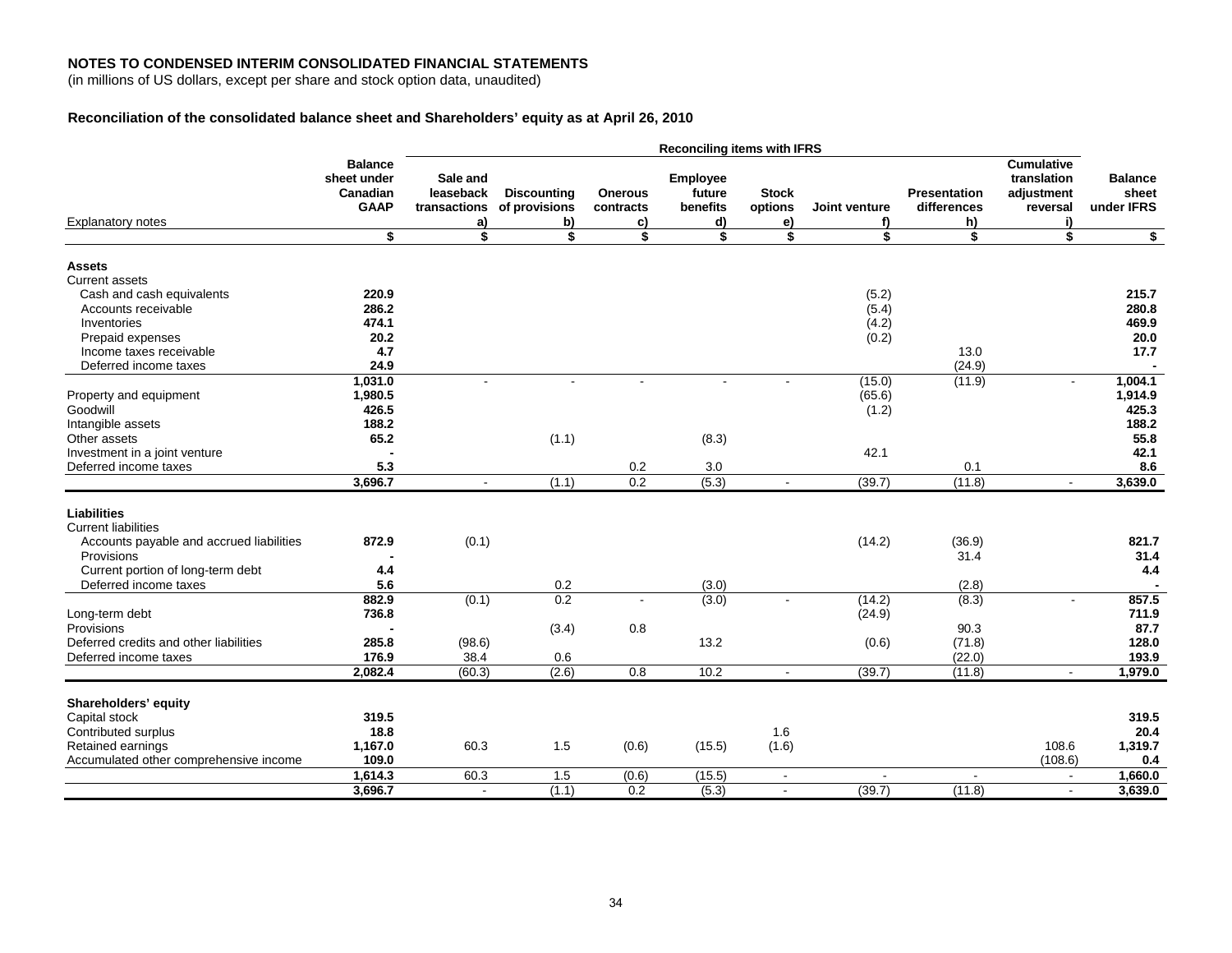**NOTES TO CONDENSED INTERIM CONSOLIDATED FINANCIAL STATEMENTS**
(in millions of US dollars, except per share and stock option data, unaudited)

**Reconciliation of the consolidated balance sheet and Shareholders' equity as at April 26, 2010**

| | | Reconciling items with IFRS | | | | | | | | |
|---|---|---|---|---|---|---|---|---|---|---|
| Explanatory notes | Balance sheet under Canadian GAAP | Sale and leaseback transactions a) | Discounting of provisions b) | Onerous contracts c) | Employee future benefits d) | Stock options e) | Joint venture f) | Presentation differences h) | Cumulative translation adjustment reversal i) | Balance sheet under IFRS |
| | $ | $ | $ | $ | $ | $ | $ | $ | $ | $ |
| **Assets** | | | | | | | | | | |
| Current assets | | | | | | | | | | |
| Cash and cash equivalents | **220.9** | | | | | | (5.2) | | | **215.7** |
| Accounts receivable | **286.2** | | | | | | (5.4) | | | **280.8** |
| Inventories | **474.1** | | | | | | (4.2) | | | **469.9** |
| Prepaid expenses | **20.2** | | | | | | (0.2) | | | **20.0** |
| Income taxes receivable | **4.7** | | | | | | | 13.0 | | **17.7** |
| Deferred income taxes | **24.9** | | | | | | | (24.9) | | **-** |
| | **1,031.0** | - | - | - | - | - | (15.0) | (11.9) | - | **1,004.1** |
| Property and equipment | **1,980.5** | | | | | | (65.6) | | | **1,914.9** |
| Goodwill | **426.5** | | | | | | (1.2) | | | **425.3** |
| Intangible assets | **188.2** | | | | | | | | | **188.2** |
| Other assets | **65.2** | | (1.1) | | (8.3) | | | | | **55.8** |
| Investment in a joint venture | **-** | | | | | | 42.1 | | | **42.1** |
| Deferred income taxes | **5.3** | | | 0.2 | 3.0 | | | 0.1 | | **8.6** |
| | **3,696.7** | - | (1.1) | 0.2 | (5.3) | - | (39.7) | (11.8) | - | **3,639.0** |
| **Liabilities** | | | | | | | | | | |
| Current liabilities | | | | | | | | | | |
| Accounts payable and accrued liabilities | **872.9** | (0.1) | | | | | (14.2) | (36.9) | | **821.7** |
| Provisions | **-** | | | | | | | 31.4 | | **31.4** |
| Current portion of long-term debt | **4.4** | | | | | | | | | **4.4** |
| Deferred income taxes | **5.6** | | 0.2 | | (3.0) | | | (2.8) | | **-** |
| | **882.9** | (0.1) | 0.2 | - | (3.0) | - | (14.2) | (8.3) | - | **857.5** |
| Long-term debt | **736.8** | | | | | | (24.9) | | | **711.9** |
| Provisions | **-** | | (3.4) | 0.8 | | | | 90.3 | | **87.7** |
| Deferred credits and other liabilities | **285.8** | (98.6) | | | 13.2 | | (0.6) | (71.8) | | **128.0** |
| Deferred income taxes | **176.9** | 38.4 | 0.6 | | | | | (22.0) | | **193.9** |
| | **2,082.4** | (60.3) | (2.6) | 0.8 | 10.2 | - | (39.7) | (11.8) | - | **1,979.0** |
| **Shareholders' equity** | | | | | | | | | | |
| Capital stock | **319.5** | | | | | | | | | **319.5** |
| Contributed surplus | **18.8** | | | | | 1.6 | | | | **20.4** |
| Retained earnings | **1,167.0** | 60.3 | 1.5 | (0.6) | (15.5) | (1.6) | | | 108.6 | **1,319.7** |
| Accumulated other comprehensive income | **109.0** | | | | | | | | (108.6) | **0.4** |
| | **1,614.3** | 60.3 | 1.5 | (0.6) | (15.5) | - | - | - | - | **1,660.0** |
| | **3,696.7** | - | (1.1) | 0.2 | (5.3) | - | (39.7) | (11.8) | - | **3,639.0** |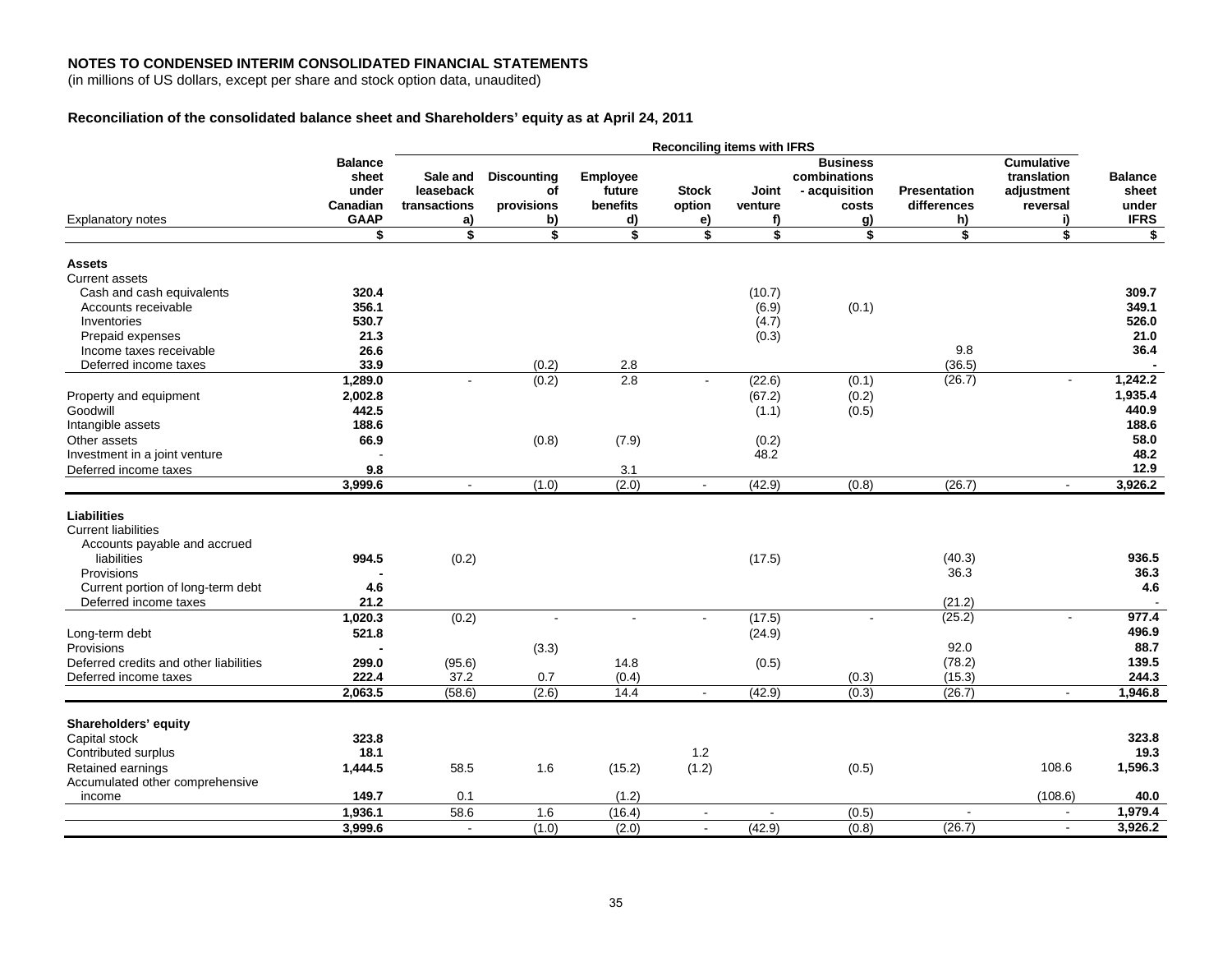**NOTES TO CONDENSED INTERIM CONSOLIDATED FINANCIAL STATEMENTS**
(in millions of US dollars, except per share and stock option data, unaudited)

**Reconciliation of the consolidated balance sheet and Shareholders' equity as at April 24, 2011**

| | | Reconciling items with IFRS | | | | | | | | |
|---|---|---|---|---|---|---|---|---|---|---|
| Explanatory notes | Balance sheet under Canadian GAAP | Sale and leaseback transactions a) | Discounting of provisions b) | Employee future benefits d) | Stock option e) | Joint venture f) | Business combinations - acquisition costs g) | Presentation differences h) | Cumulative translation adjustment reversal i) | Balance sheet under IFRS |
| | $ | $ | $ | $ | $ | $ | $ | $ | $ | $ |
| **Assets** | | | | | | | | | | |
| Current assets | | | | | | | | | | |
| Cash and cash equivalents | **320.4** | | | | | (10.7) | | | | **309.7** |
| Accounts receivable | **356.1** | | | | | (6.9) | (0.1) | | | **349.1** |
| Inventories | **530.7** | | | | | (4.7) | | | | **526.0** |
| Prepaid expenses | **21.3** | | | | | (0.3) | | | | **21.0** |
| Income taxes receivable | **26.6** | | | | | | | 9.8 | | **36.4** |
| Deferred income taxes | **33.9** | | (0.2) | 2.8 | | | | (36.5) | | **-** |
| | **1,289.0** | - | (0.2) | 2.8 | - | (22.6) | (0.1) | (26.7) | - | **1,242.2** |
| Property and equipment | **2,002.8** | | | | | (67.2) | (0.2) | | | **1,935.4** |
| Goodwill | **442.5** | | | | | (1.1) | (0.5) | | | **440.9** |
| Intangible assets | **188.6** | | | | | | | | | **188.6** |
| Other assets | **66.9** | | (0.8) | (7.9) | | (0.2) | | | | **58.0** |
| Investment in a joint venture | **-** | | | | | 48.2 | | | | **48.2** |
| Deferred income taxes | **9.8** | | | 3.1 | | | | | | **12.9** |
| | **3,999.6** | - | (1.0) | (2.0) | - | (42.9) | (0.8) | (26.7) | - | **3,926.2** |
| **Liabilities** | | | | | | | | | | |
| Current liabilities | | | | | | | | | | |
| Accounts payable and accrued liabilities | **994.5** | (0.2) | | | | (17.5) | | (40.3) | | **936.5** |
| Provisions | **-** | | | | | | | 36.3 | | **36.3** |
| Current portion of long-term debt | **4.6** | | | | | | | | | **4.6** |
| Deferred income taxes | **21.2** | | | | | | | (21.2) | | **-** |
| | **1,020.3** | (0.2) | - | - | - | (17.5) | - | (25.2) | - | **977.4** |
| Long-term debt | **521.8** | | | | | (24.9) | | | | **496.9** |
| Provisions | **-** | | (3.3) | | | | | 92.0 | | **88.7** |
| Deferred credits and other liabilities | **299.0** | (95.6) | | 14.8 | | (0.5) | | (78.2) | | **139.5** |
| Deferred income taxes | **222.4** | 37.2 | 0.7 | (0.4) | | | (0.3) | (15.3) | | **244.3** |
| | **2,063.5** | (58.6) | (2.6) | 14.4 | - | (42.9) | (0.3) | (26.7) | - | **1,946.8** |
| **Shareholders' equity** | | | | | | | | | | |
| Capital stock | **323.8** | | | | | | | | | **323.8** |
| Contributed surplus | **18.1** | | | | 1.2 | | | | | **19.3** |
| Retained earnings | **1,444.5** | 58.5 | 1.6 | (15.2) | (1.2) | | (0.5) | | 108.6 | **1,596.3** |
| Accumulated other comprehensive income | **149.7** | 0.1 | | (1.2) | | | | | (108.6) | **40.0** |
| | **1,936.1** | 58.6 | 1.6 | (16.4) | - | - | (0.5) | - | - | **1,979.4** |
| | **3,999.6** | - | (1.0) | (2.0) | - | (42.9) | (0.8) | (26.7) | - | **3,926.2** |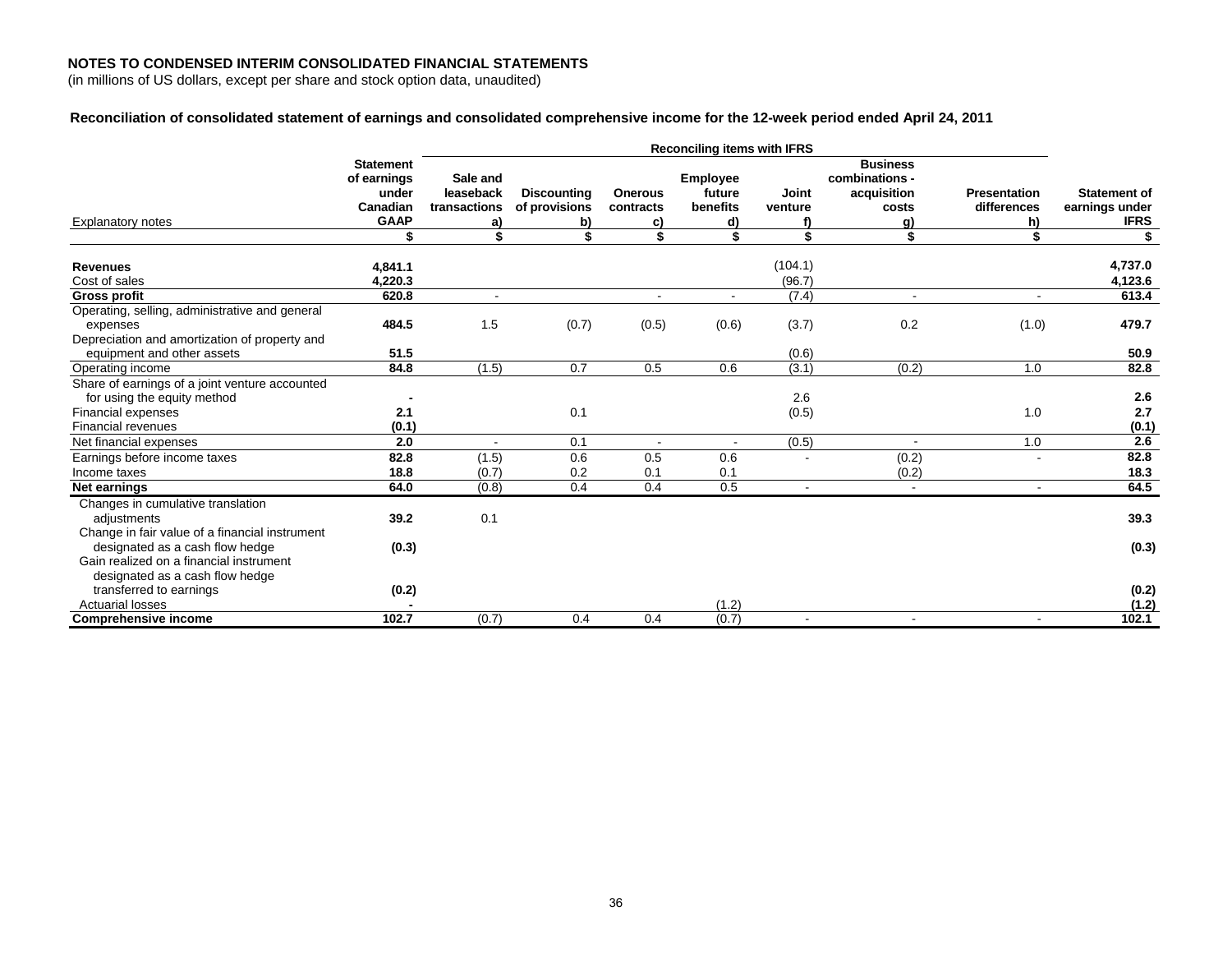**NOTES TO CONDENSED INTERIM CONSOLIDATED FINANCIAL STATEMENTS**
(in millions of US dollars, except per share and stock option data, unaudited)

**Reconciliation of consolidated statement of earnings and consolidated comprehensive income for the 12-week period ended April 24, 2011**

| | | Reconciling items with IFRS | | | | | | | |
|---|---|---|---|---|---|---|---|---|---|
| Explanatory notes | **Statement of earnings under Canadian GAAP** | **Sale and leaseback transactions a)** | **Discounting of provisions b)** | **Onerous contracts c)** | **Employee future benefits d)** | **Joint venture f)** | **Business combinations - acquisition costs g)** | **Presentation differences h)** | **Statement of earnings under IFRS** |
| | **$** | **$** | **$** | **$** | **$** | **$** | **$** | **$** | **$** |
| **Revenues** | **4,841.1** | | | | | (104.1) | | | **4,737.0** |
| Cost of sales | **4,220.3** | | | | | (96.7) | | | **4,123.6** |
| **Gross profit** | **620.8** | - | | - | - | (7.4) | - | - | **613.4** |
| Operating, selling, administrative and general expenses | **484.5** | 1.5 | (0.7) | (0.5) | (0.6) | (3.7) | 0.2 | (1.0) | **479.7** |
| Depreciation and amortization of property and equipment and other assets | **51.5** | | | | | (0.6) | | | **50.9** |
| Operating income | **84.8** | (1.5) | 0.7 | 0.5 | 0.6 | (3.1) | (0.2) | 1.0 | **82.8** |
| Share of earnings of a joint venture accounted for using the equity method | **-** | | | | | 2.6 | | | **2.6** |
| Financial expenses | **2.1** | | 0.1 | | | (0.5) | | 1.0 | **2.7** |
| Financial revenues | **(0.1)** | | | | | | | | **(0.1)** |
| Net financial expenses | **2.0** | - | 0.1 | - | - | (0.5) | - | 1.0 | **2.6** |
| Earnings before income taxes | **82.8** | (1.5) | 0.6 | 0.5 | 0.6 | - | (0.2) | - | **82.8** |
| Income taxes | **18.8** | (0.7) | 0.2 | 0.1 | 0.1 | | (0.2) | | **18.3** |
| **Net earnings** | **64.0** | (0.8) | 0.4 | 0.4 | 0.5 | - | - | - | **64.5** |
| Changes in cumulative translation adjustments | **39.2** | 0.1 | | | | | | | **39.3** |
| Change in fair value of a financial instrument designated as a cash flow hedge | **(0.3)** | | | | | | | | **(0.3)** |
| Gain realized on a financial instrument designated as a cash flow hedge transferred to earnings | **(0.2)** | | | | | | | | **(0.2)** |
| Actuarial losses | **-** | | | | (1.2) | | | | **(1.2)** |
| **Comprehensive income** | **102.7** | (0.7) | 0.4 | 0.4 | (0.7) | - | - | - | **102.1** |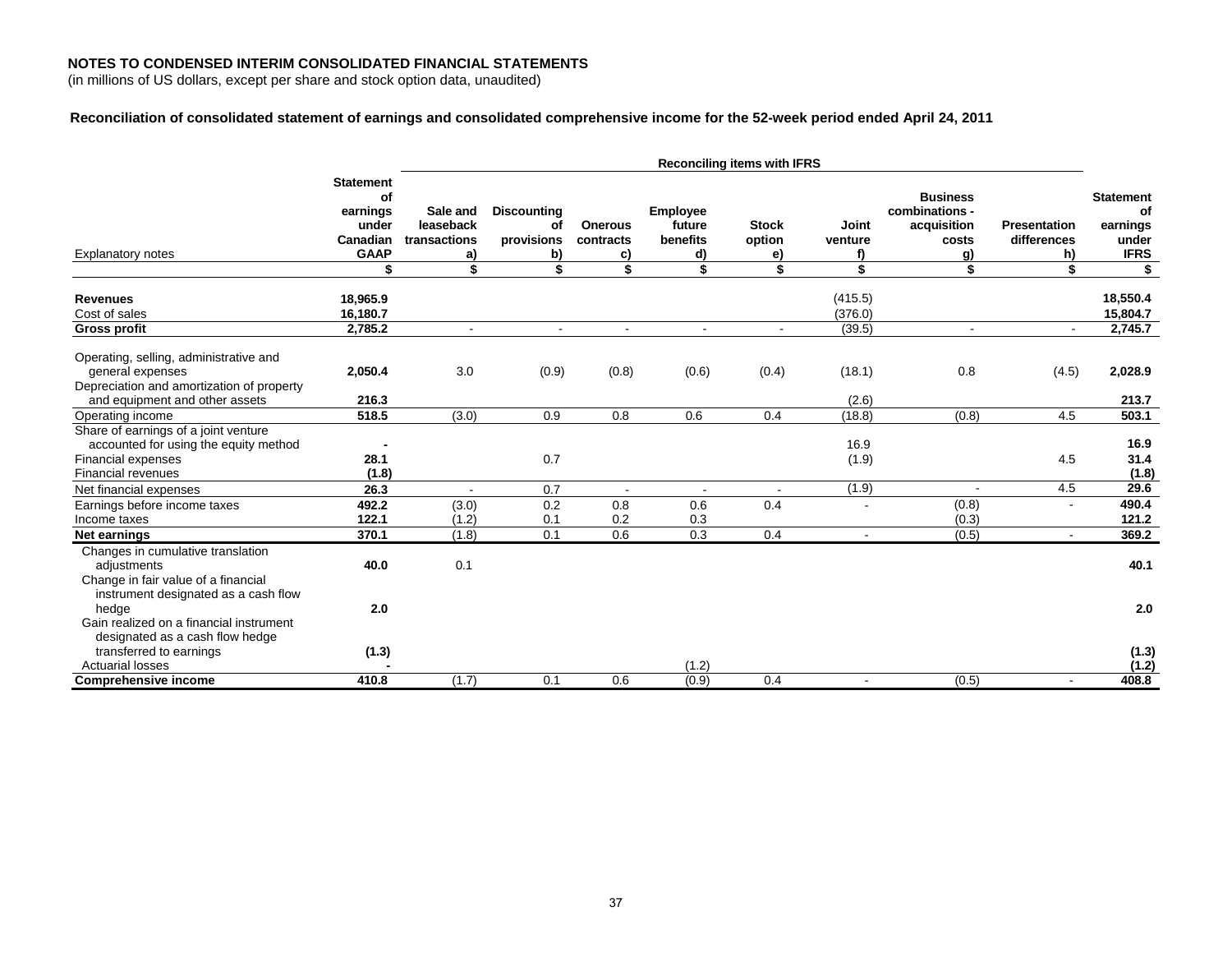**NOTES TO CONDENSED INTERIM CONSOLIDATED FINANCIAL STATEMENTS**
(in millions of US dollars, except per share and stock option data, unaudited)

**Reconciliation of consolidated statement of earnings and consolidated comprehensive income for the 52-week period ended April 24, 2011**

| | | Reconciling items with IFRS | | | | | | | | |
|---|---|---|---|---|---|---|---|---|---|---|
| Explanatory notes | **Statement of earnings under Canadian GAAP** | **Sale and leaseback transactions a)** | **Discounting of provisions b)** | **Onerous contracts c)** | **Employee future benefits d)** | **Stock option e)** | **Joint venture f)** | **Business combinations - acquisition costs g)** | **Presentation differences h)** | **Statement of earnings under IFRS** |
| | **$** | **$** | **$** | **$** | **$** | **$** | **$** | **$** | **$** | **$** |
| **Revenues** | **18,965.9** | | | | | | (415.5) | | | **18,550.4** |
| Cost of sales | **16,180.7** | | | | | | (376.0) | | | **15,804.7** |
| **Gross profit** | **2,785.2** | - | - | - | - | - | (39.5) | - | - | **2,745.7** |
| Operating, selling, administrative and general expenses | **2,050.4** | 3.0 | (0.9) | (0.8) | (0.6) | (0.4) | (18.1) | 0.8 | (4.5) | **2,028.9** |
| Depreciation and amortization of property and equipment and other assets | **216.3** | | | | | | (2.6) | | | **213.7** |
| Operating income | **518.5** | (3.0) | 0.9 | 0.8 | 0.6 | 0.4 | (18.8) | (0.8) | 4.5 | **503.1** |
| Share of earnings of a joint venture accounted for using the equity method | **-** | | | | | | 16.9 | | | **16.9** |
| Financial expenses | **28.1** | | 0.7 | | | | (1.9) | | 4.5 | **31.4** |
| Financial revenues | **(1.8)** | | | | | | | | | **(1.8)** |
| Net financial expenses | **26.3** | - | 0.7 | - | - | - | (1.9) | - | 4.5 | **29.6** |
| Earnings before income taxes | **492.2** | (3.0) | 0.2 | 0.8 | 0.6 | 0.4 | - | (0.8) | - | **490.4** |
| Income taxes | **122.1** | (1.2) | 0.1 | 0.2 | 0.3 | | | (0.3) | | **121.2** |
| **Net earnings** | **370.1** | (1.8) | 0.1 | 0.6 | 0.3 | 0.4 | - | (0.5) | - | **369.2** |
| Changes in cumulative translation adjustments | **40.0** | 0.1 | | | | | | | | **40.1** |
| Change in fair value of a financial instrument designated as a cash flow hedge | **2.0** | | | | | | | | | **2.0** |
| Gain realized on a financial instrument designated as a cash flow hedge transferred to earnings | **(1.3)** | | | | | | | | | **(1.3)** |
| Actuarial losses | **-** | | | | (1.2) | | | | | **(1.2)** |
| **Comprehensive income** | **410.8** | (1.7) | 0.1 | 0.6 | (0.9) | 0.4 | - | (0.5) | - | **408.8** |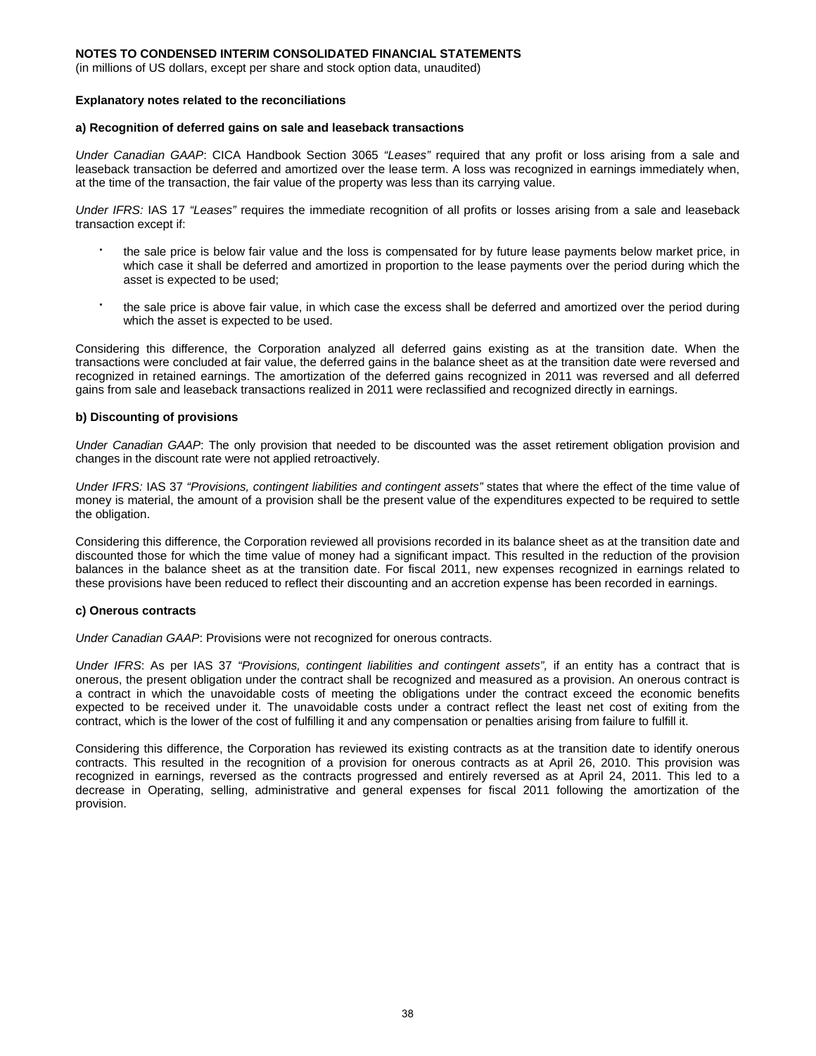**NOTES TO CONDENSED INTERIM CONSOLIDATED FINANCIAL STATEMENTS**
(in millions of US dollars, except per share and stock option data, unaudited)

**Explanatory notes related to the reconciliations**

**a) Recognition of deferred gains on sale and leaseback transactions**

*Under Canadian GAAP*: CICA Handbook Section 3065 *"Leases"* required that any profit or loss arising from a sale and leaseback transaction be deferred and amortized over the lease term. A loss was recognized in earnings immediately when, at the time of the transaction, the fair value of the property was less than its carrying value.

*Under IFRS:* IAS 17 *"Leases"* requires the immediate recognition of all profits or losses arising from a sale and leaseback transaction except if:

- the sale price is below fair value and the loss is compensated for by future lease payments below market price, in which case it shall be deferred and amortized in proportion to the lease payments over the period during which the asset is expected to be used;
- the sale price is above fair value, in which case the excess shall be deferred and amortized over the period during which the asset is expected to be used.

Considering this difference, the Corporation analyzed all deferred gains existing as at the transition date. When the transactions were concluded at fair value, the deferred gains in the balance sheet as at the transition date were reversed and recognized in retained earnings. The amortization of the deferred gains recognized in 2011 was reversed and all deferred gains from sale and leaseback transactions realized in 2011 were reclassified and recognized directly in earnings.

**b) Discounting of provisions**

*Under Canadian GAAP*: The only provision that needed to be discounted was the asset retirement obligation provision and changes in the discount rate were not applied retroactively.

*Under IFRS:* IAS 37 *"Provisions, contingent liabilities and contingent assets"* states that where the effect of the time value of money is material, the amount of a provision shall be the present value of the expenditures expected to be required to settle the obligation.

Considering this difference, the Corporation reviewed all provisions recorded in its balance sheet as at the transition date and discounted those for which the time value of money had a significant impact. This resulted in the reduction of the provision balances in the balance sheet as at the transition date. For fiscal 2011, new expenses recognized in earnings related to these provisions have been reduced to reflect their discounting and an accretion expense has been recorded in earnings.

**c) Onerous contracts**

*Under Canadian GAAP*: Provisions were not recognized for onerous contracts.

*Under IFRS*: As per IAS 37 *"Provisions, contingent liabilities and contingent assets",* if an entity has a contract that is onerous, the present obligation under the contract shall be recognized and measured as a provision. An onerous contract is a contract in which the unavoidable costs of meeting the obligations under the contract exceed the economic benefits expected to be received under it. The unavoidable costs under a contract reflect the least net cost of exiting from the contract, which is the lower of the cost of fulfilling it and any compensation or penalties arising from failure to fulfill it.

Considering this difference, the Corporation has reviewed its existing contracts as at the transition date to identify onerous contracts. This resulted in the recognition of a provision for onerous contracts as at April 26, 2010. This provision was recognized in earnings, reversed as the contracts progressed and entirely reversed as at April 24, 2011. This led to a decrease in Operating, selling, administrative and general expenses for fiscal 2011 following the amortization of the provision.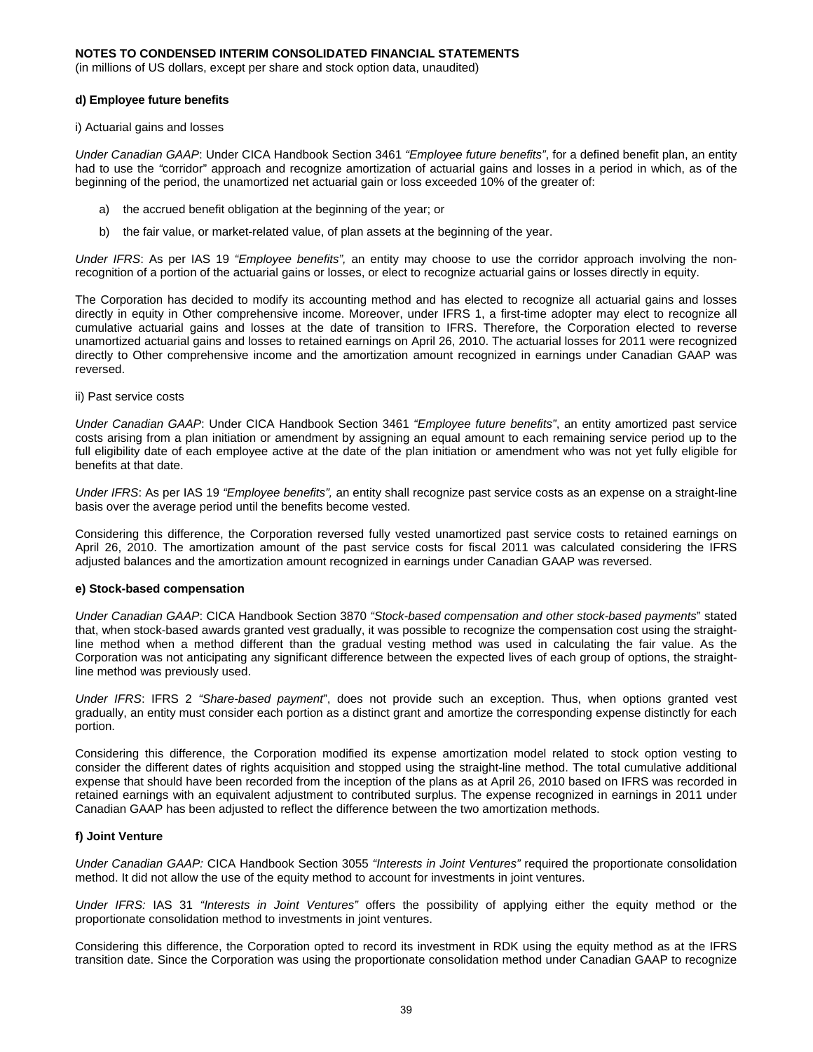**NOTES TO CONDENSED INTERIM CONSOLIDATED FINANCIAL STATEMENTS**
(in millions of US dollars, except per share and stock option data, unaudited)

**d) Employee future benefits**

i) Actuarial gains and losses

*Under Canadian GAAP*: Under CICA Handbook Section 3461 *"Employee future benefits"*, for a defined benefit plan, an entity had to use the *"*corridor" approach and recognize amortization of actuarial gains and losses in a period in which, as of the beginning of the period, the unamortized net actuarial gain or loss exceeded 10% of the greater of:

a) the accrued benefit obligation at the beginning of the year; or

b) the fair value, or market-related value, of plan assets at the beginning of the year.

*Under IFRS*: As per IAS 19 *"Employee benefits",* an entity may choose to use the corridor approach involving the non-recognition of a portion of the actuarial gains or losses, or elect to recognize actuarial gains or losses directly in equity.

The Corporation has decided to modify its accounting method and has elected to recognize all actuarial gains and losses directly in equity in Other comprehensive income. Moreover, under IFRS 1, a first-time adopter may elect to recognize all cumulative actuarial gains and losses at the date of transition to IFRS. Therefore, the Corporation elected to reverse unamortized actuarial gains and losses to retained earnings on April 26, 2010. The actuarial losses for 2011 were recognized directly to Other comprehensive income and the amortization amount recognized in earnings under Canadian GAAP was reversed.

ii) Past service costs

*Under Canadian GAAP*: Under CICA Handbook Section 3461 *"Employee future benefits"*, an entity amortized past service costs arising from a plan initiation or amendment by assigning an equal amount to each remaining service period up to the full eligibility date of each employee active at the date of the plan initiation or amendment who was not yet fully eligible for benefits at that date.

*Under IFRS*: As per IAS 19 *"Employee benefits",* an entity shall recognize past service costs as an expense on a straight-line basis over the average period until the benefits become vested.

Considering this difference, the Corporation reversed fully vested unamortized past service costs to retained earnings on April 26, 2010. The amortization amount of the past service costs for fiscal 2011 was calculated considering the IFRS adjusted balances and the amortization amount recognized in earnings under Canadian GAAP was reversed.

**e) Stock-based compensation**

*Under Canadian GAAP*: CICA Handbook Section 3870 *"Stock-based compensation and other stock-based payments*" stated that, when stock-based awards granted vest gradually, it was possible to recognize the compensation cost using the straight-line method when a method different than the gradual vesting method was used in calculating the fair value. As the Corporation was not anticipating any significant difference between the expected lives of each group of options, the straight-line method was previously used.

*Under IFRS*: IFRS 2 *"Share-based payment*", does not provide such an exception. Thus, when options granted vest gradually, an entity must consider each portion as a distinct grant and amortize the corresponding expense distinctly for each portion.

Considering this difference, the Corporation modified its expense amortization model related to stock option vesting to consider the different dates of rights acquisition and stopped using the straight-line method. The total cumulative additional expense that should have been recorded from the inception of the plans as at April 26, 2010 based on IFRS was recorded in retained earnings with an equivalent adjustment to contributed surplus. The expense recognized in earnings in 2011 under Canadian GAAP has been adjusted to reflect the difference between the two amortization methods.

**f) Joint Venture**

*Under Canadian GAAP:* CICA Handbook Section 3055 *"Interests in Joint Ventures"* required the proportionate consolidation method. It did not allow the use of the equity method to account for investments in joint ventures.

*Under IFRS:* IAS 31 *"Interests in Joint Ventures"* offers the possibility of applying either the equity method or the proportionate consolidation method to investments in joint ventures.

Considering this difference, the Corporation opted to record its investment in RDK using the equity method as at the IFRS transition date. Since the Corporation was using the proportionate consolidation method under Canadian GAAP to recognize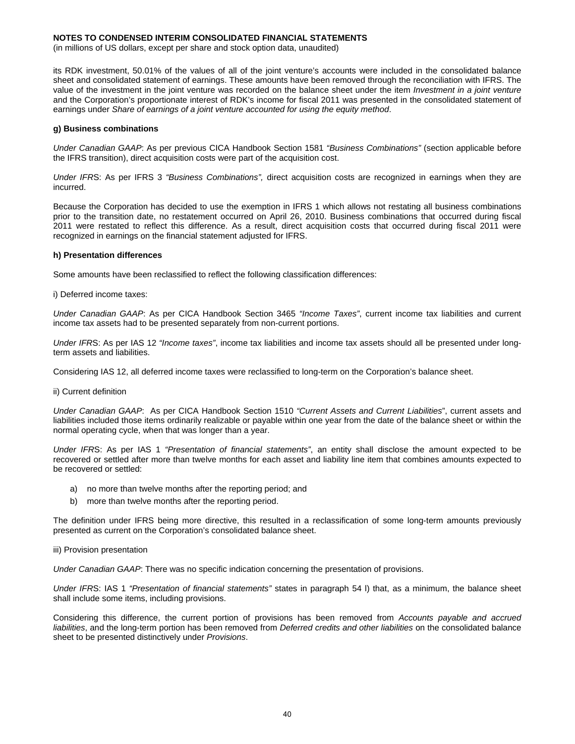its RDK investment, 50.01% of the values of all of the joint venture's accounts were included in the consolidated balance sheet and consolidated statement of earnings. These amounts have been removed through the reconciliation with IFRS. The value of the investment in the joint venture was recorded on the balance sheet under the item *Investment in a joint venture* and the Corporation's proportionate interest of RDK's income for fiscal 2011 was presented in the consolidated statement of earnings under *Share of earnings of a joint venture accounted for using the equity method*.

**g) Business combinations**

*Under Canadian GAAP*: As per previous CICA Handbook Section 1581 *"Business Combinations"* (section applicable before the IFRS transition), direct acquisition costs were part of the acquisition cost.

*Under IFRS*: As per IFRS 3 *"Business Combinations",* direct acquisition costs are recognized in earnings when they are incurred.

Because the Corporation has decided to use the exemption in IFRS 1 which allows not restating all business combinations prior to the transition date, no restatement occurred on April 26, 2010. Business combinations that occurred during fiscal 2011 were restated to reflect this difference. As a result, direct acquisition costs that occurred during fiscal 2011 were recognized in earnings on the financial statement adjusted for IFRS.

**h) Presentation differences**

Some amounts have been reclassified to reflect the following classification differences:

i) Deferred income taxes:

*Under Canadian GAAP*: As per CICA Handbook Section 3465 *"Income Taxes"*, current income tax liabilities and current income tax assets had to be presented separately from non-current portions.

*Under IFRS*: As per IAS 12 *"Income taxes"*, income tax liabilities and income tax assets should all be presented under long-term assets and liabilities.

Considering IAS 12, all deferred income taxes were reclassified to long-term on the Corporation's balance sheet.

ii) Current definition

*Under Canadian GAAP*: As per CICA Handbook Section 1510 *"Current Assets and Current Liabilities*", current assets and liabilities included those items ordinarily realizable or payable within one year from the date of the balance sheet or within the normal operating cycle, when that was longer than a year.

*Under IFRS*: As per IAS 1 *"Presentation of financial statements"*, an entity shall disclose the amount expected to be recovered or settled after more than twelve months for each asset and liability line item that combines amounts expected to be recovered or settled:

a) no more than twelve months after the reporting period; and
b) more than twelve months after the reporting period.

The definition under IFRS being more directive, this resulted in a reclassification of some long-term amounts previously presented as current on the Corporation's consolidated balance sheet.

iii) Provision presentation

*Under Canadian GAAP*: There was no specific indication concerning the presentation of provisions.

*Under IFRS*: IAS 1 *"Presentation of financial statements"* states in paragraph 54 l) that, as a minimum, the balance sheet shall include some items, including provisions.

Considering this difference, the current portion of provisions has been removed from *Accounts payable and accrued liabilities*, and the long-term portion has been removed from *Deferred credits and other liabilities* on the consolidated balance sheet to be presented distinctively under *Provisions*.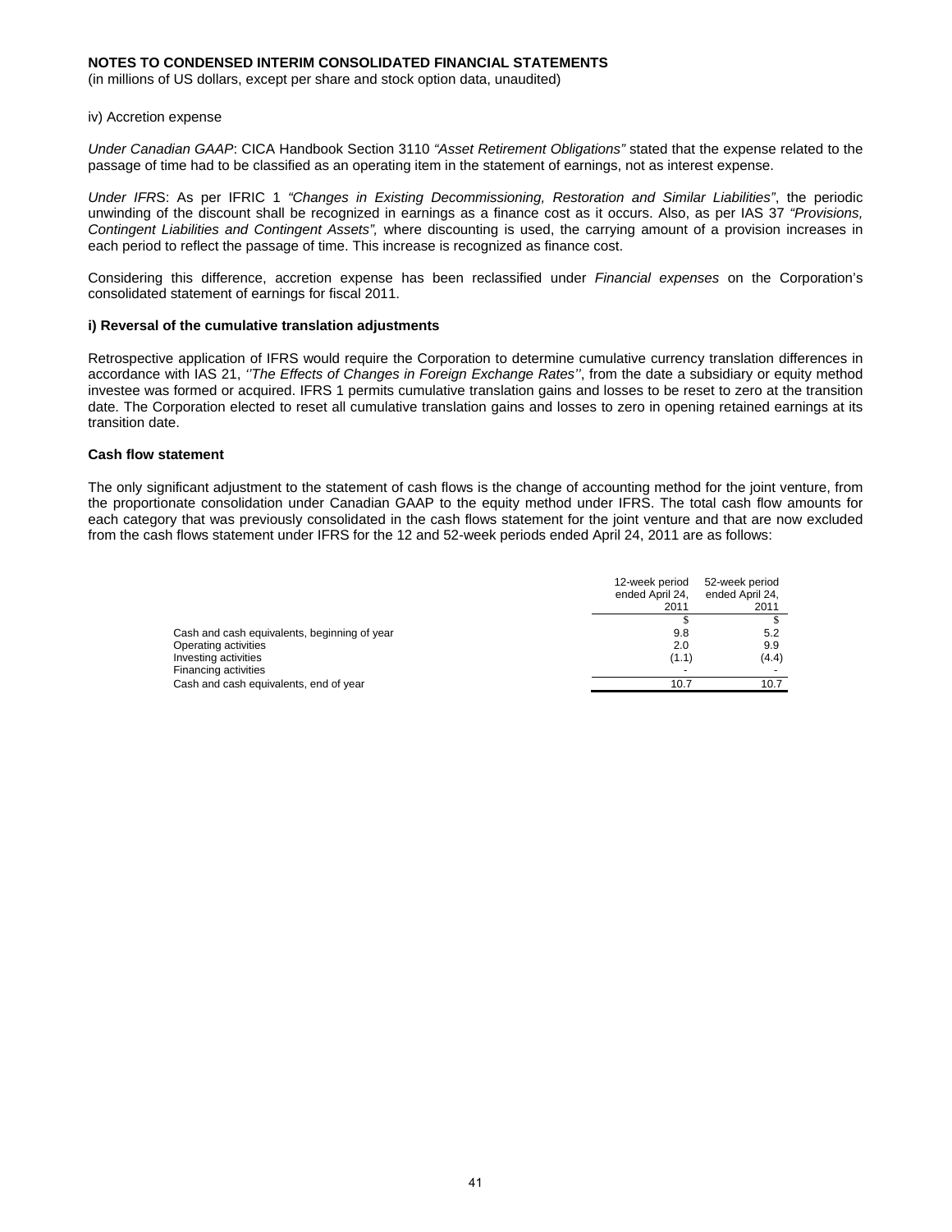**NOTES TO CONDENSED INTERIM CONSOLIDATED FINANCIAL STATEMENTS**
(in millions of US dollars, except per share and stock option data, unaudited)

iv) Accretion expense

*Under Canadian GAAP*: CICA Handbook Section 3110 *"Asset Retirement Obligations"* stated that the expense related to the passage of time had to be classified as an operating item in the statement of earnings, not as interest expense.

*Under IFRS*: As per IFRIC 1 *"Changes in Existing Decommissioning, Restoration and Similar Liabilities"*, the periodic unwinding of the discount shall be recognized in earnings as a finance cost as it occurs. Also, as per IAS 37 *"Provisions, Contingent Liabilities and Contingent Assets",* where discounting is used, the carrying amount of a provision increases in each period to reflect the passage of time. This increase is recognized as finance cost.

Considering this difference, accretion expense has been reclassified under *Financial expenses* on the Corporation's consolidated statement of earnings for fiscal 2011.

**i) Reversal of the cumulative translation adjustments**

Retrospective application of IFRS would require the Corporation to determine cumulative currency translation differences in accordance with IAS 21, *''The Effects of Changes in Foreign Exchange Rates''*, from the date a subsidiary or equity method investee was formed or acquired. IFRS 1 permits cumulative translation gains and losses to be reset to zero at the transition date. The Corporation elected to reset all cumulative translation gains and losses to zero in opening retained earnings at its transition date.

**Cash flow statement**

The only significant adjustment to the statement of cash flows is the change of accounting method for the joint venture, from the proportionate consolidation under Canadian GAAP to the equity method under IFRS. The total cash flow amounts for each category that was previously consolidated in the cash flows statement for the joint venture and that are now excluded from the cash flows statement under IFRS for the 12 and 52-week periods ended April 24, 2011 are as follows:

| | 12-week period ended April 24, 2011 | 52-week period ended April 24, 2011 |
|---|---|---|
| | $ | $ |
| Cash and cash equivalents, beginning of year | 9.8 | 5.2 |
| Operating activities | 2.0 | 9.9 |
| Investing activities | (1.1) | (4.4) |
| Financing activities | - | - |
| Cash and cash equivalents, end of year | 10.7 | 10.7 |